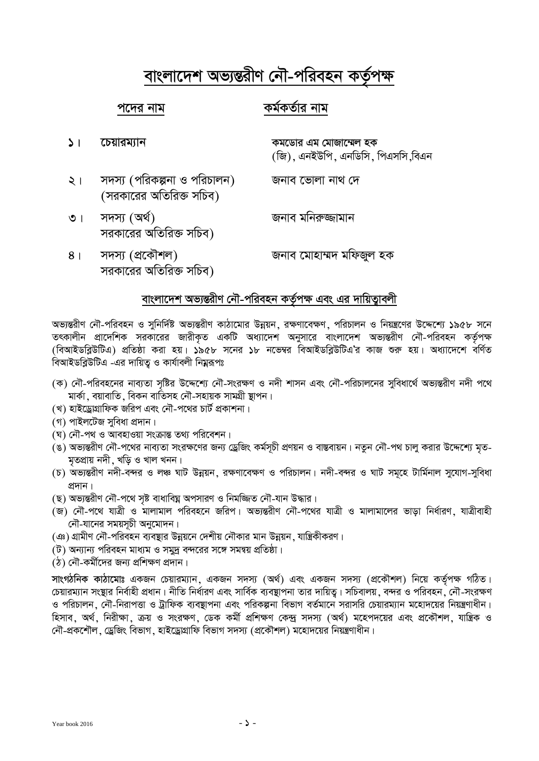# বাংলাদেশ অভ্যন্তরীণ নৌ-পরিবহন কর্তৃপক্ষ

| পদের নাম | কর্মকর্তার নাম |
|---|---|
| ১। চেয়ারম্যান | কমডোর এম মোজাম্মেল হক (জি), এনইউপি, এনডিসি, পিএসসি,বিএন |
| ২। সদস্য (পরিকল্পনা ও পরিচালন) (সরকারের অতিরিক্ত সচিব) | জনাব ভোলা নাথ দে |
| ৩। সদস্য (অর্থ) সরকারের অতিরিক্ত সচিব) | জনাব মনিরুজ্জামান |
| ৪। সদস্য (প্রকৌশল) সরকারের অতিরিক্ত সচিব) | জনাব মোহাম্মদ মফিজুল হক |

## বাংলাদেশ অভ্যন্তরীণ নৌ-পরিবহন কর্তৃপক্ষ এবং এর দায়িত্বাবলী

অভ্যন্তরীণ নৌ-পরিবহন ও সুনির্দিষ্ট অভ্যন্তরীণ কাঠামোর উন্নয়ন, রক্ষণাবেক্ষণ, পরিচালন ও নিয়ন্ত্রণের উদ্দেশ্যে ১৯৫৮ সনে তৎকালীন প্রাদেশিক সরকারের জারীকৃত একটি অধ্যাদেশ অনুসারে বাংলাদেশ অভ্যন্তরীণ নৌ-পরিবহন কর্তৃপক্ষ (বিআইডব্লিউটিএ) প্রতিষ্ঠা করা হয়। ১৯৫৮ সনের ১৮ নভেম্বর বিআইডব্লিউটিএ'র কাজ শুরু হয়। অধ্যাদেশে বর্ণিত বিআইডব্লিউটিএ -এর দায়িত্ব ও কার্যাবলী নিম্নরূপঃ

(ক) নৌ-পরিবহনের নাব্যতা সৃষ্টির উদ্দেশ্যে নৌ-সংরক্ষণ ও নদী শাসন এবং নৌ-পরিচালনের সুবিধার্থে অভ্যন্তরীণ নদী পথে মার্কা, বয়াবাতি, বিকন বাতিসহ নৌ-সহায়ক সামগ্রী স্থাপন।
(খ) হাইড্রোগ্রাফিক জরিপ এবং নৌ-পথের চার্ট প্রকাশনা।
(গ) পাইলটেজ সুবিধা প্রদান।
(ঘ) নৌ-পথ ও আবহাওয়া সংক্রান্ত তথ্য পরিবেশন।
(ঙ) অভ্যন্তরীণ নৌ-পথের নাব্যতা সংরক্ষণের জন্য ড্রেজিং কর্মসূচী প্রণয়ন ও বাস্তবায়ন। নতুন নৌ-পথ চালু করার উদ্দেশ্যে মৃত-মৃতপ্রায় নদী, খড়ি ও খাল খনন।
(চ) অভ্যন্তরীণ নদী-বন্দর ও লঞ্চ ঘাট উন্নয়ন, রক্ষণাবেক্ষণ ও পরিচালন। নদী-বন্দর ও ঘাট সমূহে টার্মিনাল সুযোগ-সুবিধা প্রদান।
(ছ) অভ্যন্তরীণ নৌ-পথে সৃষ্ট বাধাবিঘ্ন অপসারণ ও নিমজ্জিত নৌ-যান উদ্ধার।
(জ) নৌ-পথে যাত্রী ও মালামাল পরিবহনে জরিপ। অভ্যন্তরীণ নৌ-পথের যাত্রী ও মালামালের ভাড়া নির্ধারণ, যাত্রীবাহী নৌ-যানের সময়সূচী অনুমোদন।
(ঞ) গ্রামীণ নৌ-পরিবহন ব্যবস্থার উন্নয়নে দেশীয় নৌকার মান উন্নয়ন, যান্ত্রিকীকরণ।
(ট) অন্যান্য পরিবহন মাধ্যম ও সমুদ্র বন্দরের সঙ্গে সমন্বয় প্রতিষ্ঠা।
(ঠ) নৌ-কর্মীদের জন্য প্রশিক্ষণ প্রদান।

**সাংগঠনিক কাঠামোঃ** একজন চেয়ারম্যান, একজন সদস্য (অর্থ) এবং একজন সদস্য (প্রকৌশল) নিয়ে কর্তৃপক্ষ গঠিত। চেয়ারম্যান সংস্থার নির্বাহী প্রধান। নীতি নির্ধারণ এবং সার্বিক ব্যবস্থাপনা তার দায়িত্ব। সচিবালয়, বন্দর ও পরিবহন, নৌ-সংরক্ষণ ও পরিচালন, নৌ-নিরাপত্তা ও ট্রাফিক ব্যবস্থাপনা এবং পরিকল্পনা বিভাগ বর্তমানে সরাসরি চেয়ারম্যান মহোদয়ের নিয়ন্ত্রণাধীন। হিসাব, অর্থ, নিরীক্ষা, ক্রয় ও সংরক্ষণ, ডেক কর্মী প্রশিক্ষণ কেন্দ্র সদস্য (অর্থ) মহেপদয়ের এবং প্রকৌশল, যান্ত্রিক ও নৌ-প্রকশৌল, ড্রেজিং বিভাগ, হাইড্রোগ্রাফি বিভাগ সদস্য (প্রকৌশল) মহোদয়ের নিয়ন্ত্রণাধীন।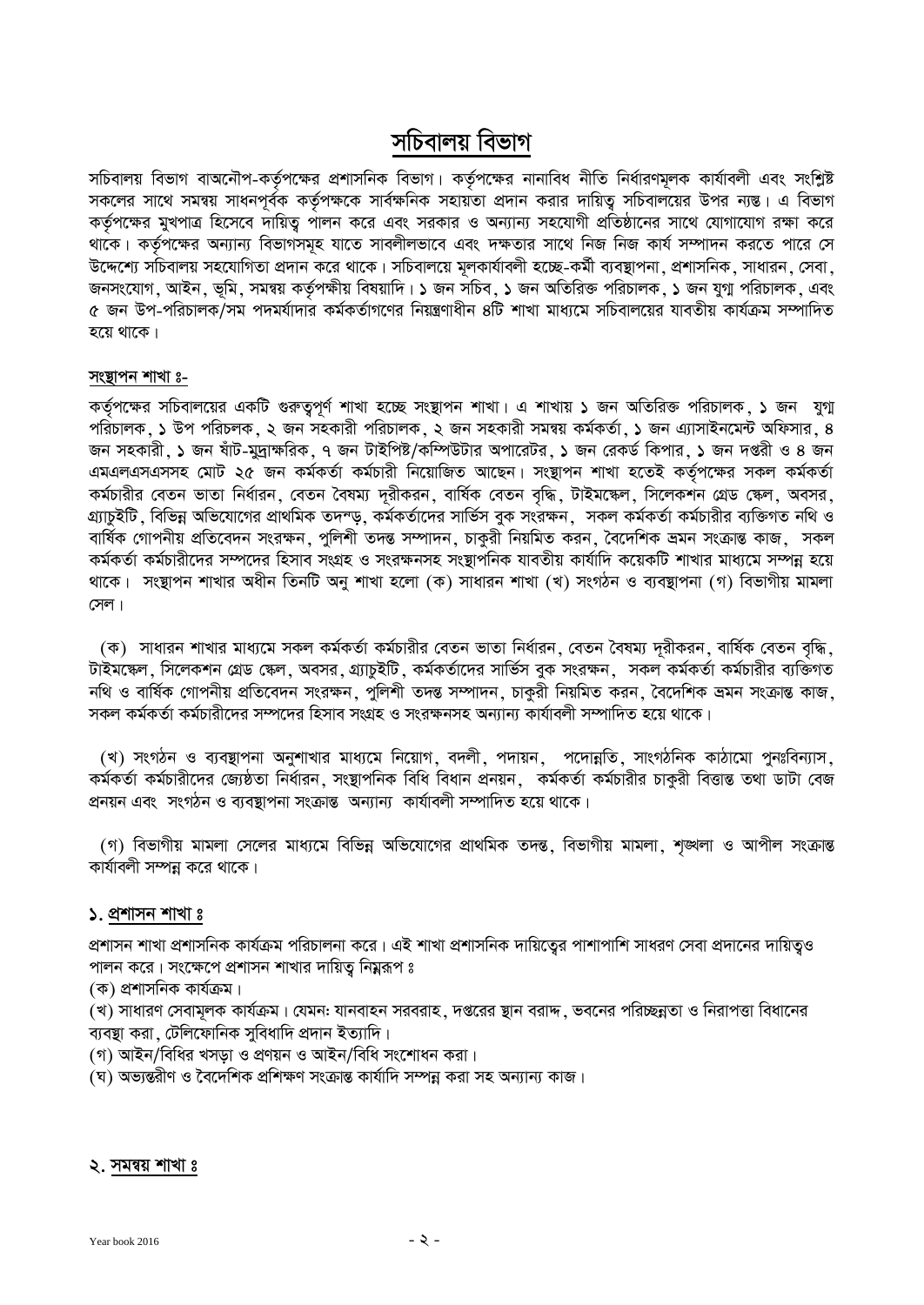# সচিবালয় বিভাগ

সচিবালয় বিভাগ বাঅনৌপ-কর্তৃপক্ষের প্রশাসনিক বিভাগ। কর্তৃপক্ষের নানাবিধ নীতি নির্ধারণমূলক কার্যাবলী এবং সংশ্লিষ্ট সকলের সাথে সমন্বয় সাধনপূর্বক কর্তৃপক্ষকে সার্বক্ষনিক সহায়তা প্রদান করার দায়িত্ব সচিবালয়ের উপর ন্যস্ত। এ বিভাগ কর্তৃপক্ষের মুখপাত্র হিসেবে দায়িত্ব পালন করে এবং সরকার ও অন্যান্য সহযোগী প্রতিষ্ঠানের সাথে যোগাযোগ রক্ষা করে থাকে। কর্তৃপক্ষের অন্যান্য বিভাগসমূহ যাতে সাবলীলভাবে এবং দক্ষতার সাথে নিজ নিজ কার্য সম্পাদন করতে পারে সে উদ্দেশ্যে সচিবালয় সহযোগিতা প্রদান করে থাকে। সচিবালয়ে মূলকার্যাবলী হচ্ছে-কর্মী ব্যবস্থাপনা, প্রশাসনিক, সাধারন, সেবা, জনসংযোগ, আইন, ভূমি, সমন্বয় কর্তৃপক্ষীয় বিষয়াদি। ১ জন সচিব, ১ জন অতিরিক্ত পরিচালক, ১ জন যুগ্ম পরিচালক, এবং ৫ জন উপ-পরিচালক/সম পদমর্যাদার কর্মকর্তাগণের নিয়ন্ত্রণাধীন ৪টি শাখা মাধ্যমে সচিবালয়ের যাবতীয় কার্যক্রম সম্পাদিত হয়ে থাকে।

## সংস্থাপন শাখা ঃ-

কর্তৃপক্ষের সচিবালয়ের একটি গুরুত্বপূর্ণ শাখা হচ্ছে সংস্থাপন শাখা। এ শাখায় ১ জন অতিরিক্ত পরিচালক, ১ জন যুগ্ম পরিচালক, ১ উপ পরিচলক, ২ জন সহকারী পরিচালক, ২ জন সহকারী সমন্বয় কর্মকর্তা, ১ জন এ্যাসাইনমেন্ট অফিসার, ৪ জন সহকারী, ১ জন ষাঁট-মুদ্রাক্ষরিক, ৭ জন টাইপিষ্ট/কম্পিউটার অপারেটর, ১ জন রেকর্ড কিপার, ১ জন দপ্তরী ও ৪ জন এমএলএসএসসহ মোট ২৫ জন কর্মকর্তা কর্মচারী নিয়োজিত আছেন। সংস্থাপন শাখা হতেই কর্তৃপক্ষের সকল কর্মকর্তা কর্মচারীর বেতন ভাতা নির্ধারন, বেতন বৈষম্য দূরীকরন, বার্ষিক বেতন বৃদ্ধি, টাইমস্কেল, সিলেকশন গ্রেড স্কেল, অবসর, গ্র্যাচুইটি, বিভিন্ন অভিযোগের প্রাথমিক তদন্ড, কর্মকর্তাদের সার্ভিস বুক সংরক্ষন, সকল কর্মকর্তা কর্মচারীর ব্যক্তিগত নথি ও বার্ষিক গোপনীয় প্রতিবেদন সংরক্ষন, পুলিশী তদন্ত সম্পাদন, চাকুরী নিয়মিত করন, বৈদেশিক ভ্রমন সংক্রান্ত কাজ, সকল কর্মকর্তা কর্মচারীদের সম্পদের হিসাব সংগ্রহ ও সংরক্ষনসহ সংস্থাপনিক যাবতীয় কার্যাদি কয়েকটি শাখার মাধ্যমে সম্পন্ন হয়ে থাকে। সংস্থাপন শাখার অধীন তিনটি অনু শাখা হলো (ক) সাধারন শাখা (খ) সংগঠন ও ব্যবস্থাপনা (গ) বিভাগীয় মামলা সেল।

(ক) সাধারন শাখার মাধ্যমে সকল কর্মকর্তা কর্মচারীর বেতন ভাতা নির্ধারন, বেতন বৈষম্য দূরীকরন, বার্ষিক বেতন বৃদ্ধি, টাইমস্কেল, সিলেকশন গ্রেড স্কেল, অবসর, গ্র্যাচুইটি, কর্মকর্তাদের সার্ভিস বুক সংরক্ষন, সকল কর্মকর্তা কর্মচারীর ব্যক্তিগত নথি ও বার্ষিক গোপনীয় প্রতিবেদন সংরক্ষন, পুলিশী তদন্ত সম্পাদন, চাকুরী নিয়মিত করন, বৈদেশিক ভ্রমন সংক্রান্ত কাজ, সকল কর্মকর্তা কর্মচারীদের সম্পদের হিসাব সংগ্রহ ও সংরক্ষনসহ অন্যান্য কার্যাবলী সম্পাদিত হয়ে থাকে।

(খ) সংগঠন ও ব্যবস্থাপনা অনুশাখার মাধ্যমে নিয়োগ, বদলী, পদায়ন, পদোন্নতি, সাংগঠনিক কাঠামো পুনঃবিন্যাস, কর্মকর্তা কর্মচারীদের জ্যেষ্ঠতা নির্ধারন, সংস্থাপনিক বিধি বিধান প্রনয়ন, কর্মকর্তা কর্মচারীর চাকুরী বিত্তান্ত তথা ডাটা বেজ প্রনয়ন এবং সংগঠন ও ব্যবস্থাপনা সংক্রান্ত অন্যান্য কার্যাবলী সম্পাদিত হয়ে থাকে।

(গ) বিভাগীয় মামলা সেলের মাধ্যমে বিভিন্ন অভিযোগের প্রাথমিক তদন্ত, বিভাগীয় মামলা, শৃঙ্খলা ও আপীল সংক্রান্ত কার্যাবলী সম্পন্ন করে থাকে।

## ১. প্রশাসন শাখা ঃ

প্রশাসন শাখা প্রশাসনিক কার্যক্রম পরিচালনা করে। এই শাখা প্রশাসনিক দায়িত্বের পাশাপাশি সাধরণ সেবা প্রদানের দায়িত্বও পালন করে। সংক্ষেপে প্রশাসন শাখার দায়িত্ব নিম্নরূপ ঃ

(ক) প্রশাসনিক কার্যক্রম।

(খ) সাধারণ সেবামূলক কার্যক্রম। যেমন: যানবাহন সরবরাহ, দপ্তরের স্থান বরাদ্দ, ভবনের পরিচ্ছন্নতা ও নিরাপত্তা বিধানের ব্যবস্থা করা, টেলিফোনিক সুবিধাদি প্রদান ইত্যাদি।

(গ) আইন/বিধির খসড়া ও প্রণয়ন ও আইন/বিধি সংশোধন করা।

(ঘ) অভ্যন্তরীণ ও বৈদেশিক প্রশিক্ষণ সংক্রান্ত কার্যাদি সম্পন্ন করা সহ অন্যান্য কাজ।

## ২. সমন্বয় শাখা ঃ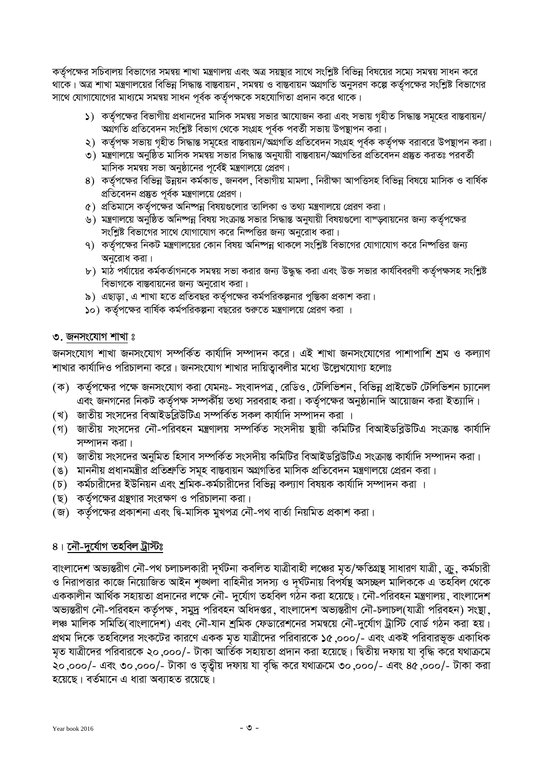কর্তৃপক্ষের সচিবালয় বিভাগের সমন্বয় শাখা মন্ত্রণালয় এবং অত্র সয়স্থার সাথে সংশ্লিষ্ট বিভিন্ন বিষয়ের সম্যে সমন্বয় সাধন করে থাকে। অত্র শাখা মন্ত্রণালয়ের বিভিন্ন সিদ্ধান্ত বাস্তবায়ন, সমন্বয় ও বাস্তবায়ন অগ্রগতি অনুসরণ কল্পে কর্তৃপক্ষের সংশ্লিষ্ট বিভাগের সাথে যোগাযোগের মাধ্যমে সমন্বয় সাধন পূর্বক কর্তৃপক্ষকে সহযোগিতা প্রদান করে থাকে।

১) কর্তৃপক্ষের বিভাগীয় প্রধানদের মাসিক সমন্বয় সভার আয়োজন করা এবং সভায় গৃহীত সিদ্ধান্ত সমূহের বাস্তবায়ন/অগ্রগতি প্রতিবেদন সংশ্লিষ্ট বিভাগ থেকে সংগ্রহ পূর্বক পবর্তী সভায় উপস্থাপন করা।
২) কর্তৃপক্ষ সভায় গৃহীত সিদ্ধান্ত সমূহের বাস্তবায়ন/অগ্রগতি প্রতিবেদন সংগ্রহ পূর্বক কর্তৃপক্ষ বরাবরে উপস্থাপন করা।
৩) মন্ত্রণালয়ে অনুষ্ঠিত মাসিক সমন্বয় সভার সিদ্ধান্ত অনুযায়ী বাস্তবায়ন/অগ্রগতির প্রতিবেদন প্রস্তুত করতঃ পরবর্তী মাসিক সমন্বয় সভা অনুষ্ঠানের পূর্বেই মন্ত্রণালয়ে প্রেরণ।
৪) কর্তৃপক্ষের বিভিন্ন উন্নয়ন কর্মকান্ড, জনবল, বিভাগীয় মামলা, নিরীক্ষা আপত্তিসহ বিভিন্ন বিষয়ে মাসিক ও বার্ষিক প্রতিবেদন প্রস্তুত পূর্বক মন্ত্রণালয়ে প্রেরণ।
৫) প্রতিমাসে কর্তৃপক্ষের অনিষ্পন্ন বিষয়গুলোর তালিকা ও তথ্য মন্ত্রণালয়ে প্রেরণ করা।
৬) মন্ত্রণালয়ে অনুষ্ঠিত অনিষ্পন্ন বিষয় সংক্রান্ত সভার সিদ্ধান্ত অনুযায়ী বিষয়গুলো বাস্ড়বায়নের জন্য কর্তৃপক্ষের সংশ্লিষ্ট বিভাগের সাথে যোগাযোগ করে নিষ্পত্তির জন্য অনুরোধ করা।
৭) কর্তৃপক্ষের নিকট মন্ত্রণালয়ের কোন বিষয় অনিষ্পন্ন থাকলে সংশ্লিষ্ট বিভাগের যোগাযোগ করে নিষ্পত্তির জন্য অনুরোধ করা।
৮) মাঠ পর্যায়ের কর্মকর্তাগনকে সমন্বয় সভা করার জন্য উদ্ধুদ্ধ করা এবং উক্ত সভার কার্যবিবরণী কর্তৃপক্ষসহ সংশ্লিষ্ট বিভাগকে বাস্তবায়নের জন্য অনুরোধ করা।
৯) এছাড়া, এ শাখা হতে প্রতিবছর কর্তৃপক্ষের কর্মপরিকল্পনার পুস্তিকা প্রকাশ করা।
১০) কর্তৃপক্ষের বার্ষিক কর্মপরিকল্পনা বছরের শুরুতে মন্ত্রণালয়ে প্রেরণ করা ।

### ৩. জনসংযোগ শাখা ঃ

জনসংযোগ শাখা জনসংযোগ সম্পর্কিত কার্যাদি সম্পাদন করে। এই শাখা জনসংযোগের পাশাপাশি শ্রম ও কল্যাণ শাখার কার্যাদিও পরিচালনা করে। জনসংযোগ শাখার দায়িত্বাবলীর মধ্যে উল্লেখযোগ্য হলোঃ

(ক) কর্তৃপক্ষের পক্ষে জনসংযোগ করা যেমনঃ- সংবাদপত্র, রেডিও, টেলিভিশন, বিভিন্ন প্রাইভেট টেলিভিশন চ্যানেল এবং জনগনের নিকট কর্তৃপক্ষ সম্পর্কীয় তথ্য সরবরাহ করা। কর্তৃপক্ষের অনুষ্ঠানাদি আয়োজন করা ইত্যাদি।
(খ) জাতীয় সংসদের বিআইডব্লিউটিএ সম্পর্কিত সকল কার্যাদি সম্পাদন করা ।
(গ) জাতীয় সংসদের নৌ-পরিবহন মন্ত্রণালয় সম্পর্কিত সংসদীয় স্থায়ী কমিটির বিআইডব্লিউটিএ সংক্রান্ত কার্যাদি সম্পাদন করা।
(ঘ) জাতীয় সংসদের অনুমিত হিসাব সম্পর্কিত সংসদীয় কমিটির বিআইডব্লিউটিএ সংক্রান্ত কার্যাদি সম্পাদন করা।
(ঙ) মাননীয় প্রধানমন্ত্রীর প্রতিশ্রুতি সমূহ বাস্তবায়ন অগ্রগতির মাসিক প্রতিবেদন মন্ত্রণালয়ে প্রেরন করা।
(চ) কর্মচারীদের ইউনিয়ন এবং শ্রমিক-কর্মচারীদের বিভিন্ন কল্যাণ বিষয়ক কার্যাদি সম্পাদন করা ।
(ছ) কর্তৃপক্ষের গ্রন্থাগার সংরক্ষণ ও পরিচালনা করা।
(জ) কর্তৃপক্ষের প্রকাশনা এবং দ্বি-মাসিক মুখপত্র নৌ-পথ বার্তা নিয়মিত প্রকাশ করা।

### ৪। নৌ-দুর্যোগ তহবিল ট্রাস্টঃ

বাংলাদেশ অভ্যন্তরীণ নৌ-পথ চলাচলকারী দূর্ঘটনা কবলিত যাত্রীবাহী লঞ্চের মৃত/ক্ষতিগ্রস্থ সাধারণ যাত্রী, ক্রু, কর্মচারী ও নিরাপত্তার কাজে নিয়োজিত আইন শৃঙ্খলা বাহিনীর সদস্য ও দূর্ঘটনায় বিপর্যস্থ অসচ্ছল মালিককে এ তহবিল থেকে এককালীন আর্থিক সহায়তা প্রদানের লক্ষে নৌ- দুর্যোগ তহবিল গঠন করা হয়েছে। নৌ-পরিবহন মন্ত্রণালয়, বাংলাদেশ অভ্যন্তরীণ নৌ-পরিবহন কর্তৃপক্ষ, সমুদ্র পরিবহন অধিদপ্তর, বাংলাদেশ অভ্যন্তরীণ নৌ-চলাচল(যাত্রী পরিবহন) সংস্থা, লঞ্চ মালিক সমিতি(বাংলাদেশ) এবং নৌ-যান শ্রমিক ফেডারেশনের সমন্বয়ে নৌ-দুর্যোগ ট্রাস্টি বোর্ড গঠন করা হয়। প্রথম দিকে তহবিলের সংকটের কারণে একক মৃত যাত্রীদের পরিবারকে ১৫,০০০/- এবং একই পরিবারভূক্ত একাধিক মৃত যাত্রীদের পরিবারকে ২০,০০০/- টাকা আর্তিক সহায়তা প্রদান করা হয়েছে। দ্বিতীয় দফায় যা বৃদ্ধি করে যথাক্রমে ২০,০০০/- এবং ৩০,০০০/- টাকা ও তৃত্বীয় দফায় যা বৃদ্ধি করে যথাক্রমে ৩০,০০০/- এবং ৪৫,০০০/- টাকা করা হয়েছে। বর্তমানে এ ধারা অব্যাহত রয়েছে।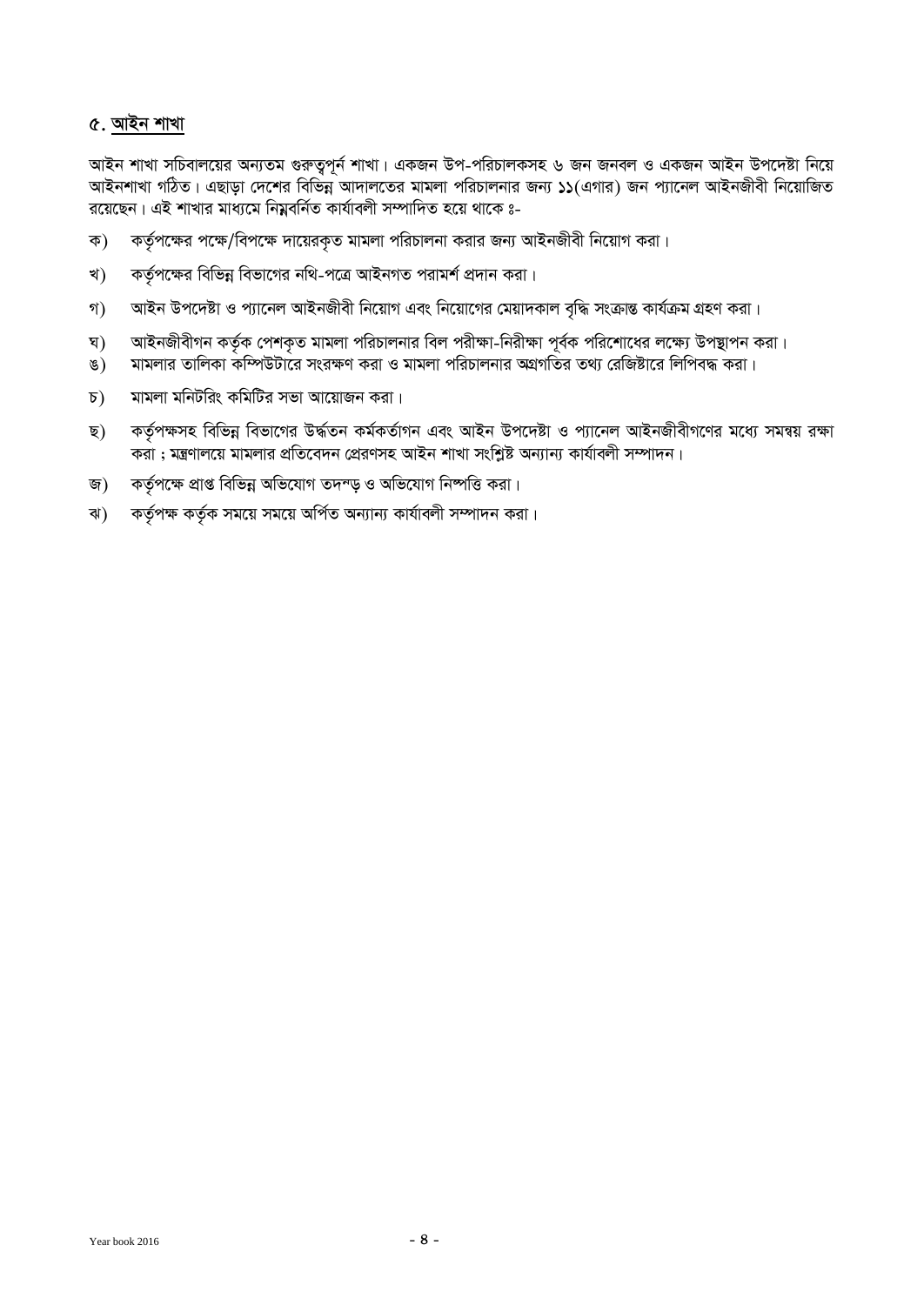## ৫. আইন শাখা

আইন শাখা সচিবালয়ের অন্যতম গুরুত্বপূর্ন শাখা। একজন উপ-পরিচালকসহ ৬ জন জনবল ও একজন আইন উপদেষ্টা নিয়ে আইনশাখা গঠিত। এছাড়া দেশের বিভিন্ন আদালতের মামলা পরিচালনার জন্য **১১**(এগার) জন প্যানেল আইনজীবী নিয়োজিত রয়েছেন। এই শাখার মাধ্যমে নিম্নবর্নিত কার্যাবলী সম্পাদিত হয়ে থাকে ঃ-

ক) কর্তৃপক্ষের পক্ষে/বিপক্ষে দায়েরকৃত মামলা পরিচালনা করার জন্য আইনজীবী নিয়োগ করা।

খ) কর্তৃপক্ষের বিভিন্ন বিভাগের নথি-পত্রে আইনগত পরামর্শ প্রদান করা।

গ) আইন উপদেষ্টা ও প্যানেল আইনজীবী নিয়োগ এবং নিয়োগের মেয়াদকাল বৃদ্ধি সংক্রান্ত কার্যক্রম গ্রহণ করা।

ঘ) আইনজীবীগন কর্তৃক পেশকৃত মামলা পরিচালনার বিল পরীক্ষা-নিরীক্ষা পূর্বক পরিশোধের লক্ষ্যে উপস্থাপন করা।

ঙ) মামলার তালিকা কম্পিউটারে সংরক্ষণ করা ও মামলা পরিচালনার অগ্রগতির তথ্য রেজিষ্টারে লিপিবদ্ধ করা।

চ) মামলা মনিটরিং কমিটির সভা আয়োজন করা।

ছ) কর্তৃপক্ষসহ বিভিন্ন বিভাগের উর্দ্ধতন কর্মকর্তাগন এবং আইন উপদেষ্টা ও প্যানেল আইনজীবীগণের মধ্যে সমন্বয় রক্ষা করা ; মন্ত্রণালয়ে মামলার প্রতিবেদন প্রেরণসহ আইন শাখা সংশ্লিষ্ট অন্যান্য কার্যাবলী সম্পাদন।

জ) কর্তৃপক্ষে প্রাপ্ত বিভিন্ন অভিযোগ তদন্ড় ও অভিযোগ নিষ্পত্তি করা।

ঝ) কর্তৃপক্ষ কর্তৃক সময়ে সময়ে অর্পিত অন্যান্য কার্যাবলী সম্পাদন করা।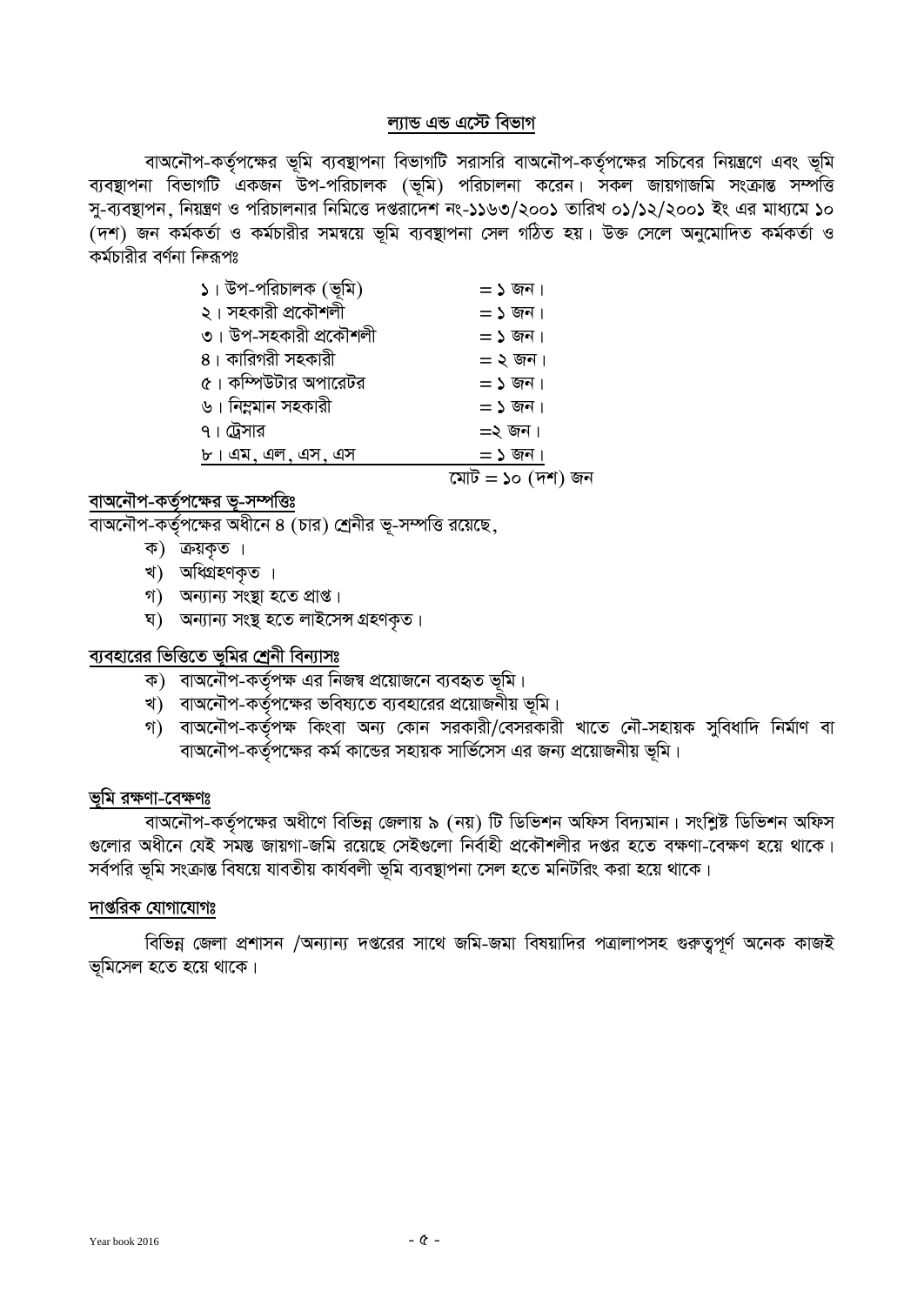## ল্যান্ড এন্ড এস্টেট বিভাগ

বাঅনৌপ-কর্তৃপক্ষের ভূমি ব্যবস্থাপনা বিভাগটি সরাসরি বাঅনৌপ-কর্তৃপক্ষের সচিবের নিয়ন্ত্রণে এবং ভূমি ব্যবস্থাপনা বিভাগটি একজন উপ-পরিচালক (ভূমি) পরিচালনা করেন। সকল জায়গাজমি সংক্রান্ত সম্পত্তি সু-ব্যবস্থাপন, নিয়ন্ত্রণ ও পরিচালনার নিমিত্তে দপ্তরাদেশ নং-১১৬৩/২০০১ তারিখ ০১/১২/২০০১ ইং এর মাধ্যমে ১০ (দশ) জন কর্মকর্তা ও কর্মচারীর সমন্বয়ে ভূমি ব্যবস্থাপনা সেল গঠিত হয়। উক্ত সেলে অনুমোদিত কর্মকর্তা ও কর্মচারীর বর্ণনা নিম্নরূপঃ

| | |
|---|---|
| ১। উপ-পরিচালক (ভূমি) | = ১ জন। |
| ২। সহকারী প্রকৌশলী | = ১ জন। |
| ৩। উপ-সহকারী প্রকৌশলী | = ১ জন। |
| ৪। কারিগরী সহকারী | = ২ জন। |
| ৫। কম্পিউটার অপারেটর | = ১ জন। |
| ৬। নিম্নমান সহকারী | = ১ জন। |
| ৭। ট্রেসার | =২ জন। |
| ৮। এম, এল, এস, এস | = ১ জন। |
| | মোট = ১০ (দশ) জন |

### বাঅনৌপ-কর্তৃপক্ষের ভূ-সম্পত্তিঃ

বাঅনৌপ-কর্তৃপক্ষের অধীনে ৪ (চার) শ্রেনীর ভূ-সম্পত্তি রয়েছে,

ক) ক্রয়কৃত ।
খ) অধিগ্রহণকৃত ।
গ) অন্যান্য সংস্থা হতে প্রাপ্ত।
ঘ) অন্যান্য সংস্থ হতে লাইসেন্স গ্রহণকৃত।

### ব্যবহারের ভিত্তিতে ভূমির শ্রেনী বিন্যাসঃ

ক) বাঅনৌপ-কর্তৃপক্ষ এর নিজস্ব প্রয়োজনে ব্যবহৃত ভূমি।
খ) বাঅনৌপ-কর্তৃপক্ষের ভবিষ্যতে ব্যবহারের প্রয়োজনীয় ভূমি।
গ) বাঅনৌপ-কর্তৃপক্ষ কিংবা অন্য কোন সরকারী/বেসরকারী খাতে নৌ-সহায়ক সুবিধাদি নির্মাণ বা বাঅনৌপ-কর্তৃপক্ষের কর্ম কান্ডের সহায়ক সার্ভিসেস এর জন্য প্রয়োজনীয় ভূমি।

### ভূমি রক্ষণা-বেক্ষণঃ

বাঅনৌপ-কর্তৃপক্ষের অধীণে বিভিন্ন জেলায় ৯ (নয়) টি ডিভিশন অফিস বিদ্যমান। সংশ্লিষ্ট ডিভিশন অফিস গুলোর অধীনে যেই সমস্ত জায়গা-জমি রয়েছে সেইগুলো নির্বাহী প্রকৌশলীর দপ্তর হতে বক্ষণা-বেক্ষণ হয়ে থাকে। সর্বপরি ভূমি সংক্রান্ত বিষয়ে যাবতীয় কার্যবলী ভূমি ব্যবস্থাপনা সেল হতে মনিটরিং করা হয়ে থাকে।

### দাপ্তরিক যোগাযোগঃ

বিভিন্ন জেলা প্রশাসন /অন্যান্য দপ্তরের সাথে জমি-জমা বিষয়াদির পত্রালাপসহ গুরুত্বপূর্ণ অনেক কাজই ভূমিসেল হতে হয়ে থাকে।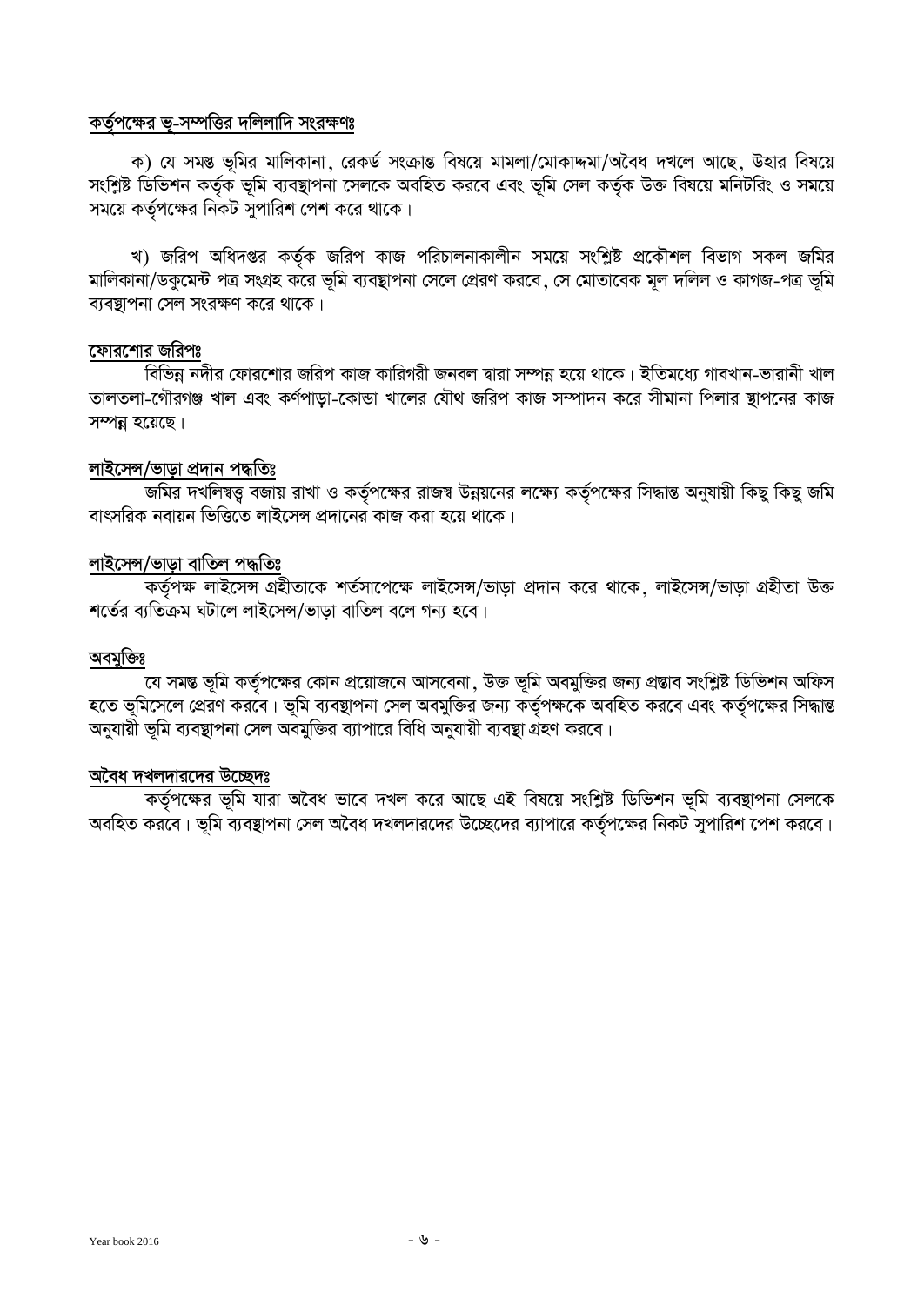## কর্তৃপক্ষের ভূ-সম্পত্তির দলিলাদি সংরক্ষণঃ

ক) যে সমস্ত ভূমির মালিকানা, রেকর্ড সংক্রান্ত বিষয়ে মামলা/মোকাদ্দমা/অবৈধ দখলে আছে, উহার বিষয়ে সংশ্লিষ্ট ডিভিশন কর্তৃক ভূমি ব্যবস্থাপনা সেলকে অবহিত করবে এবং ভূমি সেল কর্তৃক উক্ত বিষয়ে মনিটরিং ও সময়ে সময়ে কর্তৃপক্ষের নিকট সুপারিশ পেশ করে থাকে।

খ) জরিপ অধিদপ্তর কর্তৃক জরিপ কাজ পরিচালনাকালীন সময়ে সংশ্লিষ্ট প্রকৌশল বিভাগ সকল জমির মালিকানা/ডকুমেন্ট পত্র সংগ্রহ করে ভূমি ব্যবস্থাপনা সেলে প্রেরণ করবে, সে মোতাবেক মূল দলিল ও কাগজ-পত্র ভূমি ব্যবস্থাপনা সেল সংরক্ষণ করে থাকে।

## ফোরশোর জরিপঃ

বিভিন্ন নদীর ফোরশোর জরিপ কাজ কারিগরী জনবল দ্বারা সম্পন্ন হয়ে থাকে। ইতিমধ্যে গাবখান-ভারানী খাল তালতলা-গৌরগঞ্জ খাল এবং কর্ণপাড়া-কোন্ডা খালের যৌথ জরিপ কাজ সম্পাদন করে সীমানা পিলার স্থাপনের কাজ সম্পন্ন হয়েছে।

## লাইসেন্স/ভাড়া প্রদান পদ্ধতিঃ

জমির দখলিস্বত্ত্ব বজায় রাখা ও কর্তৃপক্ষের রাজস্ব উন্নয়নের লক্ষ্যে কর্তৃপক্ষের সিদ্ধান্ত অনুযায়ী কিছু কিছু জমি বাৎসরিক নবায়ন ভিত্তিতে লাইসেন্স প্রদানের কাজ করা হয়ে থাকে।

## লাইসেন্স/ভাড়া বাতিল পদ্ধতিঃ

কর্তৃপক্ষ লাইসেন্স গ্রহীতাকে শর্তসাপেক্ষে লাইসেন্স/ভাড়া প্রদান করে থাকে, লাইসেন্স/ভাড়া গ্রহীতা উক্ত শর্তের ব্যতিক্রম ঘটালে লাইসেন্স/ভাড়া বাতিল বলে গন্য হবে।

## অবমুক্তিঃ

যে সমস্ত ভূমি কর্তৃপক্ষের কোন প্রয়োজনে আসবেনা, উক্ত ভূমি অবমুক্তির জন্য প্রস্তাব সংশ্লিষ্ট ডিভিশন অফিস হতে ভূমিসেলে প্রেরণ করবে। ভূমি ব্যবস্থাপনা সেল অবমুক্তির জন্য কর্তৃপক্ষকে অবহিত করবে এবং কর্তৃপক্ষের সিদ্ধান্ত অনুযায়ী ভূমি ব্যবস্থাপনা সেল অবমুক্তির ব্যাপারে বিধি অনুযায়ী ব্যবস্থা গ্রহণ করবে।

## অবৈধ দখলদারদের উচ্ছেদঃ

কর্তৃপক্ষের ভূমি যারা অবৈধ ভাবে দখল করে আছে এই বিষয়ে সংশ্লিষ্ট ডিভিশন ভূমি ব্যবস্থাপনা সেলকে অবহিত করবে। ভূমি ব্যবস্থাপনা সেল অবৈধ দখলদারদের উচ্ছেদের ব্যাপারে কর্তৃপক্ষের নিকট সুপারিশ পেশ করবে।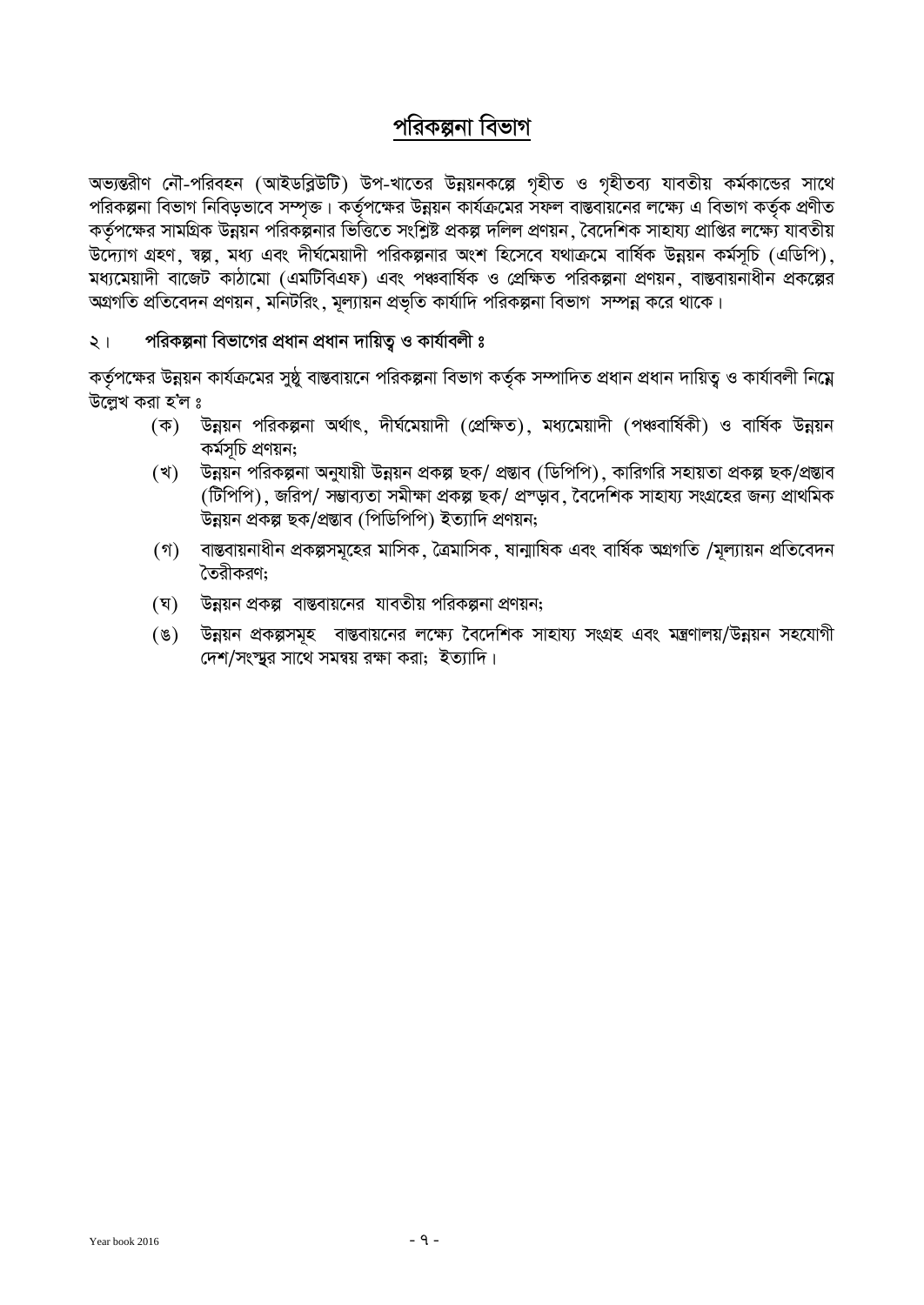# পরিকল্পনা বিভাগ

অভ্যন্তরীণ নৌ-পরিবহন (আইডব্লিউটি) উপ-খাতের উন্নয়নকল্পে গৃহীত ও গৃহীতব্য যাবতীয় কর্মকান্ডের সাথে পরিকল্পনা বিভাগ নিবিড়ভাবে সম্পৃক্ত। কর্তৃপক্ষের উন্নয়ন কার্যক্রমের সফল বাস্তবায়নের লক্ষ্যে এ বিভাগ কর্তৃক প্রণীত কর্তৃপক্ষের সামগ্রিক উন্নয়ন পরিকল্পনার ভিত্তিতে সংশ্লিষ্ট প্রকল্প দলিল প্রণয়ন, বৈদেশিক সাহায্য প্রাপ্তির লক্ষ্যে যাবতীয় উদ্যোগ গ্রহণ, স্বল্প, মধ্য এবং দীর্ঘমেয়াদী পরিকল্পনার অংশ হিসেবে যথাক্রমে বার্ষিক উন্নয়ন কর্মসূচি (এডিপি), মধ্যমেয়াদী বাজেট কাঠামো (এমটিবিএফ) এবং পঞ্চবার্ষিক ও প্রেক্ষিত পরিকল্পনা প্রণয়ন, বাস্তবায়নাধীন প্রকল্পের অগ্রগতি প্রতিবেদন প্রণয়ন, মনিটরিং, মূল্যায়ন প্রভৃতি কার্যাদি পরিকল্পনা বিভাগ সম্পন্ন করে থাকে।

## ২। পরিকল্পনা বিভাগের প্রধান প্রধান দায়িত্ব ও কার্যাবলী ঃ

কর্তৃপক্ষের উন্নয়ন কার্যক্রমের সুষ্ঠু বাস্তবায়নে পরিকল্পনা বিভাগ কর্তৃক সম্পাদিত প্রধান প্রধান দায়িত্ব ও কার্যাবলী নিম্নে উল্লেখ করা হ'ল ঃ

(ক) উন্নয়ন পরিকল্পনা অর্থাৎ, দীর্ঘমেয়াদী (প্রেক্ষিত), মধ্যমেয়াদী (পঞ্চবার্ষিকী) ও বার্ষিক উন্নয়ন কর্মসূচি প্রণয়ন;

(খ) উন্নয়ন পরিকল্পনা অনুযায়ী উন্নয়ন প্রকল্প ছক/ প্রস্তাব (ডিপিপি), কারিগরি সহায়তা প্রকল্প ছক/প্রস্তাব (টিপিপি), জরিপ/ সম্ভাব্যতা সমীক্ষা প্রকল্প ছক/ প্রস্তাব, বৈদেশিক সাহায্য সংগ্রহের জন্য প্রাথমিক উন্নয়ন প্রকল্প ছক/প্রস্তাব (পিডিপিপি) ইত্যাদি প্রণয়ন;

(গ) বাস্তবায়নাধীন প্রকল্পসমূহের মাসিক, ত্রৈমাসিক, ষান্মাষিক এবং বার্ষিক অগ্রগতি /মূল্যায়ন প্রতিবেদন তৈরীকরণ;

(ঘ) উন্নয়ন প্রকল্প বাস্তবায়নের যাবতীয় পরিকল্পনা প্রণয়ন;

(ঙ) উন্নয়ন প্রকল্পসমূহ বাস্তবায়নের লক্ষ্যে বৈদেশিক সাহায্য সংগ্রহ এবং মন্ত্রণালয়/উন্নয়ন সহযোগী দেশ/সংস্থার সাথে সমন্বয় রক্ষা করা; ইত্যাদি।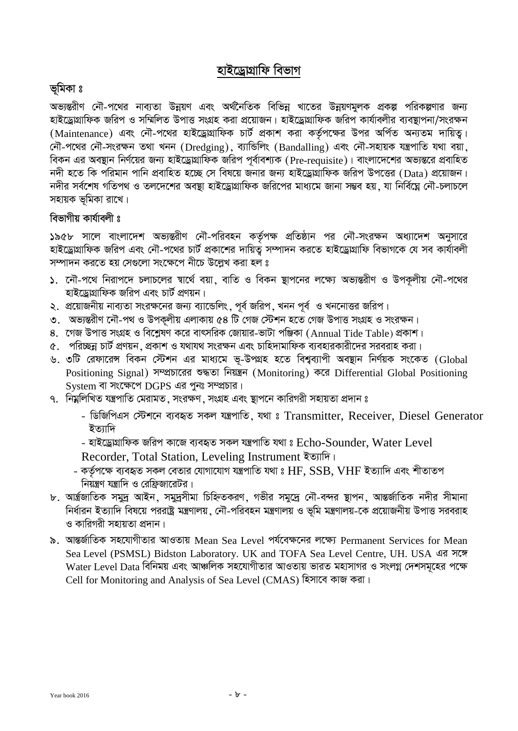# হাইড্রোগ্রাফি বিভাগ

## ভূমিকা ঃ

অভ্যন্তরীণ নৌ-পথের নাব্যতা উন্নয়ণ এবং অর্থনৈতিক বিভিন্ন খাতের উন্নয়ণমুলক প্রকল্প পরিকল্পণার জন্য হাইড্রোগ্রাফিক জরিপ ও সম্মিলিত উপাত্ত সংগ্রহ করা প্রয়োজন। হাইড্রোগ্রাফিক জরিপ কার্যাবলীর ব্যবস্থাপনা/সংরক্ষন (Maintenance) এবং নৌ-পথের হাইড্রোগ্রাফিক চার্ট প্রকাশ করা কর্তৃপক্ষের উপর অর্পিত অন্যতম দায়িত্ব। নৌ-পথের নৌ-সংরক্ষন তথা খনন (Dredging), ব্যান্ডিলিং (Bandalling) এবং নৌ-সহায়ক যন্ত্রপাতি যথা বয়া, বিকন এর অবস্থান নির্ণয়ের জন্য হাইড্রোগ্রাফিক জরিপ পূর্বাবশ্যক (Pre-requisite)। বাংলাদেশের অভ্যন্তরে প্রবাহিত নদী হতে কি পরিমান পানি প্রবাহিত হচ্ছে সে বিষয়ে জনার জন্য হাইড্রোগ্রাফিক জরিপ উপত্তের (Data) প্রয়োজন। নদীর সর্বশেষ গতিপথ ও তলদেশের অবস্থা হাইড্রোগ্রাফিক জরিপের মাধ্যমে জানা সম্ভব হয়, যা নির্বিঘ্নে নৌ-চলাচলে সহায়ক ভূমিকা রাখে।

## বিভাগীয় কার্যাবলী ঃ

১৯৫৮ সালে বাংলাদেশ অভ্যন্তরীণ নৌ-পরিবহন কর্তৃপক্ষ প্রতিষ্ঠান পর নৌ-সংরক্ষন অধ্যাদেশ অনুসারে হাইড্রোগ্রাফিক জরিপ এবং নৌ-পথের চার্ট প্রকাশের দায়িত্ব সম্পাদন করতে হাইড্রোগ্রাফি বিভাগকে যে সব কার্যাবলী সম্পাদন করতে হয় সেগুলো সংক্ষেপে নীচে উল্লেখ করা হল ঃ

১. নৌ-পথে নিরাপদে চলাচলের স্বার্থে বয়া, বাতি ও বিকন স্থাপনের লক্ষ্যে অভ্যন্তরীণ ও উপকূলীয় নৌ-পথের হাইড্রোগ্রাফিক জরিপ এবং চার্ট প্রণয়ন।

২. প্রয়োজনীয় নাব্যতা সংরক্ষনের জন্য ব্যান্ডেলিং, পূর্ব জরিপ, খনন পূর্ব ও খননোত্তর জরিপ।

৩. অভ্যন্তরীণ নৌ-পথ ও উপকূলীয় এলাকায় ৫৪ টি গেজ স্টেশন হতে গেজ উপাত্ত সংগ্রহ ও সংরক্ষন।

৪. গেজ উপাত্ত সংগ্রহ ও বিশ্লেষণ করে বাৎসরিক জোয়ার-ভাটা পঞ্জিকা (Annual Tide Table) প্রকাশ।

৫. পরিচ্ছন্ন চার্ট প্রণয়ন, প্রকাশ ও যথাযথ সংরক্ষন এবং চাহিদামাফিক ব্যবহারকারীদের সরবরাহ করা।

৬. ৩টি রেফারেন্স বিকন স্টেশন এর মাধ্যমে ভূ-উপগ্রহ হতে বিশ্বব্যাপী অবস্থান নির্ণয়ক সংকেত (Global Positioning Signal) সম্প্রচারের শুদ্ধতা নিয়ন্ত্রন (Monitoring) করে Differential Global Positioning System বা সংক্ষেপে DGPS এর পুনঃ সম্প্রচার।

৭. নিম্নলিখিত যন্ত্রপাতি মেরামত, সংরক্ষণ, সংগ্রহ এবং স্থাপনে কারিগরী সহায়তা প্রদান ঃ
   - ডিজিপিএস স্টেশনে ব্যবহৃত সকল যন্ত্রপাতি, যথা ঃ Transmitter, Receiver, Diesel Generator ইত্যাদি
   - হাইড্রোগ্রাফিক জরিপ কাজে ব্যবহৃত সকল যন্ত্রপাতি যথা ঃ Echo-Sounder, Water Level Recorder, Total Station, Leveling Instrument ইত্যাদি।
   - কর্তৃপক্ষে ব্যবহৃত সকল বেতার যোগাযোগ যন্ত্রপাতি যথা ঃ HF, SSB, VHF ইত্যাদি এবং শীতাতপ নিয়ন্ত্রণ যন্ত্রাদি ও রেফ্রিজারেটর।

৮. আর্ন্তজাতিক সমুদ্র আইন, সমুদ্রসীমা চিহ্নিতকরণ, গভীর সমুদ্রে নৌ-বন্দর স্থাপন, আন্তর্জাতিক নদীর সীমানা নির্ধারন ইত্যাদি বিষয়ে পররাষ্ট্র মন্ত্রণালয়, নৌ-পরিবহন মন্ত্রণালয় ও ভূমি মন্ত্রণালয়-কে প্রয়োজনীয় উপাত্ত সরবরাহ ও কারিগরী সহায়তা প্রদান।

৯. আন্তর্জাতিক সহযোগীতার আওতায় Mean Sea Level পর্যবেক্ষনের লক্ষ্যে Permanent Services for Mean Sea Level (PSMSL) Bidston Laboratory. UK and TOFA Sea Level Centre, UH. USA এর সঙ্গে Water Level Data বিনিময় এবং আঞ্চলিক সহযোগীতার আওতায় ভারত মহাসাগর ও সংলগ্ন দেশসমূহের পক্ষে Cell for Monitoring and Analysis of Sea Level (CMAS) হিসাবে কাজ করা।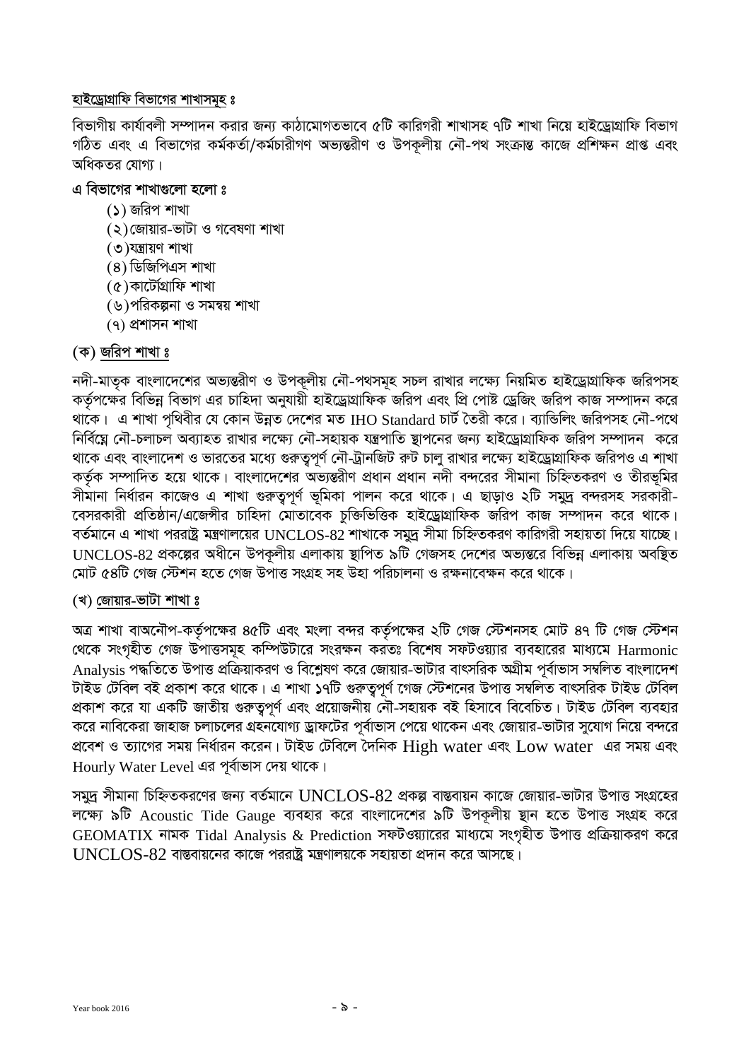**হাইড্রোগ্রাফি বিভাগের শাখাসমূহ ঃ**

বিভাগীয় কার্যাবলী সম্পাদন করার জন্য কাঠামোগতভাবে ৫টি কারিগরী শাখাসহ ৭টি শাখা নিয়ে হাইড্রোগ্রাফি বিভাগ গঠিত এবং এ বিভাগের কর্মকর্তা/কর্মচারীগণ অভ্যন্তরীণ ও উপকূলীয় নৌ-পথ সংক্রান্ত কাজে প্রশিক্ষন প্রাপ্ত এবং অধিকতর যোগ্য।

**এ বিভাগের শাখাগুলো হলো ঃ**

(১) জরিপ শাখা
(২) জোয়ার-ভাটা ও গবেষণা শাখা
(৩) যন্ত্রায়ণ শাখা
(৪) ডিজিপিএস শাখা
(৫) কার্টোগ্রাফি শাখা
(৬) পরিকল্পনা ও সমন্বয় শাখা
(৭) প্রশাসন শাখা

## (ক) জরিপ শাখা ঃ

নদী-মাতৃক বাংলাদেশের অভ্যন্তরীণ ও উপকূলীয় নৌ-পথসমূহ সচল রাখার লক্ষ্যে নিয়মিত হাইড্রোগ্রাফিক জরিপসহ কর্তৃপক্ষের বিভিন্ন বিভাগ এর চাহিদা অনুযায়ী হাইড্রোগ্রাফিক জরিপ এবং প্রি পোষ্ট ড্রেজিং জরিপ কাজ সম্পাদন করে থাকে। এ শাখা পৃথিবীর যে কোন উন্নত দেশের মত IHO Standard চার্ট তৈরী করে। ব্যান্ডিলিং জরিপসহ নৌ-পথে নির্বিঘ্নে নৌ-চলাচল অব্যাহত রাখার লক্ষ্যে নৌ-সহায়ক যন্ত্রপাতি স্থাপনের জন্য হাইড্রোগ্রাফিক জরিপ সম্পাদন করে থাকে এবং বাংলাদেশ ও ভারতের মধ্যে গুরুত্বপূর্ণ নৌ-ট্রানজিট রুট চালু রাখার লক্ষ্যে হাইড্রোগ্রাফিক জরিপও এ শাখা কর্তৃক সম্পাদিত হয়ে থাকে। বাংলাদেশের অভ্যন্তরীণ প্রধান প্রধান নদী বন্দরের সীমানা চিহ্নিতকরণ ও তীরভূমির সীমানা নির্ধারন কাজেও এ শাখা গুরুত্বপূর্ণ ভূমিকা পালন করে থাকে। এ ছাড়াও ২টি সমুদ্র বন্দরসহ সরকারী-বেসরকারী প্রতিষ্ঠান/এজেন্সীর চাহিদা মোতাবেক চুক্তিভিত্তিক হাইড্রোগ্রাফিক জরিপ কাজ সম্পাদন করে থাকে। বর্তমানে এ শাখা পররাষ্ট্র মন্ত্রণালয়ের UNCLOS-82 শাখাকে সমুদ্র সীমা চিহ্নিতকরণ কারিগরী সহায়তা দিয়ে যাচ্ছে। UNCLOS-82 প্রকল্পের অধীনে উপকূলীয় এলাকায় স্থাপিত ৯টি গেজসহ দেশের অভ্যন্তরে বিভিন্ন এলাকায় অবস্থিত মোট ৫৪টি গেজ স্টেশন হতে গেজ উপাত্ত সংগ্রহ সহ উহা পরিচালনা ও রক্ষনাবেক্ষন করে থাকে।

## (খ) জোয়ার-ভাটা শাখা ঃ

অত্র শাখা বাঅনৌপ-কর্তৃপক্ষের ৪৫টি এবং মংলা বন্দর কর্তৃপক্ষের ২টি গেজ স্টেশনসহ মোট ৪৭ টি গেজ স্টেশন থেকে সংগৃহীত গেজ উপাত্তসমূহ কম্পিউটারে সংরক্ষন করতঃ বিশেষ সফটওয়্যার ব্যবহারের মাধ্যমে Harmonic Analysis পদ্ধতিতে উপাত্ত প্রক্রিয়াকরণ ও বিশ্লেষণ করে জোয়ার-ভাটার বাৎসরিক অগ্রীম পূর্বাভাস সম্বলিত বাংলাদেশ টাইড টেবিল বই প্রকাশ করে থাকে। এ শাখা ১৭টি গুরুত্বপূর্ণ গেজ স্টেশনের উপাত্ত সম্বলিত বাৎসরিক টাইড টেবিল প্রকাশ করে যা একটি জাতীয় গুরুত্বপূর্ণ এবং প্রয়োজনীয় নৌ-সহায়ক বই হিসাবে বিবেচিত। টাইড টেবিল ব্যবহার করে নাবিকেরা জাহাজ চলাচলের গ্রহনযোগ্য ড্রাফটের পূর্বাভাস পেয়ে থাকেন এবং জোয়ার-ভাটার সুযোগ নিয়ে বন্দরে প্রবেশ ও ত্যাগের সময় নির্ধারন করেন। টাইড টেবিলে দৈনিক High water এবং Low water এর সময় এবং Hourly Water Level এর পূর্বাভাস দেয় থাকে।

সমুদ্র সীমানা চিহ্নিতকরণের জন্য বর্তমানে UNCLOS-82 প্রকল্প বাস্তবায়ন কাজে জোয়ার-ভাটার উপাত্ত সংগ্রহের লক্ষ্যে ৯টি Acoustic Tide Gauge ব্যবহার করে বাংলাদেশের ৯টি উপকূলীয় স্থান হতে উপাত্ত সংগ্রহ করে GEOMATIX নামক Tidal Analysis & Prediction সফটওয়্যারের মাধ্যমে সংগৃহীত উপাত্ত প্রক্রিয়াকরণ করে UNCLOS-82 বাস্তবায়নের কাজে পররাষ্ট্র মন্ত্রণালয়কে সহায়তা প্রদান করে আসছে।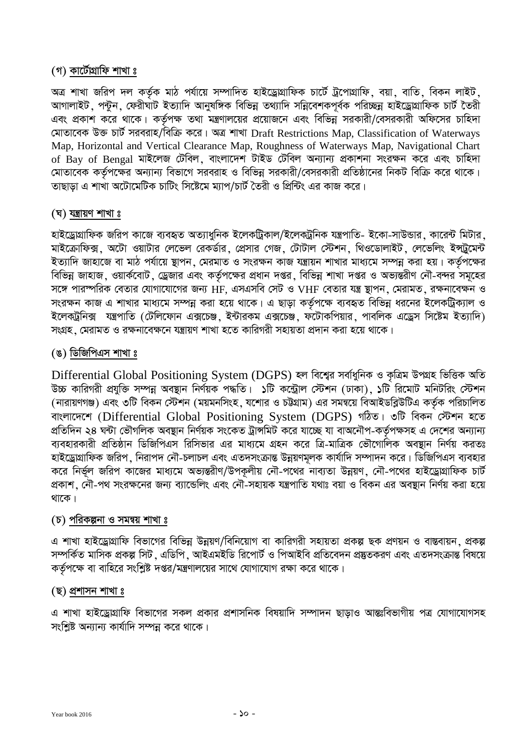### (গ) কার্টোগ্রাফি শাখা ঃ

অত্র শাখা জরিপ দল কর্তৃক মাঠ পর্যায়ে সম্পাদিত হাইড্রোগ্রাফিক চার্টে ট্রপোগ্রাফি, বয়া, বাতি, বিকন লাইট, আগালাইট, পন্টুন, ফেরীঘাট ইত্যাদি আনুষঙ্গিক বিভিন্ন তথ্যাদি সন্নিবেশকপূর্বক পরিচ্ছন্ন হাইড্রোগ্রাফিক চার্ট তৈরী এবং প্রকাশ করে থাকে। কর্তৃপক্ষ তথা মন্ত্রণালয়ের প্রয়োজনে এবং বিভিন্ন সরকারী/বেসরকারী অফিসের চাহিদা মোতাবেক উক্ত চার্ট সরবরাহ/বিক্রি করে। অত্র শাখা Draft Restrictions Map, Classification of Waterways Map, Horizontal and Vertical Clearance Map, Roughness of Waterways Map, Navigational Chart of Bay of Bengal মাইলেজ টেবিল, বাংলাদেশ টাইড টেবিল অন্যান্য প্রকাশনা সংরক্ষন করে এবং চাহিদা মোতাবেক কর্তৃপক্ষের অন্যান্য বিভাগে সরবরাহ ও বিভিন্ন সরকারী/বেসরকারী প্রতিষ্ঠানের নিকট বিক্রি করে থাকে। তাছাড়া এ শাখা অটোমেটিক চার্টিং সিষ্টেমে ম্যাপ/চার্ট তৈরী ও প্রিন্টিং এর কাজ করে।

### (ঘ) যন্ত্রায়ণ শাখা ঃ

হাইড্রোগ্রাফিক জরিপ কাজে ব্যবহৃত অত্যাধুনিক ইলেকট্রিকাল/ইলেকট্রনিক যন্ত্রপাতি- ইকো-সাউন্ডার, কারেন্ট মিটার, মাইক্রোফিক্স, অটো ওয়াটার লেভেল রেকর্ডার, প্রেসার গেজ, টোটাল স্টেশন, থিওডোলাইট, লেভেলিং ইন্স্ট্রুমেন্ট ইত্যাদি জাহাজে বা মাঠ পর্যায়ে স্থাপন, মেরমাত ও সংরক্ষন কাজ যন্ত্রায়ন শাখার মাধ্যমে সম্পন্ন করা হয়। কর্তৃপক্ষের বিভিন্ন জাহাজ, ওয়ার্কবোট, ড্রেজার এবং কর্তৃপক্ষের প্রধান দপ্তর, বিভিন্ন শাখা দপ্তর ও অভ্যন্তরীণ নৌ-বন্দর সমূহের সঙ্গে পারস্পরিক বেতার যোগাযোগের জন্য HF, এসএসবি সেট ও VHF বেতার যন্ত্র স্থাপন, মেরামত, রক্ষনাবেক্ষন ও সংরক্ষন কাজ এ শাখার মাধ্যমে সম্পন্ন করা হয়ে থাকে। এ ছাড়া কর্তৃপক্ষে ব্যবহৃত বিভিন্ন ধরনের ইলেকট্রিক্যাল ও ইলেকট্রনিক্স যন্ত্রপাতি (টেলিফোন এক্সচেঞ্জ, ইন্টারকম এক্সচেঞ্জ, ফটোকপিয়ার, পাবলিক এড্রেস সিষ্টেম ইত্যাদি) সংগ্রহ, মেরামত ও রক্ষনাবেক্ষনে যন্ত্রায়ণ শাখা হতে কারিগরী সহায়তা প্রদান করা হয়ে থাকে।

### (ঙ) ডিজিপিএস শাখা ঃ

Differential Global Positioning System (DGPS) হল বিশ্বের সর্বাধুনিক ও কৃত্রিম উপগ্রহ ভিত্তিক অতি উচ্চ কারিগরী প্রযুক্তি সম্পন্ন অবস্থান নির্ণয়ক পদ্ধতি। ১টি কন্ট্রোল স্টেশন (ঢাকা), ১টি রিমোট মনিটরিং স্টেশন (নারায়ণগঞ্জ) এবং ৩টি বিকন স্টেশন (ময়মনসিংহ, যশোর ও চট্টগ্রাম) এর সমন্বয়ে বিআইডব্লিউটিএ কর্তৃক পরিচালিত বাংলাদেশে (Differential Global Positioning System (DGPS) গঠিত। ৩টি বিকন স্টেশন হতে প্রতিদিন ২৪ ঘন্টা ভৌগলিক অবস্থান নির্ণয়ক সংকেত ট্রান্সমিট করে যাচ্ছে যা বাঅনৌপ-কর্তৃপক্ষসহ এ দেশের অন্যান্য ব্যবহারকারী প্রতিষ্ঠান ডিজিপিএস রিসিভার এর মাধ্যমে গ্রহন করে ত্রি-মাত্রিক ভৌগোলিক অবস্থান নির্ণয় করতঃ হাইড্রোগ্রাফিক জরিপ, নিরাপদ নৌ-চলাচল এবং এতদসংক্রান্ত উন্নয়ণমূলক কার্যাদি সম্পাদন করে। ডিজিপিএস ব্যবহার করে নির্ভূল জরিপ কাজের মাধ্যমে অভ্যন্তরীণ/উপকূলীয় নৌ-পথের নাব্যতা উন্নয়ণ, নৌ-পথের হাইড্রোগ্রাফিক চার্ট প্রকাশ, নৌ-পথ সংরক্ষনের জন্য ব্যান্ডেলিং এবং নৌ-সহায়ক যন্ত্রপাতি যথাঃ বয়া ও বিকন এর অবস্থান নির্ণয় করা হয়ে থাকে।

### (চ) পরিকল্পনা ও সমন্বয় শাখা ঃ

এ শাখা হাইড্রোগ্রাফি বিভাগের বিভিন্ন উন্নয়ণ/বিনিয়োগ বা কারিগরী সহায়তা প্রকল্প ছক প্রণয়ন ও বাস্তবায়ন, প্রকল্প সম্পর্কিত মাসিক প্রকল্প সিট, এডিপি, আইএমইডি রিপোর্ট ও পিআইবি প্রতিবেদন প্রস্তুতকরণ এবং এতদসংক্রান্ত বিষয়ে কর্তৃপক্ষে বা বাহিরে সংশ্লিষ্ট দপ্তর/মন্ত্রণালয়ের সাথে যোগাযোগ রক্ষা করে থাকে।

### (ছ) প্রশাসন শাখা ঃ

এ শাখা হাইড্রোগ্রাফি বিভাগের সকল প্রকার প্রশাসনিক বিষয়াদি সম্পাদন ছাড়াও আন্তঃবিভাগীয় পত্র যোগাযোগসহ সংশ্লিষ্ট অন্যান্য কার্যাদি সম্পন্ন করে থাকে।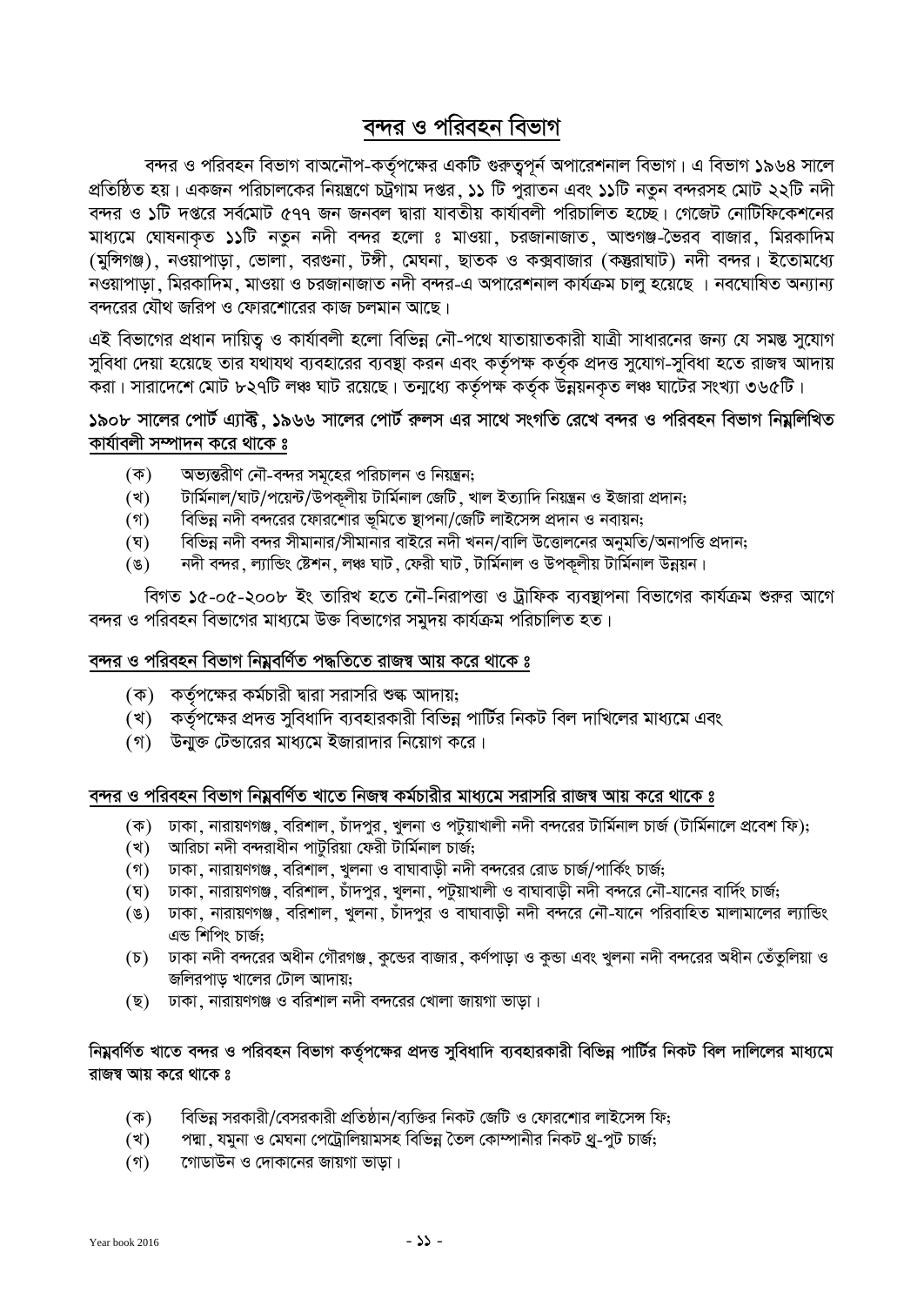# বন্দর ও পরিবহন বিভাগ

বন্দর ও পরিবহন বিভাগ বাঅনৌপ-কর্তৃপক্ষের একটি গুরুত্বপূর্ন অপারেশনাল বিভাগ। এ বিভাগ **১৯৬৪** সালে প্রতিষ্ঠিত হয়। একজন পরিচালকের নিয়ন্ত্রণে চট্রগাম দপ্তর, **১১** টি পুরাতন এবং **১১**টি নতুন বন্দরসহ মোট ২২টি নদী বন্দর ও ১টি দপ্তরে সর্বমোট ৫৭৭ জন জনবল দ্বারা যাবতীয় কার্যাবলী পরিচালিত হচ্ছে। গেজেট নোটিফিকেশনের মাধ্যমে ঘোষনাকৃত **১১**টি নতুন নদী বন্দর হলো ঃ মাওয়া, চরজানাজাত, আশুগঞ্জ-ভৈরব বাজার, মিরকাদিম (মুন্সিগঞ্জ), নওয়াপাড়া, ভোলা, বরগুনা, টঙ্গী, মেঘনা, ছাতক ও কক্সবাজার (কস্তুরাঘাট) নদী বন্দর। ইতোমধ্যে নওয়াপাড়া, মিরকাদিম, মাওয়া ও চরজানাজাত নদী বন্দর-এ অপারেশনাল কার্যক্রম চালু হয়েছে । নবঘোষিত অন্যান্য বন্দরের যৌথ জরিপ ও ফোরশোরের কাজ চলমান আছে।

এই বিভাগের প্রধান দায়িত্ব ও কার্যাবলী হলো বিভিন্ন নৌ-পথে যাতায়াতকারী যাত্রী সাধারনের জন্য যে সমস্ত সুযোগ সুবিধা দেয়া হয়েছে তার যথাযথ ব্যবহারের ব্যবস্থা করন এবং কর্তৃপক্ষ কর্তৃক প্রদত্ত সুযোগ-সুবিধা হতে রাজস্ব আদায় করা। সারাদেশে মোট ৮২৭টি লঞ্চ ঘাট রয়েছে। তন্মধ্যে কর্তৃপক্ষ কর্তৃক উন্নয়নকৃত লঞ্চ ঘাটের সংখ্যা ৩৬৫টি।

**১৯০৮ সালের পোর্ট এ্যাক্ট, ১৯৬৬ সালের পোর্ট রুলস এর সাথে সংগতি রেখে বন্দর ও পরিবহন বিভাগ নিম্নলিখিত কার্যাবলী সম্পাদন করে থাকে ঃ**

(ক) অভ্যন্তরীণ নৌ-বন্দর সমূহের পরিচালন ও নিয়ন্ত্রন;
(খ) টার্মিনাল/ঘাট/পয়েন্ট/উপকূলীয় টার্মিনাল জেটি, খাল ইত্যাদি নিয়ন্ত্রন ও ইজারা প্রদান;
(গ) বিভিন্ন নদী বন্দরের ফোরশোর ভূমিতে স্থাপনা/জেটি লাইসেন্স প্রদান ও নবায়ন;
(ঘ) বিভিন্ন নদী বন্দর সীমানার/সীমানার বাইরে নদী খনন/বালি উত্তোলনের অনুমতি/অনাপত্তি প্রদান;
(ঙ) নদী বন্দর, ল্যান্ডিং ষ্টেশন, লঞ্চ ঘাট, ফেরী ঘাট, টার্মিনাল ও উপকূলীয় টার্মিনাল উন্নয়ন।

বিগত ১৫-০৫-২০০৮ ইং তারিখ হতে নৌ-নিরাপত্তা ও ট্রাফিক ব্যবস্থাপনা বিভাগের কার্যক্রম শুরুর আগে বন্দর ও পরিবহন বিভাগের মাধ্যমে উক্ত বিভাগের সমুদয় কার্যক্রম পরিচালিত হত।

**বন্দর ও পরিবহন বিভাগ নিম্নবর্ণিত পদ্ধতিতে রাজস্ব আয় করে থাকে ঃ**

(ক) কর্তৃপক্ষের কর্মচারী দ্বারা সরাসরি শুল্ক আদায়;
(খ) কর্তৃপক্ষের প্রদত্ত সুবিধাদি ব্যবহারকারী বিভিন্ন পার্টির নিকট বিল দাখিলের মাধ্যমে এবং
(গ) উন্মুক্ত টেন্ডারের মাধ্যমে ইজারাদার নিয়োগ করে।

**বন্দর ও পরিবহন বিভাগ নিম্নবর্ণিত খাতে নিজস্ব কর্মচারীর মাধ্যমে সরাসরি রাজস্ব আয় করে থাকে ঃ**

(ক) ঢাকা, নারায়ণগঞ্জ, বরিশাল, চাঁদপুর, খুলনা ও পটুয়াখালী নদী বন্দরের টার্মিনাল চার্জ (টার্মিনালে প্রবেশ ফি);
(খ) আরিচা নদী বন্দরাধীন পাটুরিয়া ফেরী টার্মিনাল চার্জ;
(গ) ঢাকা, নারায়ণগঞ্জ, বরিশাল, খুলনা ও বাঘাবাড়ী নদী বন্দরের রোড চার্জ/পার্কিং চার্জ;
(ঘ) ঢাকা, নারায়ণগঞ্জ, বরিশাল, চাঁদপুর, খুলনা, পটুয়াখালী ও বাঘাবাড়ী নদী বন্দরে নৌ-যানের বার্দিং চার্জ;
(ঙ) ঢাকা, নারায়ণগঞ্জ, বরিশাল, খুলনা, চাঁদপুর ও বাঘাবাড়ী নদী বন্দরে নৌ-যানে পরিবাহিত মালামালের ল্যান্ডিং এন্ড শিপিং চার্জ;
(চ) ঢাকা নদী বন্দরের অধীন গৌরগঞ্জ, কুন্ডের বাজার, কর্ণপাড়া ও কুন্ডা এবং খুলনা নদী বন্দরের অধীন তেঁতুলিয়া ও জলিরপাড় খালের টোল আদায়;
(ছ) ঢাকা, নারায়ণগঞ্জ ও বরিশাল নদী বন্দরের খোলা জায়গা ভাড়া।

**নিম্নবর্ণিত খাতে বন্দর ও পরিবহন বিভাগ কর্তৃপক্ষের প্রদত্ত সুবিধাদি ব্যবহারকারী বিভিন্ন পার্টির নিকট বিল দালিলের মাধ্যমে রাজস্ব আয় করে থাকে ঃ**

(ক) বিভিন্ন সরকারী/বেসরকারী প্রতিষ্ঠান/ব্যক্তির নিকট জেটি ও ফোরশোর লাইসেন্স ফি;
(খ) পদ্মা, যমুনা ও মেঘনা পেট্রোলিয়ামসহ বিভিন্ন তৈল কোম্পানীর নিকট থ্রু-পুট চার্জ;
(গ) গোডাউন ও দোকানের জায়গা ভাড়া।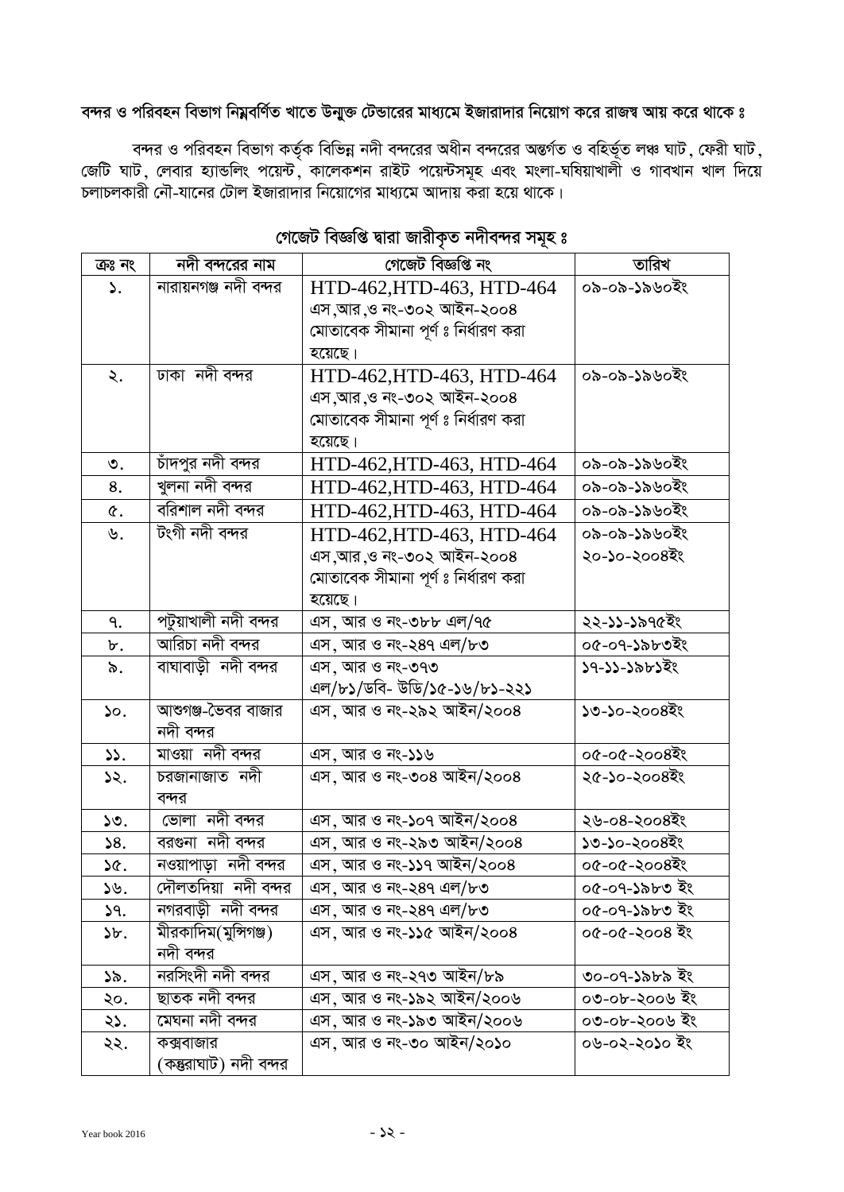**বন্দর ও পরিবহন বিভাগ নিম্নবর্ণিত খাতে উন্মুক্ত টেন্ডারের মাধ্যমে ইজারাদার নিয়োগ করে রাজস্ব আয় করে থাকে ঃ**

বন্দর ও পরিবহন বিভাগ কর্তৃক বিভিন্ন নদী বন্দরের অধীন বন্দরের অন্তর্গত ও বহির্ভূত লঞ্চ ঘাট, ফেরী ঘাট, জেটি ঘাট, লেবার হ্যান্ডলিং পয়েন্ট, কালেকশন রাইট পয়েন্টসমূহ এবং মংলা-ঘষিয়াখালী ও গাবখান খাল দিয়ে চলাচলকারী নৌ-যানের টোল ইজারাদার নিয়োগের মাধ্যমে আদায় করা হয়ে থাকে।

## গেজেট বিজ্ঞপ্তি দ্বারা জারীকৃত নদীবন্দর সমূহ ঃ

| ক্রঃ নং | নদী বন্দরের নাম | গেজেট বিজ্ঞপ্তি নং | তারিখ |
|---|---|---|---|
| ১. | নারায়নগঞ্জ নদী বন্দর | HTD-462,HTD-463, HTD-464 এস,আর,ও নং-৩০২ আইন-২০০৪ মোতাবেক সীমানা পূর্ণ ঃ নির্ধারণ করা হয়েছে। | ০৯-০৯-১৯৬০ইং |
| ২. | ঢাকা নদী বন্দর | HTD-462,HTD-463, HTD-464 এস,আর,ও নং-৩০২ আইন-২০০৪ মোতাবেক সীমানা পূর্ণ ঃ নির্ধারণ করা হয়েছে। | ০৯-০৯-১৯৬০ইং |
| ৩. | চাঁদপুর নদী বন্দর | HTD-462,HTD-463, HTD-464 | ০৯-০৯-১৯৬০ইং |
| ৪. | খুলনা নদী বন্দর | HTD-462,HTD-463, HTD-464 | ০৯-০৯-১৯৬০ইং |
| ৫. | বরিশাল নদী বন্দর | HTD-462,HTD-463, HTD-464 | ০৯-০৯-১৯৬০ইং |
| ৬. | টংগী নদী বন্দর | HTD-462,HTD-463, HTD-464 এস,আর,ও নং-৩০২ আইন-২০০৪ মোতাবেক সীমানা পূর্ণ ঃ নির্ধারণ করা হয়েছে। | ০৯-০৯-১৯৬০ইং ২০-১০-২০০৪ইং |
| ৭. | পটুয়াখালী নদী বন্দর | এস, আর ও নং-৩৮৮ এল/৭৫ | ২২-১১-১৯৭৫ইং |
| ৮. | আরিচা নদী বন্দর | এস, আর ও নং-২৪৭ এল/৮৩ | ০৫-০৭-১৯৮৩ইং |
| ৯. | বাঘাবাড়ী নদী বন্দর | এস, আর ও নং-৩৭৩ এল/৮১/ডবি- উডি/১৫-১৬/৮১-২২১ | ১৭-১১-১৯৮১ইং |
| ১০. | আশুগঞ্জ-ভৈরব বাজার নদী বন্দর | এস, আর ও নং-২৯২ আইন/২০০৪ | ১৩-১০-২০০৪ইং |
| ১১. | মাওয়া নদী বন্দর | এস, আর ও নং-১১৬ | ০৫-০৫-২০০৪ইং |
| ১২. | চরজানাজাত নদী বন্দর | এস, আর ও নং-৩০৪ আইন/২০০৪ | ২৫-১০-২০০৪ইং |
| ১৩. | ভোলা নদী বন্দর | এস, আর ও নং-১০৭ আইন/২০০৪ | ২৬-০৪-২০০৪ইং |
| ১৪. | বরগুনা নদী বন্দর | এস, আর ও নং-২৯৩ আইন/২০০৪ | ১৩-১০-২০০৪ইং |
| ১৫. | নওয়াপাড়া নদী বন্দর | এস, আর ও নং-১১৭ আইন/২০০৪ | ০৫-০৫-২০০৪ইং |
| ১৬. | দৌলতদিয়া নদী বন্দর | এস, আর ও নং-২৪৭ এল/৮৩ | ০৫-০৭-১৯৮৩ ইং |
| ১৭. | নগরবাড়ী নদী বন্দর | এস, আর ও নং-২৪৭ এল/৮৩ | ০৫-০৭-১৯৮৩ ইং |
| ১৮. | মীরকাদিম(মুন্সিগঞ্জ) নদী বন্দর | এস, আর ও নং-১১৫ আইন/২০০৪ | ০৫-০৫-২০০৪ ইং |
| ১৯. | নরসিংদী নদী বন্দর | এস, আর ও নং-২৭৩ আইন/৮৯ | ৩০-০৭-১৯৮৯ ইং |
| ২০. | ছাতক নদী বন্দর | এস, আর ও নং-১৯২ আইন/২০০৬ | ০৩-০৮-২০০৬ ইং |
| ২১. | মেঘনা নদী বন্দর | এস, আর ও নং-১৯৩ আইন/২০০৬ | ০৩-০৮-২০০৬ ইং |
| ২২. | কক্সবাজার (কস্তুরাঘাট) নদী বন্দর | এস, আর ও নং-৩০ আইন/২০১০ | ০৬-০২-২০১০ ইং |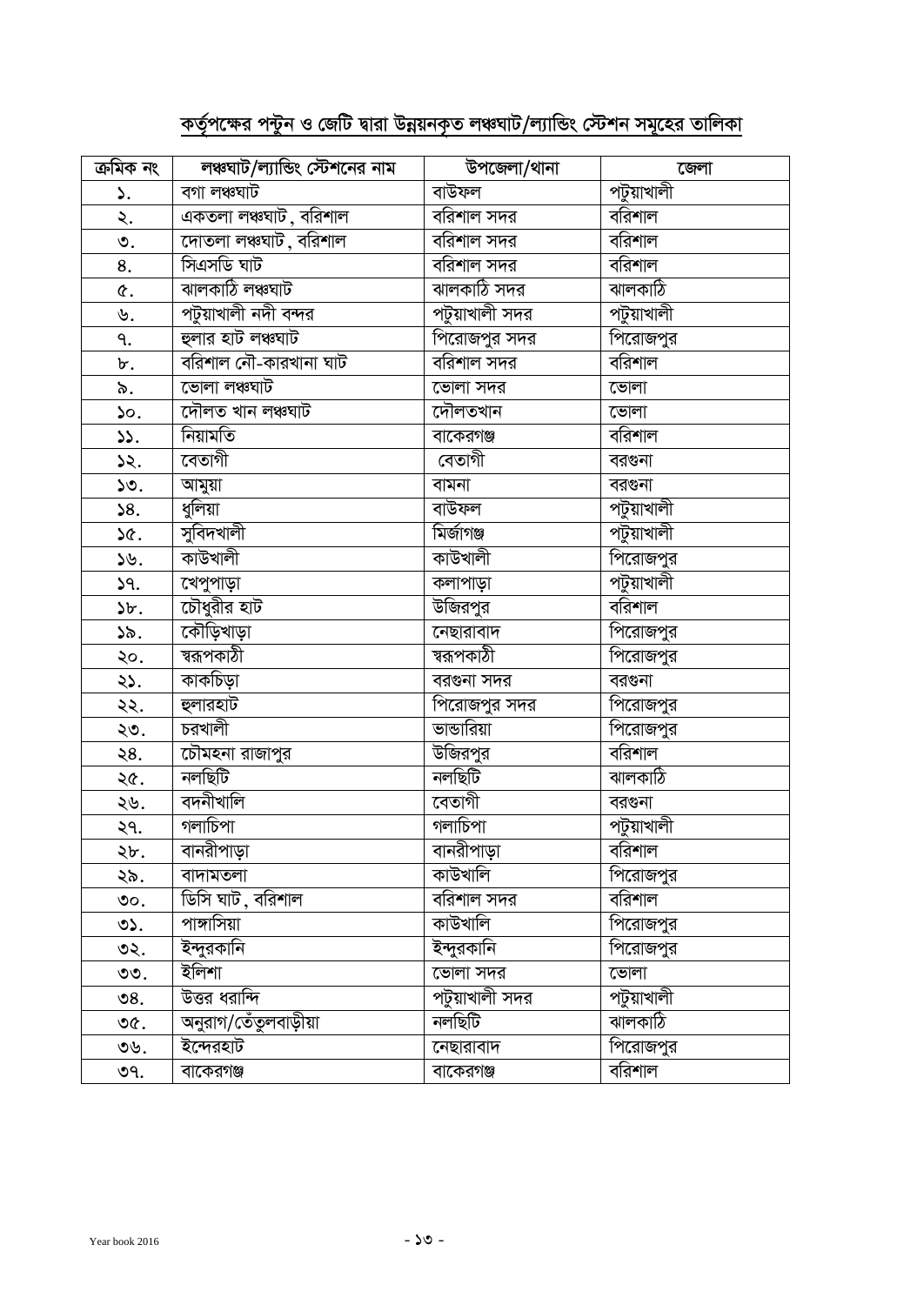## কর্তৃপক্ষের পন্টুন ও জেটি দ্বারা উন্নয়নকৃত লঞ্চঘাট/ল্যান্ডিং স্টেশন সমূহের তালিকা

| ক্রমিক নং | লঞ্চঘাট/ল্যান্ডিং স্টেশনের নাম | উপজেলা/থানা | জেলা |
|---|---|---|---|
| ১. | বগা লঞ্চঘাট | বাউফল | পটুয়াখালী |
| ২. | একতলা লঞ্চঘাট , বরিশাল | বরিশাল সদর | বরিশাল |
| ৩. | দোতলা লঞ্চঘাট , বরিশাল | বরিশাল সদর | বরিশাল |
| ৪. | সিএসডি ঘাট | বরিশাল সদর | বরিশাল |
| ৫. | ঝালকাঠি লঞ্চঘাট | ঝালকাঠি সদর | ঝালকাঠি |
| ৬. | পটুয়াখালী নদী বন্দর | পটুয়াখালী সদর | পটুয়াখালী |
| ৭. | হুলার হাট লঞ্চঘাট | পিরোজপুর সদর | পিরোজপুর |
| ৮. | বরিশাল নৌ-কারখানা ঘাট | বরিশাল সদর | বরিশাল |
| ৯. | ভোলা লঞ্চঘাট | ভোলা সদর | ভোলা |
| ১০. | দৌলত খান লঞ্চঘাট | দৌলতখান | ভোলা |
| ১১. | নিয়ামতি | বাকেরগঞ্জ | বরিশাল |
| ১২. | বেতাগী | বেতাগী | বরগুনা |
| ১৩. | আমুয়া | বামনা | বরগুনা |
| ১৪. | ধুলিয়া | বাউফল | পটুয়াখালী |
| ১৫. | সুবিদখালী | মির্জাগঞ্জ | পটুয়াখালী |
| ১৬. | কাউখালী | কাউখালী | পিরোজপুর |
| ১৭. | খেপুপাড়া | কলাপাড়া | পটুয়াখালী |
| ১৮. | চৌধুরীর হাট | উজিরপুর | বরিশাল |
| ১৯. | কৌড়িখাড়া | নেছারাবাদ | পিরোজপুর |
| ২০. | স্বরূপকাঠী | স্বরূপকাঠী | পিরোজপুর |
| ২১. | কাকচিড়া | বরগুনা সদর | বরগুনা |
| ২২. | হুলারহাট | পিরোজপুর সদর | পিরোজপুর |
| ২৩. | চরখালী | ভান্ডারিয়া | পিরোজপুর |
| ২৪. | চৌমহনা রাজাপুর | উজিরপুর | বরিশাল |
| ২৫. | নলছিটি | নলছিটি | ঝালকাঠি |
| ২৬. | বদনীখালি | বেতাগী | বরগুনা |
| ২৭. | গলাচিপা | গলাচিপা | পটুয়াখালী |
| ২৮. | বানরীপাড়া | বানরীপাড়া | বরিশাল |
| ২৯. | বাদামতলা | কাউখালি | পিরোজপুর |
| ৩০. | ডিসি ঘাট , বরিশাল | বরিশাল সদর | বরিশাল |
| ৩১. | পাঙ্গাসিয়া | কাউখালি | পিরোজপুর |
| ৩২. | ইন্দুরকানি | ইন্দুরকানি | পিরোজপুর |
| ৩৩. | ইলিশা | ভোলা সদর | ভোলা |
| ৩৪. | উত্তর ধরান্দি | পটুয়াখালী সদর | পটুয়াখালী |
| ৩৫. | অনুরাগ/তেঁতুলবাড়ীয়া | নলছিটি | ঝালকাঠি |
| ৩৬. | ইন্দেরহাট | নেছারাবাদ | পিরোজপুর |
| ৩৭. | বাকেরগঞ্জ | বাকেরগঞ্জ | বরিশাল |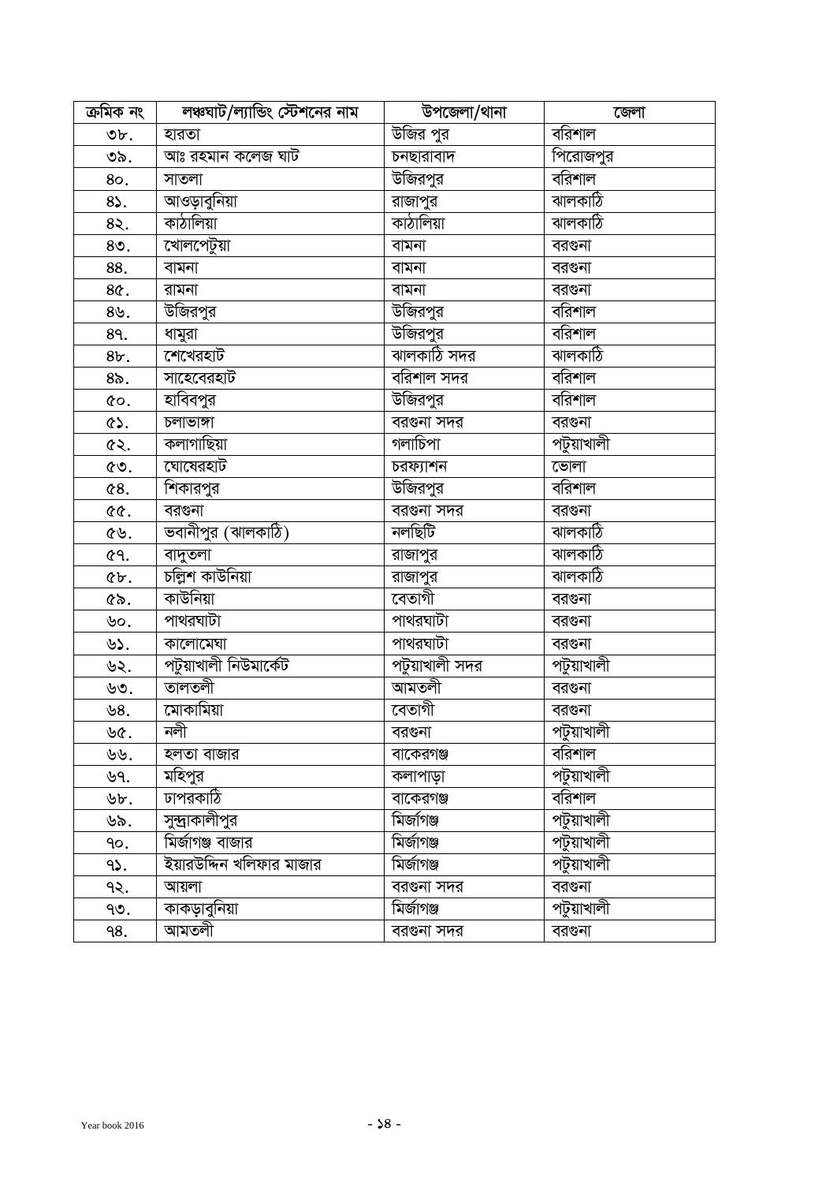| ক্রমিক নং | লঞ্চঘাট/ল্যান্ডিং স্টেশনের নাম | উপজেলা/থানা | জেলা |
|---|---|---|---|
| ৩৮. | হারতা | উজির পুর | বরিশাল |
| ৩৯. | আঃ রহমান কলেজ ঘাট | চনছারাবাদ | পিরোজপুর |
| ৪০. | সাতলা | উজিরপুর | বরিশাল |
| ৪১. | আওড়াবুনিয়া | রাজাপুর | ঝালকাঠি |
| ৪২. | কাঠালিয়া | কাঠালিয়া | ঝালকাঠি |
| ৪৩. | খোলপেটুয়া | বামনা | বরগুনা |
| ৪৪. | বামনা | বামনা | বরগুনা |
| ৪৫. | রামনা | বামনা | বরগুনা |
| ৪৬. | উজিরপুর | উজিরপুর | বরিশাল |
| ৪৭. | ধামুরা | উজিরপুর | বরিশাল |
| ৪৮. | শেখেরহাট | ঝালকাঠি সদর | ঝালকাঠি |
| ৪৯. | সাহেবেরহাট | বরিশাল সদর | বরিশাল |
| ৫০. | হাবিবপুর | উজিরপুর | বরিশাল |
| ৫১. | চলাভাঙ্গা | বরগুনা সদর | বরগুনা |
| ৫২. | কলাগাছিয়া | গলাচিপা | পটুয়াখালী |
| ৫৩. | ঘোষেরহাট | চরফ্যাশন | ভোলা |
| ৫৪. | শিকারপুর | উজিরপুর | বরিশাল |
| ৫৫. | বরগুনা | বরগুনা সদর | বরগুনা |
| ৫৬. | ভবানীপুর (ঝালকাঠি) | নলছিটি | ঝালকাঠি |
| ৫৭. | বাদুতলা | রাজাপুর | ঝালকাঠি |
| ৫৮. | চল্লিশ কাউনিয়া | রাজাপুর | ঝালকাঠি |
| ৫৯. | কাউনিয়া | বেতাগী | বরগুনা |
| ৬০. | পাথরঘাটা | পাথরঘাটা | বরগুনা |
| ৬১. | কালোমেঘা | পাথরঘাটা | বরগুনা |
| ৬২. | পটুয়াখালী নিউমার্কেট | পটুয়াখালী সদর | পটুয়াখালী |
| ৬৩. | তালতলী | আমতলী | বরগুনা |
| ৬৪. | মোকামিয়া | বেতাগী | বরগুনা |
| ৬৫. | নলী | বরগুনা | পটুয়াখালী |
| ৬৬. | হলতা বাজার | বাকেরগঞ্জ | বরিশাল |
| ৬৭. | মহিপুর | কলাপাড়া | পটুয়াখালী |
| ৬৮. | ঢাপরকাঠি | বাকেরগঞ্জ | বরিশাল |
| ৬৯. | সুন্দ্রাকালীপুর | মির্জাগঞ্জ | পটুয়াখালী |
| ৭০. | মির্জাগঞ্জ বাজার | মির্জাগঞ্জ | পটুয়াখালী |
| ৭১. | ইয়ারউদ্দিন খলিফার মাজার | মির্জাগঞ্জ | পটুয়াখালী |
| ৭২. | আয়লা | বরগুনা সদর | বরগুনা |
| ৭৩. | কাকড়াবুনিয়া | মির্জাগঞ্জ | পটুয়াখালী |
| ৭৪. | আমতলী | বরগুনা সদর | বরগুনা |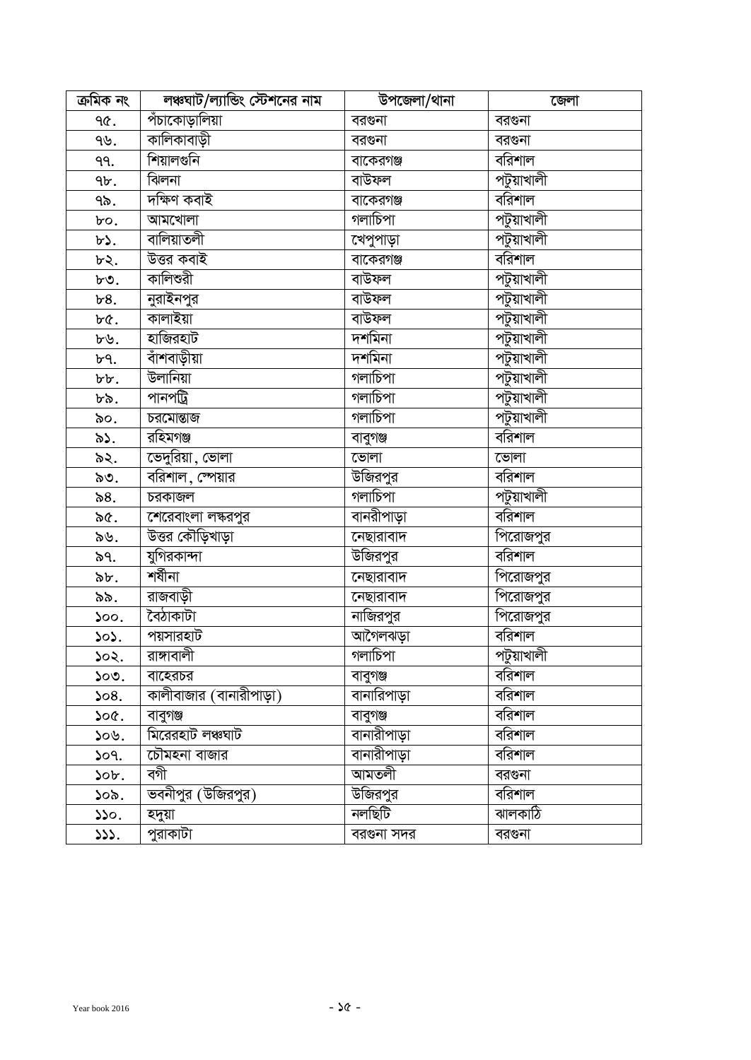| ক্রমিক নং | লঞ্চঘাট/ল্যান্ডিং স্টেশনের নাম | উপজেলা/থানা | জেলা |
|---|---|---|---|
| ৭৫. | পঁচাকোড়ালিয়া | বরগুনা | বরগুনা |
| ৭৬. | কালিকাবাড়ী | বরগুনা | বরগুনা |
| ৭৭. | শিয়ালগুনি | বাকেরগঞ্জ | বরিশাল |
| ৭৮. | ঝিলনা | বাউফল | পটুয়াখালী |
| ৭৯. | দক্ষিণ কবাই | বাকেরগঞ্জ | বরিশাল |
| ৮০. | আমখোলা | গলাচিপা | পটুয়াখালী |
| ৮১. | বালিয়াতলী | খেপুপাড়া | পটুয়াখালী |
| ৮২. | উত্তর কবাই | বাকেরগঞ্জ | বরিশাল |
| ৮৩. | কালিশুরী | বাউফল | পটুয়াখালী |
| ৮৪. | নুরাইনপুর | বাউফল | পটুয়াখালী |
| ৮৫. | কালাইয়া | বাউফল | পটুয়াখালী |
| ৮৬. | হাজিরহাট | দশমিনা | পটুয়াখালী |
| ৮৭. | বাঁশবাড়ীয়া | দশমিনা | পটুয়াখালী |
| ৮৮. | উলানিয়া | গলাচিপা | পটুয়াখালী |
| ৮৯. | পানপট্রি | গলাচিপা | পটুয়াখালী |
| ৯০. | চরমোন্তাজ | গলাচিপা | পটুয়াখালী |
| ৯১. | রহিমগঞ্জ | বাবুগঞ্জ | বরিশাল |
| ৯২. | ভেদুরিয়া, ভোলা | ভোলা | ভোলা |
| ৯৩. | বরিশাল, স্পেয়ার | উজিরপুর | বরিশাল |
| ৯৪. | চরকাজল | গলাচিপা | পটুয়াখালী |
| ৯৫. | শেরেবাংলা লস্করপুর | বানরীপাড়া | বরিশাল |
| ৯৬. | উত্তর কৌড়িখাড়া | নেছারাবাদ | পিরোজপুর |
| ৯৭. | যুগিরকান্দা | উজিরপুর | বরিশাল |
| ৯৮. | শর্ষীনা | নেছারাবাদ | পিরোজপুর |
| ৯৯. | রাজবাড়ী | নেছারাবাদ | পিরোজপুর |
| ১০০. | বৈঠাকাটা | নাজিরপুর | পিরোজপুর |
| ১০১. | পয়সারহাট | আগৈলঝড়া | বরিশাল |
| ১০২. | রাঙ্গাবালী | গলাচিপা | পটুয়াখালী |
| ১০৩. | বাহেরচর | বাবুগঞ্জ | বরিশাল |
| ১০৪. | কালীবাজার (বানারীপাড়া) | বানারিপাড়া | বরিশাল |
| ১০৫. | বাবুগঞ্জ | বাবুগঞ্জ | বরিশাল |
| ১০৬. | মিরেরহাট লঞ্চঘাট | বানারীপাড়া | বরিশাল |
| ১০৭. | চৌমহনা বাজার | বানারীপাড়া | বরিশাল |
| ১০৮. | বগী | আমতলী | বরগুনা |
| ১০৯. | ভবনীপুর (উজিরপুর) | উজিরপুর | বরিশাল |
| ১১০. | হদুয়া | নলছিটি | ঝালকাঠি |
| ১১১. | পুরাকাটা | বরগুনা সদর | বরগুনা |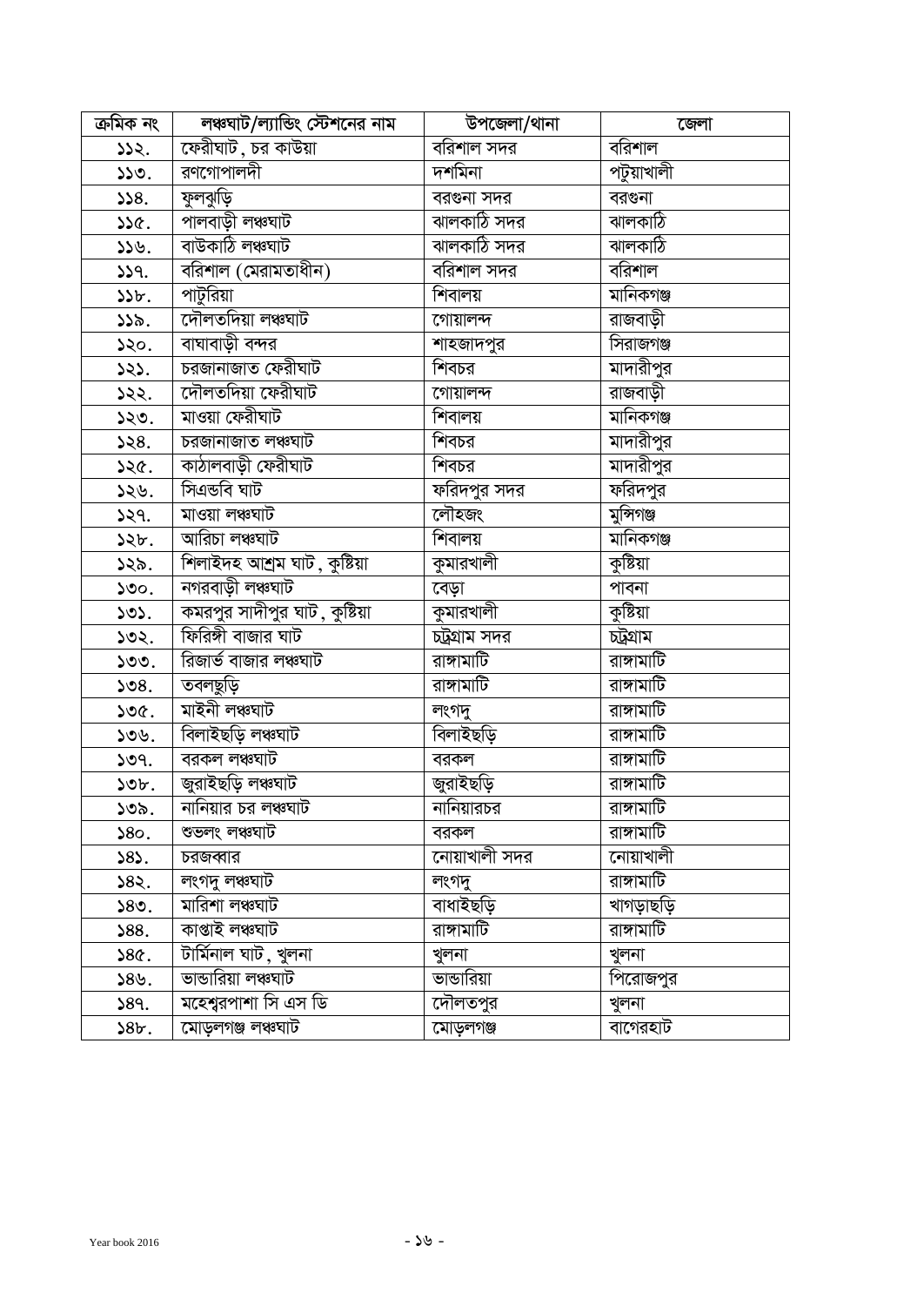| ক্রমিক নং | লঞ্চঘাট/ল্যান্ডিং স্টেশনের নাম | উপজেলা/থানা | জেলা |
|---|---|---|---|
| ১১২. | ফেরীঘাট , চর কাউয়া | বরিশাল সদর | বরিশাল |
| ১১৩. | রণগোপালদী | দশমিনা | পটুয়াখালী |
| ১১৪. | ফুলঝুড়ি | বরগুনা সদর | বরগুনা |
| ১১৫. | পালবাড়ী লঞ্চঘাট | ঝালকাঠি সদর | ঝালকাঠি |
| ১১৬. | বাউকাঠি লঞ্চঘাট | ঝালকাঠি সদর | ঝালকাঠি |
| ১১৭. | বরিশাল (মেরামতাধীন) | বরিশাল সদর | বরিশাল |
| ১১৮. | পাটুরিয়া | শিবালয় | মানিকগঞ্জ |
| ১১৯. | দৌলতদিয়া লঞ্চঘাট | গোয়ালন্দ | রাজবাড়ী |
| ১২০. | বাঘাবাড়ী বন্দর | শাহজাদপুর | সিরাজগঞ্জ |
| ১২১. | চরজানাজাত ফেরীঘাট | শিবচর | মাদারীপুর |
| ১২২. | দৌলতদিয়া ফেরীঘাট | গোয়ালন্দ | রাজবাড়ী |
| ১২৩. | মাওয়া ফেরীঘাট | শিবালয় | মানিকগঞ্জ |
| ১২৪. | চরজানাজাত লঞ্চঘাট | শিবচর | মাদারীপুর |
| ১২৫. | কাঠালবাড়ী ফেরীঘাট | শিবচর | মাদারীপুর |
| ১২৬. | সিএন্ডবি ঘাট | ফরিদপুর সদর | ফরিদপুর |
| ১২৭. | মাওয়া লঞ্চঘাট | লৌহজং | মুন্সিগঞ্জ |
| ১২৮. | আরিচা লঞ্চঘাট | শিবালয় | মানিকগঞ্জ |
| ১২৯. | শিলাইদহ আশ্রম ঘাট , কুষ্টিয়া | কুমারখালী | কুষ্টিয়া |
| ১৩০. | নগরবাড়ী লঞ্চঘাট | বেড়া | পাবনা |
| ১৩১. | কমরপুর সাদীপুর ঘাট , কুষ্টিয়া | কুমারখালী | কুষ্টিয়া |
| ১৩২. | ফিরিঙ্গী বাজার ঘাট | চট্রগ্রাম সদর | চট্রগ্রাম |
| ১৩৩. | রিজার্ভ বাজার লঞ্চঘাট | রাঙ্গামাটি | রাঙ্গামাটি |
| ১৩৪. | তবলছড়ি | রাঙ্গামাটি | রাঙ্গামাটি |
| ১৩৫. | মাইনী লঞ্চঘাট | লংগদু | রাঙ্গামাটি |
| ১৩৬. | বিলাইছড়ি লঞ্চঘাট | বিলাইছড়ি | রাঙ্গামাটি |
| ১৩৭. | বরকল লঞ্চঘাট | বরকল | রাঙ্গামাটি |
| ১৩৮. | জুরাইছড়ি লঞ্চঘাট | জুরাইছড়ি | রাঙ্গামাটি |
| ১৩৯. | নানিয়ার চর লঞ্চঘাট | নানিয়ারচর | রাঙ্গামাটি |
| ১৪০. | শুভলং লঞ্চঘাট | বরকল | রাঙ্গামাটি |
| ১৪১. | চরজব্বার | নোয়াখালী সদর | নোয়াখালী |
| ১৪২. | লংগদু লঞ্চঘাট | লংগদু | রাঙ্গামাটি |
| ১৪৩. | মারিশা লঞ্চঘাট | বাঘাইছড়ি | খাগড়াছড়ি |
| ১৪৪. | কাপ্তাই লঞ্চঘাট | রাঙ্গামাটি | রাঙ্গামাটি |
| ১৪৫. | টার্মিনাল ঘাট , খুলনা | খুলনা | খুলনা |
| ১৪৬. | ভান্ডারিয়া লঞ্চঘাট | ভান্ডারিয়া | পিরোজপুর |
| ১৪৭. | মহেশ্বরপাশা সি এস ডি | দৌলতপুর | খুলনা |
| ১৪৮. | মোড়লগঞ্জ লঞ্চঘাট | মোড়লগঞ্জ | বাগেরহাট |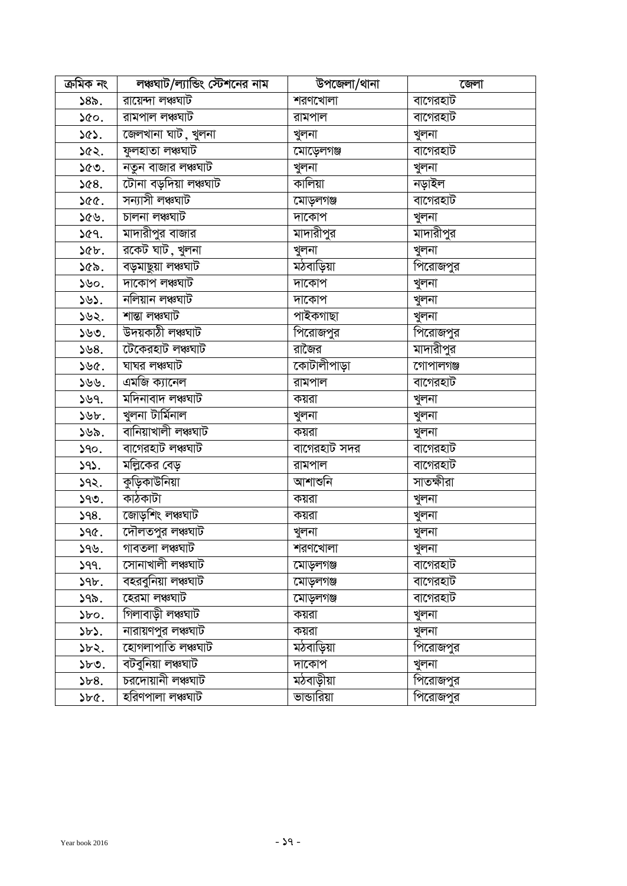| ক্রমিক নং | লঞ্চঘাট/ল্যান্ডিং স্টেশনের নাম | উপজেলা/থানা | জেলা |
|---|---|---|---|
| ১৪৯. | রায়েন্দা লঞ্চঘাট | শরণখোলা | বাগেরহাট |
| ১৫০. | রামপাল লঞ্চঘাট | রামপাল | বাগেরহাট |
| ১৫১. | জেলখানা ঘাট , খুলনা | খুলনা | খুলনা |
| ১৫২. | ফুলহাতা লঞ্চঘাট | মোড়েলগঞ্জ | বাগেরহাট |
| ১৫৩. | নতুন বাজার লঞ্চঘাট | খুলনা | খুলনা |
| ১৫৪. | টোনা বড়দিয়া লঞ্চঘাট | কালিয়া | নড়াইল |
| ১৫৫. | সন্যাসী লঞ্চঘাট | মোড়লগঞ্জ | বাগেরহাট |
| ১৫৬. | চালনা লঞ্চঘাট | দাকোপ | খুলনা |
| ১৫৭. | মাদারীপুর বাজার | মাদারীপুর | মাদারীপুর |
| ১৫৮. | রকেট ঘাট , খুলনা | খুলনা | খুলনা |
| ১৫৯. | বড়মাছুয়া লঞ্চঘাট | মঠবাড়িয়া | পিরোজপুর |
| ১৬০. | দাকোপ লঞ্চঘাট | দাকোপ | খুলনা |
| ১৬১. | নলিয়ান লঞ্চঘাট | দাকোপ | খুলনা |
| ১৬২. | শান্তা লঞ্চঘাট | পাইকগাছা | খুলনা |
| ১৬৩. | উদয়কাঠী লঞ্চঘাট | পিরোজপুর | পিরোজপুর |
| ১৬৪. | টেকেরহাট লঞ্চঘাট | রাজৈর | মাদারীপুর |
| ১৬৫. | ঘাঘর লঞ্চঘাট | কোটালীপাড়া | গোপালগঞ্জ |
| ১৬৬. | এমজি ক্যানেল | রামপাল | বাগেরহাট |
| ১৬৭. | মদিনাবাদ লঞ্চঘাট | কয়রা | খুলনা |
| ১৬৮. | খুলনা টার্মিনাল | খুলনা | খুলনা |
| ১৬৯. | বানিয়াখালী লঞ্চঘাট | কয়রা | খুলনা |
| ১৭০. | বাগেরহাট লঞ্চঘাট | বাগেরহাট সদর | বাগেরহাট |
| ১৭১. | মল্লিকের বেড় | রামপাল | বাগেরহাট |
| ১৭২. | কুড়িকাউনিয়া | আশাশুনি | সাতক্ষীরা |
| ১৭৩. | কাঠকাটা | কয়রা | খুলনা |
| ১৭৪. | জোড়শিং লঞ্চঘাট | কয়রা | খুলনা |
| ১৭৫. | দৌলতপুর লঞ্চঘাট | খুলনা | খুলনা |
| ১৭৬. | গাবতলা লঞ্চঘাট | শরণখোলা | খুলনা |
| ১৭৭. | সোনাখালী লঞ্চঘাট | মোড়লগঞ্জ | বাগেরহাট |
| ১৭৮. | বহরবুনিয়া লঞ্চঘাট | মোড়লগঞ্জ | বাগেরহাট |
| ১৭৯. | হেরমা লঞ্চঘাট | মোড়লগঞ্জ | বাগেরহাট |
| ১৮০. | গিলাবাড়ী লঞ্চঘাট | কয়রা | খুলনা |
| ১৮১. | নারায়ণপুর লঞ্চঘাট | কয়রা | খুলনা |
| ১৮২. | হোগলাপাতি লঞ্চঘাট | মঠবাড়িয়া | পিরোজপুর |
| ১৮৩. | বটবুনিয়া লঞ্চঘাট | দাকোপ | খুলনা |
| ১৮৪. | চরদোয়ানী লঞ্চঘাট | মঠবাড়ীয়া | পিরোজপুর |
| ১৮৫. | হরিণপালা লঞ্চঘাট | ভান্ডারিয়া | পিরোজপুর |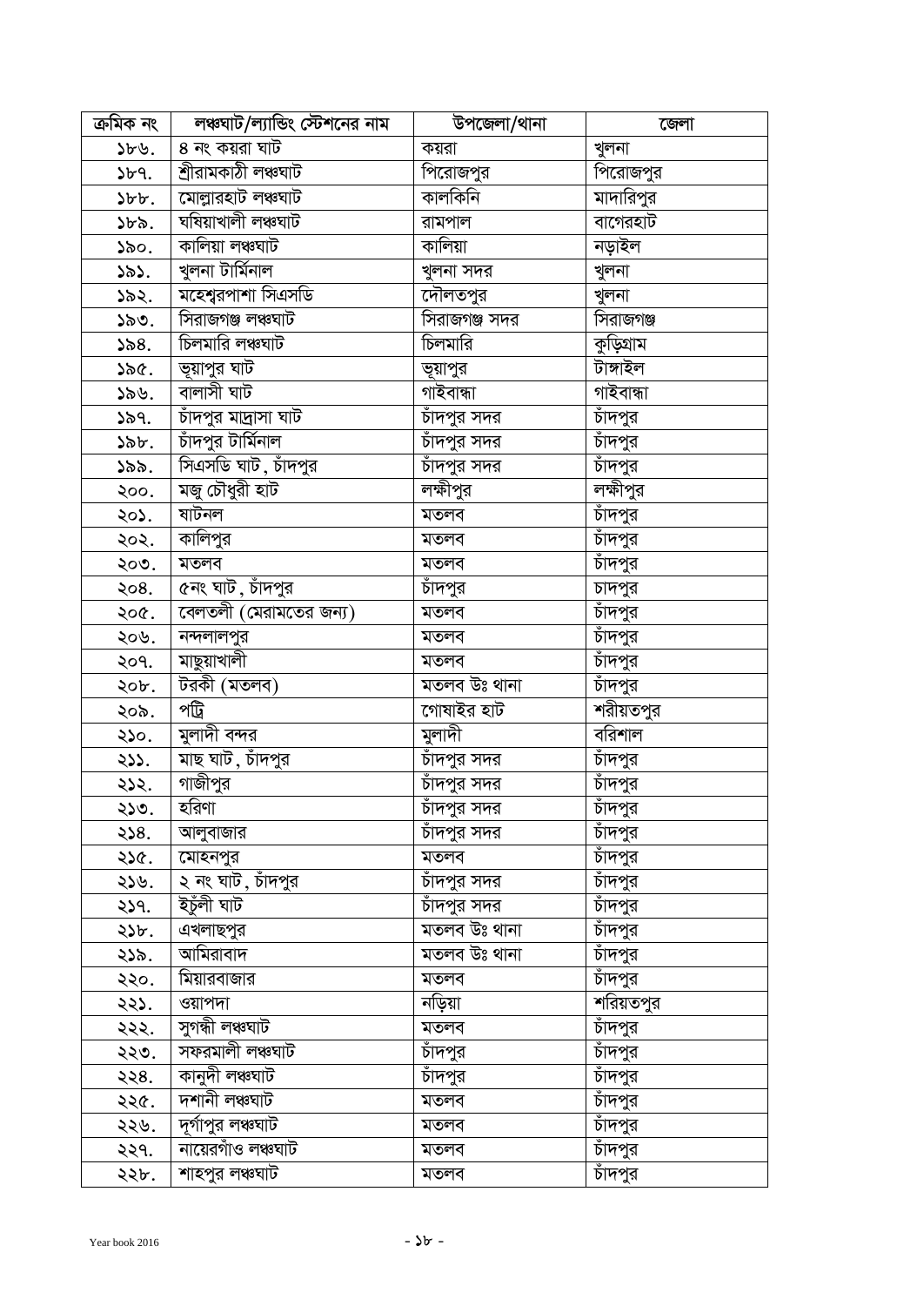| ক্রমিক নং | লঞ্চঘাট/ল্যান্ডিং স্টেশনের নাম | উপজেলা/থানা | জেলা |
|---|---|---|---|
| ১৮৬. | ৪ নং কয়রা ঘাট | কয়রা | খুলনা |
| ১৮৭. | শ্রীরামকাঠী লঞ্চঘাট | পিরোজপুর | পিরোজপুর |
| ১৮৮. | মোল্লারহাট লঞ্চঘাট | কালকিনি | মাদারিপুর |
| ১৮৯. | ঘষিয়াখালী লঞ্চঘাট | রামপাল | বাগেরহাট |
| ১৯০. | কালিয়া লঞ্চঘাট | কালিয়া | নড়াইল |
| ১৯১. | খুলনা টার্মিনাল | খুলনা সদর | খুলনা |
| ১৯২. | মহেশ্বরপাশা সিএসডি | দৌলতপুর | খুলনা |
| ১৯৩. | সিরাজগঞ্জ লঞ্চঘাট | সিরাজগঞ্জ সদর | সিরাজগঞ্জ |
| ১৯৪. | চিলমারি লঞ্চঘাট | চিলমারি | কুড়িগ্রাম |
| ১৯৫. | ভূয়াপুর ঘাট | ভূয়াপুর | টাঙ্গাইল |
| ১৯৬. | বালাসী ঘাট | গাইবান্ধা | গাইবান্ধা |
| ১৯৭. | চাঁদপুর মাদ্রাসা ঘাট | চাঁদপুর সদর | চাঁদপুর |
| ১৯৮. | চাঁদপুর টার্মিনাল | চাঁদপুর সদর | চাঁদপুর |
| ১৯৯. | সিএসডি ঘাট, চাঁদপুর | চাঁদপুর সদর | চাঁদপুর |
| ২০০. | মজু চৌধুরী হাট | লক্ষীপুর | লক্ষীপুর |
| ২০১. | ষাটনল | মতলব | চাঁদপুর |
| ২০২. | কালিপুর | মতলব | চাঁদপুর |
| ২০৩. | মতলব | মতলব | চাঁদপুর |
| ২০৪. | ৫নং ঘাট, চাঁদপুর | চাঁদপুর | চাদপুর |
| ২০৫. | বেলতলী (মেরামতের জন্য) | মতলব | চাঁদপুর |
| ২০৬. | নন্দলালপুর | মতলব | চাঁদপুর |
| ২০৭. | মাছুয়াখালী | মতলব | চাঁদপুর |
| ২০৮. | টরকী (মতলব) | মতলব উঃ থানা | চাঁদপুর |
| ২০৯. | পট্রি | গোষাইর হাট | শরীয়তপুর |
| ২১০. | মুলাদী বন্দর | মুলাদী | বরিশাল |
| ২১১. | মাছ ঘাট, চাঁদপুর | চাঁদপুর সদর | চাঁদপুর |
| ২১২. | গাজীপুর | চাঁদপুর সদর | চাঁদপুর |
| ২১৩. | হরিণা | চাঁদপুর সদর | চাঁদপুর |
| ২১৪. | আলুবাজার | চাঁদপুর সদর | চাঁদপুর |
| ২১৫. | মোহনপুর | মতলব | চাঁদপুর |
| ২১৬. | ২ নং ঘাট, চাঁদপুর | চাঁদপুর সদর | চাঁদপুর |
| ২১৭. | ইচুঁলী ঘাট | চাঁদপুর সদর | চাঁদপুর |
| ২১৮. | এখলাছপুর | মতলব উঃ থানা | চাঁদপুর |
| ২১৯. | আমিরাবাদ | মতলব উঃ থানা | চাঁদপুর |
| ২২০. | মিয়ারবাজার | মতলব | চাঁদপুর |
| ২২১. | ওয়াপদা | নড়িয়া | শরিয়তপুর |
| ২২২. | সুগন্ধী লঞ্চঘাট | মতলব | চাঁদপুর |
| ২২৩. | সফরমালী লঞ্চঘাট | চাঁদপুর | চাঁদপুর |
| ২২৪. | কানুদী লঞ্চঘাট | চাঁদপুর | চাঁদপুর |
| ২২৫. | দশানী লঞ্চঘাট | মতলব | চাঁদপুর |
| ২২৬. | দূর্গাপুর লঞ্চঘাট | মতলব | চাঁদপুর |
| ২২৭. | নায়েরগাঁও লঞ্চঘাট | মতলব | চাঁদপুর |
| ২২৮. | শাহপুর লঞ্চঘাট | মতলব | চাঁদপুর |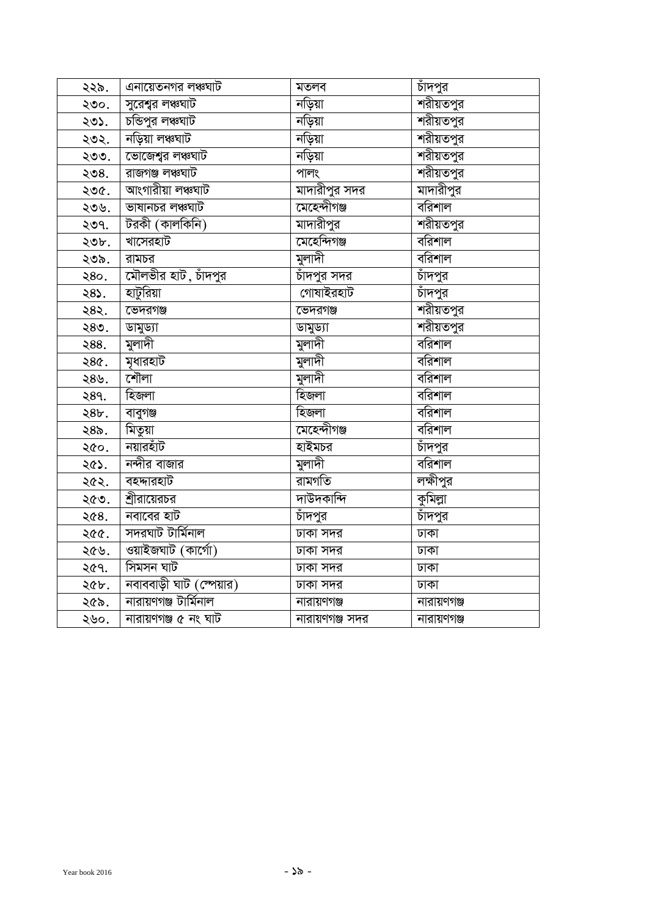| ২২৯. | এনায়েতনগর লঞ্চঘাট | মতলব | চাঁদপুর |
|---|---|---|---|
| ২৩০. | সুরেশ্বর লঞ্চঘাট | নড়িয়া | শরীয়তপুর |
| ২৩১. | চন্ডিপুর লঞ্চঘাট | নড়িয়া | শরীয়তপুর |
| ২৩২. | নড়িয়া লঞ্চঘাট | নড়িয়া | শরীয়তপুর |
| ২৩৩. | ভোজেশ্বর লঞ্চঘাট | নড়িয়া | শরীয়তপুর |
| ২৩৪. | রাজগঞ্জ লঞ্চঘাট | পালং | শরীয়তপুর |
| ২৩৫. | আংগারীয়া লঞ্চঘাট | মাদারীপুর সদর | মাদারীপুর |
| ২৩৬. | ভাষানচর লঞ্চঘাট | মেহেন্দীগঞ্জ | বরিশাল |
| ২৩৭. | টরকী (কালকিনি) | মাদারীপুর | শরীয়তপুর |
| ২৩৮. | খাসেরহাট | মেহেন্দিগঞ্জ | বরিশাল |
| ২৩৯. | রামচর | মুলাদী | বরিশাল |
| ২৪০. | মৌলভীর হাট, চাঁদপুর | চাঁদপুর সদর | চাঁদপুর |
| ২৪১. | হাটুরিয়া | গোষাইরহাট | চাঁদপুর |
| ২৪২. | ভেদরগঞ্জ | ভেদরগঞ্জ | শরীয়তপুর |
| ২৪৩. | ডামুড্যা | ডামুড্যা | শরীয়তপুর |
| ২৪৪. | মুলাদী | মুলাদী | বরিশাল |
| ২৪৫. | মৃধারহাট | মুলাদী | বরিশাল |
| ২৪৬. | শৌলা | মুলাদী | বরিশাল |
| ২৪৭. | হিজলা | হিজলা | বরিশাল |
| ২৪৮. | বাবুগঞ্জ | হিজলা | বরিশাল |
| ২৪৯. | মিতুয়া | মেহেন্দীগঞ্জ | বরিশাল |
| ২৫০. | নয়ারহাঁট | হাইমচর | চাঁদপুর |
| ২৫১. | নন্দীর বাজার | মুলাদী | বরিশাল |
| ২৫২. | বহদ্দারহাট | রামগতি | লক্ষীপুর |
| ২৫৩. | শ্রীরায়েরচর | দাউদকান্দি | কুমিল্লা |
| ২৫৪. | নবাবের হাট | চাঁদপুর | চাঁদপুর |
| ২৫৫. | সদরঘাট টার্মিনাল | ঢাকা সদর | ঢাকা |
| ২৫৬. | ওয়াইজঘাট (কার্গো) | ঢাকা সদর | ঢাকা |
| ২৫৭. | সিমসন ঘাট | ঢাকা সদর | ঢাকা |
| ২৫৮. | নবাববাড়ী ঘাট (স্পেয়ার) | ঢাকা সদর | ঢাকা |
| ২৫৯. | নারায়ণগঞ্জ টার্মিনাল | নারায়ণগঞ্জ | নারায়ণগঞ্জ |
| ২৬০. | নারায়ণগঞ্জ ৫ নং ঘাট | নারায়ণগঞ্জ সদর | নারায়ণগঞ্জ |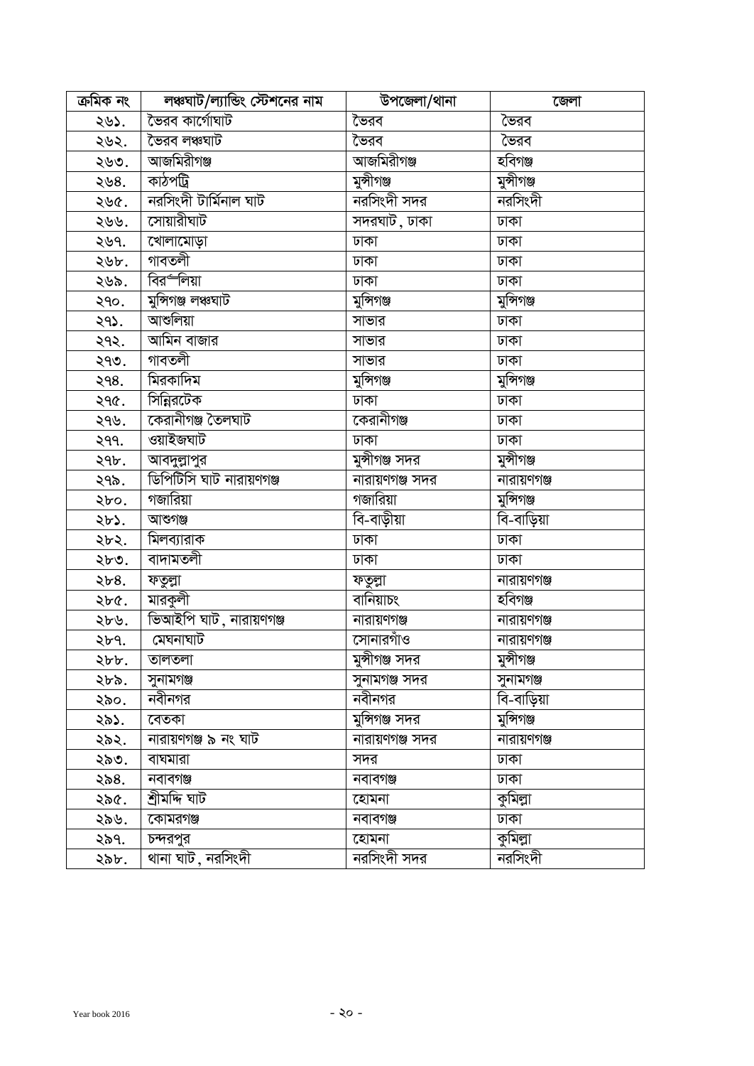| ক্রমিক নং | লঞ্চঘাট/ল্যান্ডিং স্টেশনের নাম | উপজেলা/থানা | জেলা |
|---|---|---|---|
| ২৬১. | ভৈরব কার্গোঘাট | ভৈরব | ভৈরব |
| ২৬২. | ভৈরব লঞ্চঘাট | ভৈরব | ভৈরব |
| ২৬৩. | আজমিরীগঞ্জ | আজমিরীগঞ্জ | হবিগঞ্জ |
| ২৬৪. | কাঠপট্টি | মুন্সীগঞ্জ | মুন্সীগঞ্জ |
| ২৬৫. | নরসিংদী টার্মিনাল ঘাট | নরসিংদী সদর | নরসিংদী |
| ২৬৬. | সোয়ারীঘাট | সদরঘাট, ঢাকা | ঢাকা |
| ২৬৭. | খোলামোড়া | ঢাকা | ঢাকা |
| ২৬৮. | গাবতলী | ঢাকা | ঢাকা |
| ২৬৯. | বির“লিয়া | ঢাকা | ঢাকা |
| ২৭০. | মুন্সিগঞ্জ লঞ্চঘাট | মুন্সিগঞ্জ | মুন্সিগঞ্জ |
| ২৭১. | আশুলিয়া | সাভার | ঢাকা |
| ২৭২. | আমিন বাজার | সাভার | ঢাকা |
| ২৭৩. | গাবতলী | সাভার | ঢাকা |
| ২৭৪. | মিরকাদিম | মুন্সিগঞ্জ | মুন্সিগঞ্জ |
| ২৭৫. | সিন্নিরটেক | ঢাকা | ঢাকা |
| ২৭৬. | কেরানীগঞ্জ তৈলঘাট | কেরানীগঞ্জ | ঢাকা |
| ২৭৭. | ওয়াইজঘাট | ঢাকা | ঢাকা |
| ২৭৮. | আবদুল্লাপুর | মুন্সীগঞ্জ সদর | মুন্সীগঞ্জ |
| ২৭৯. | ডিপিটিসি ঘাট নারায়ণগঞ্জ | নারায়ণগঞ্জ সদর | নারায়ণগঞ্জ |
| ২৮০. | গজারিয়া | গজারিয়া | মুন্সিগঞ্জ |
| ২৮১. | আশুগঞ্জ | বি-বাড়ীয়া | বি-বাড়িয়া |
| ২৮২. | মিলব্যারাক | ঢাকা | ঢাকা |
| ২৮৩. | বাদামতলী | ঢাকা | ঢাকা |
| ২৮৪. | ফতুল্লা | ফতুল্লা | নারায়ণগঞ্জ |
| ২৮৫. | মারকুলী | বানিয়াচং | হবিগঞ্জ |
| ২৮৬. | ভিআইপি ঘাট, নারায়ণগঞ্জ | নারায়ণগঞ্জ | নারায়ণগঞ্জ |
| ২৮৭. | মেঘনাঘাট | সোনারগাঁও | নারায়ণগঞ্জ |
| ২৮৮. | তালতলা | মুন্সীগঞ্জ সদর | মুন্সীগঞ্জ |
| ২৮৯. | সুনামগঞ্জ | সুনামগঞ্জ সদর | সুনামগঞ্জ |
| ২৯০. | নবীনগর | নবীনগর | বি-বাড়িয়া |
| ২৯১. | বেতকা | মুন্সিগঞ্জ সদর | মুন্সিগঞ্জ |
| ২৯২. | নারায়ণগঞ্জ ৯ নং ঘাট | নারায়ণগঞ্জ সদর | নারায়ণগঞ্জ |
| ২৯৩. | বাঘমারা | সদর | ঢাকা |
| ২৯৪. | নবাবগঞ্জ | নবাবগঞ্জ | ঢাকা |
| ২৯৫. | শ্রীমদ্দি ঘাট | হোমনা | কুমিল্লা |
| ২৯৬. | কোমরগঞ্জ | নবাবগঞ্জ | ঢাকা |
| ২৯৭. | চন্দরপুর | হোমনা | কুমিল্লা |
| ২৯৮. | থানা ঘাট, নরসিংদী | নরসিংদী সদর | নরসিংদী |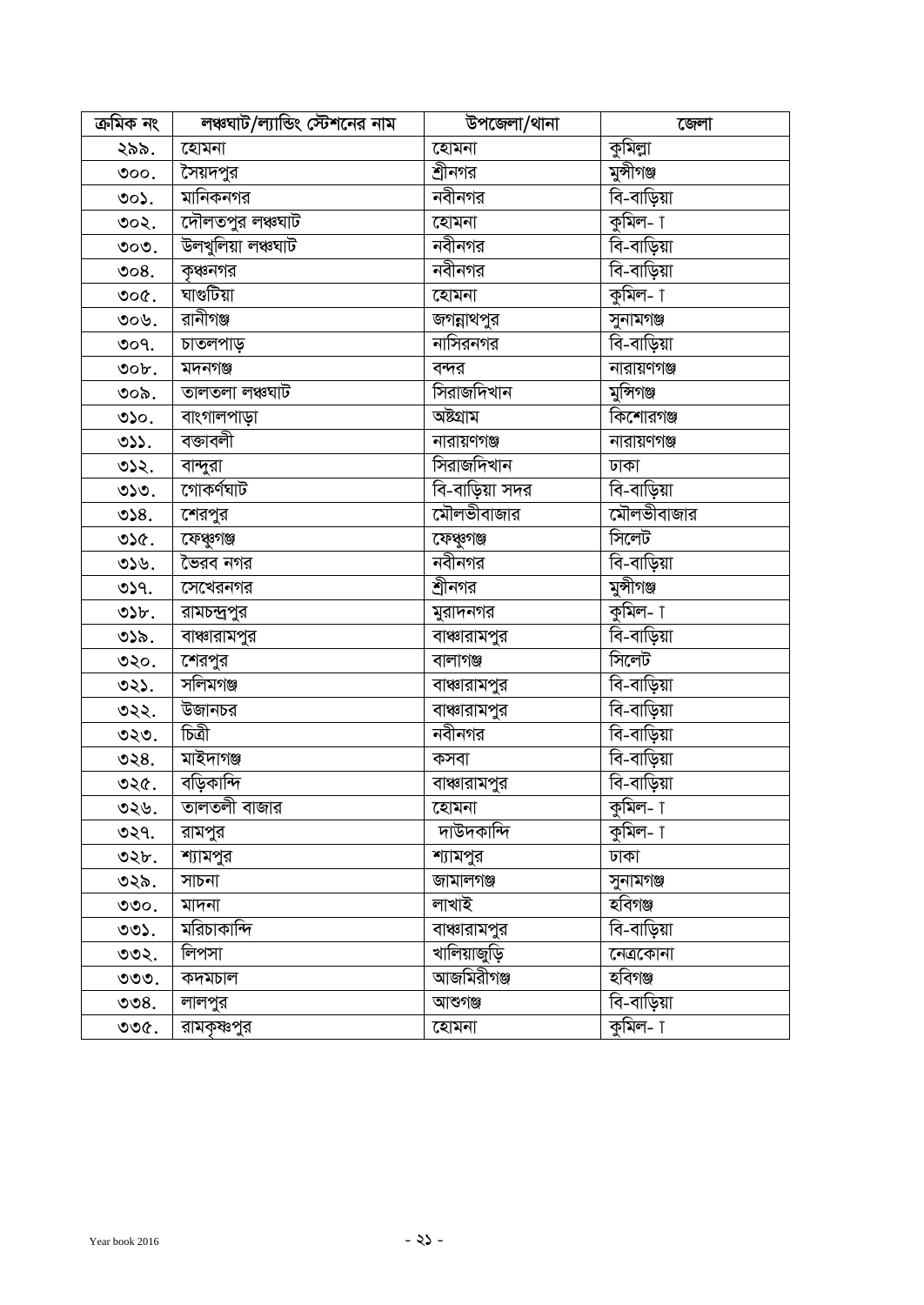| ক্রমিক নং | লঞ্চঘাট/ল্যান্ডিং স্টেশনের নাম | উপজেলা/থানা | জেলা |
|---|---|---|---|
| ২৯৯. | হোমনা | হোমনা | কুমিল্লা |
| ৩০০. | সৈয়দপুর | শ্রীনগর | মুন্সীগঞ্জ |
| ৩০১. | মানিকনগর | নবীনগর | বি-বাড়িয়া |
| ৩০২. | দৌলতপুর লঞ্চঘাট | হোমনা | কুমিল- া |
| ৩০৩. | উলখুলিয়া লঞ্চঘাট | নবীনগর | বি-বাড়িয়া |
| ৩০৪. | কৃষ্ণনগর | নবীনগর | বি-বাড়িয়া |
| ৩০৫. | ঘাগুটিয়া | হোমনা | কুমিল- া |
| ৩০৬. | রানীগঞ্জ | জগন্নাথপুর | সুনামগঞ্জ |
| ৩০৭. | চাতলপাড় | নাসিরনগর | বি-বাড়িয়া |
| ৩০৮. | মদনগঞ্জ | বন্দর | নারায়ণগঞ্জ |
| ৩০৯. | তালতলা লঞ্চঘাট | সিরাজদিখান | মুন্সিগঞ্জ |
| ৩১০. | বাংগালপাড়া | অষ্টগ্রাম | কিশোরগঞ্জ |
| ৩১১. | বক্তাবলী | নারায়ণগঞ্জ | নারায়ণগঞ্জ |
| ৩১২. | বান্দুরা | সিরাজদিখান | ঢাকা |
| ৩১৩. | গোকর্ণঘাট | বি-বাড়িয়া সদর | বি-বাড়িয়া |
| ৩১৪. | শেরপুর | মৌলভীবাজার | মৌলভীবাজার |
| ৩১৫. | ফেঞ্চুগঞ্জ | ফেঞ্চুগঞ্জ | সিলেট |
| ৩১৬. | ভৈরব নগর | নবীনগর | বি-বাড়িয়া |
| ৩১৭. | সেখেরনগর | শ্রীনগর | মুন্সীগঞ্জ |
| ৩১৮. | রামচন্দ্রপুর | মুরাদনগর | কুমিল- া |
| ৩১৯. | বাঞ্চারামপুর | বাঞ্চারামপুর | বি-বাড়িয়া |
| ৩২০. | শেরপুর | বালাগঞ্জ | সিলেট |
| ৩২১. | সলিমগঞ্জ | বাঞ্চারামপুর | বি-বাড়িয়া |
| ৩২২. | উজানচর | বাঞ্চারামপুর | বি-বাড়িয়া |
| ৩২৩. | চিত্রী | নবীনগর | বি-বাড়িয়া |
| ৩২৪. | মাইদাগঞ্জ | কসবা | বি-বাড়িয়া |
| ৩২৫. | বড়িকান্দি | বাঞ্চারামপুর | বি-বাড়িয়া |
| ৩২৬. | তালতলী বাজার | হোমনা | কুমিল- া |
| ৩২৭. | রামপুর | দাউদকান্দি | কুমিল- া |
| ৩২৮. | শ্যামপুর | শ্যামপুর | ঢাকা |
| ৩২৯. | সাচনা | জামালগঞ্জ | সুনামগঞ্জ |
| ৩৩০. | মাদনা | লাখাই | হবিগঞ্জ |
| ৩৩১. | মরিচাকান্দি | বাঞ্চারামপুর | বি-বাড়িয়া |
| ৩৩২. | লিপসা | খালিয়াজুড়ি | নেত্রকোনা |
| ৩৩৩. | কদমচাল | আজমিরীগঞ্জ | হবিগঞ্জ |
| ৩৩৪. | লালপুর | আশুগঞ্জ | বি-বাড়িয়া |
| ৩৩৫. | রামকৃষ্ণপুর | হোমনা | কুমিল- া |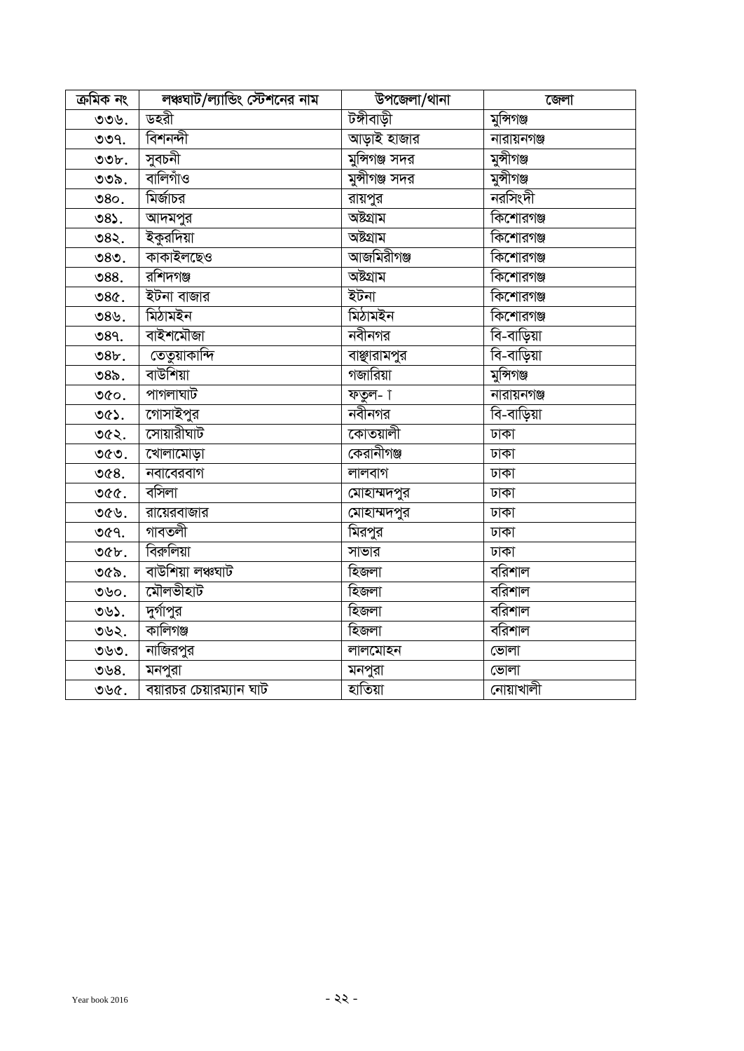| ক্রমিক নং | লঞ্চঘাট/ল্যান্ডিং স্টেশনের নাম | উপজেলা/থানা | জেলা |
|---|---|---|---|
| ৩৩৬. | ডহরী | টঙ্গীবাড়ী | মুন্সিগঞ্জ |
| ৩৩৭. | বিশনন্দী | আড়াই হাজার | নারায়নগঞ্জ |
| ৩৩৮. | সুবচনী | মুন্সিগঞ্জ সদর | মুন্সীগঞ্জ |
| ৩৩৯. | বালিগাঁও | মুন্সীগঞ্জ সদর | মুন্সীগঞ্জ |
| ৩৪০. | মির্জাচর | রায়পুর | নরসিংদী |
| ৩৪১. | আদমপুর | অষ্টগ্রাম | কিশোরগঞ্জ |
| ৩৪২. | ইকুরদিয়া | অষ্টগ্রাম | কিশোরগঞ্জ |
| ৩৪৩. | কাকাইলছেও | আজমিরীগঞ্জ | কিশোরগঞ্জ |
| ৩৪৪. | রশিদগঞ্জ | অষ্টগ্রাম | কিশোরগঞ্জ |
| ৩৪৫. | ইটনা বাজার | ইটনা | কিশোরগঞ্জ |
| ৩৪৬. | মিঠামইন | মিঠামইন | কিশোরগঞ্জ |
| ৩৪৭. | বাইশমৌজা | নবীনগর | বি-বাড়িয়া |
| ৩৪৮. | তেতুয়াকান্দি | বাঞ্ছারামপুর | বি-বাড়িয়া |
| ৩৪৯. | বাউশিয়া | গজারিয়া | মুন্সিগঞ্জ |
| ৩৫০. | পাগলাঘাট | ফতুল- া | নারায়নগঞ্জ |
| ৩৫১. | গোসাইপুর | নবীনগর | বি-বাড়িয়া |
| ৩৫২. | সোয়ারীঘাট | কোতয়ালী | ঢাকা |
| ৩৫৩. | খোলামোড়া | কেরানীগঞ্জ | ঢাকা |
| ৩৫৪. | নবাবেরবাগ | লালবাগ | ঢাকা |
| ৩৫৫. | বসিলা | মোহাম্মদপুর | ঢাকা |
| ৩৫৬. | রায়েরবাজার | মোহাম্মদপুর | ঢাকা |
| ৩৫৭. | গাবতলী | মিরপুর | ঢাকা |
| ৩৫৮. | বিরুলিয়া | সাভার | ঢাকা |
| ৩৫৯. | বাউশিয়া লঞ্চঘাট | হিজলা | বরিশাল |
| ৩৬০. | মৌলভীহাট | হিজলা | বরিশাল |
| ৩৬১. | দুর্গাপুর | হিজলা | বরিশাল |
| ৩৬২. | কালিগঞ্জ | হিজলা | বরিশাল |
| ৩৬৩. | নাজিরপুর | লালমোহন | ভোলা |
| ৩৬৪. | মনপুরা | মনপুরা | ভোলা |
| ৩৬৫. | বয়ারচর চেয়ারম্যান ঘাট | হাতিয়া | নোয়াখালী |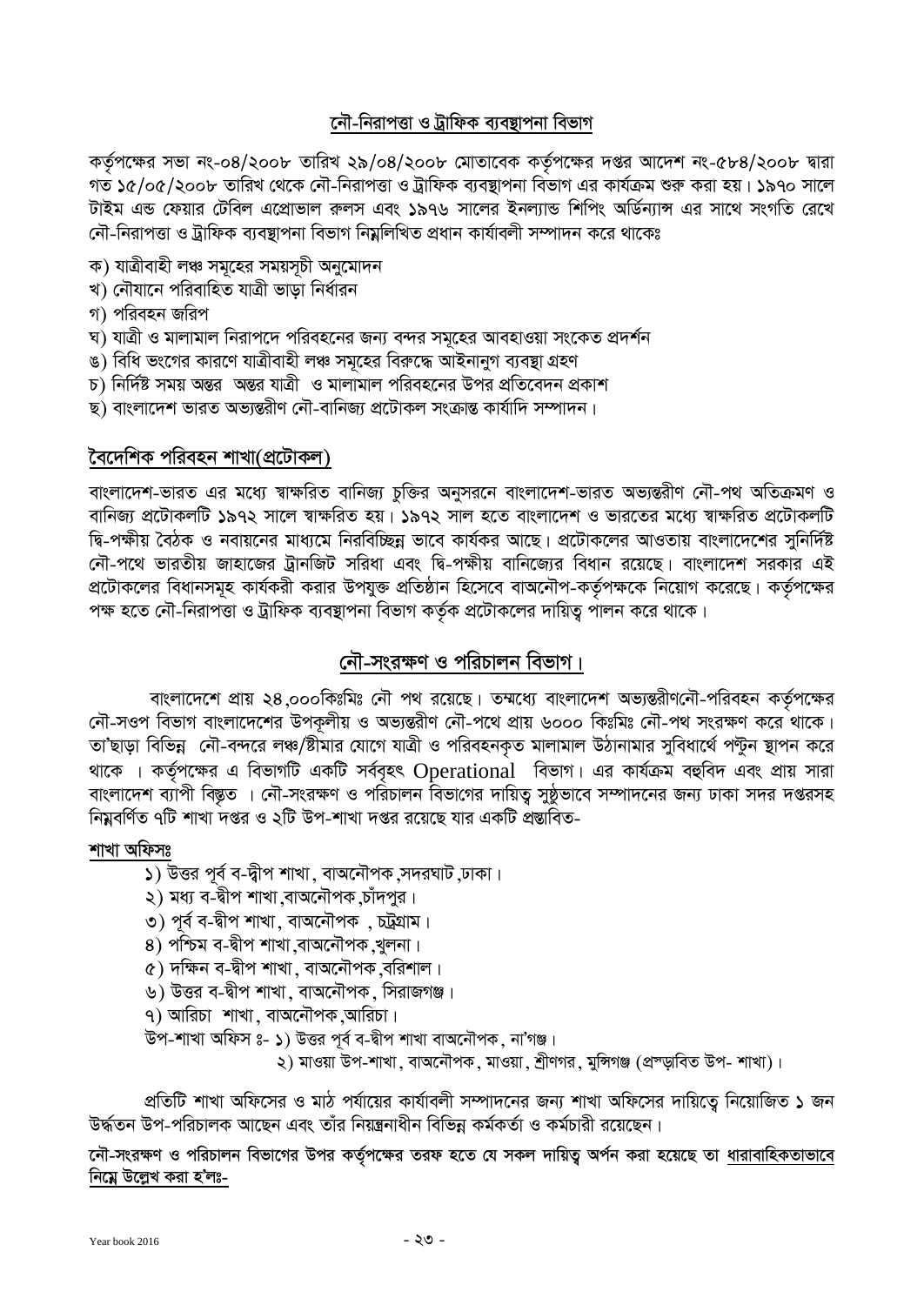## নৌ-নিরাপত্তা ও ট্রাফিক ব্যবস্থাপনা বিভাগ

কর্তৃপক্ষের সভা নং-০৪/২০০৮ তারিখ ২৯/০৪/২০০৮ মোতাবেক কর্তৃপক্ষের দপ্তর আদেশ নং-৫৮৪/২০০৮ দ্বারা গত ১৫/০৫/২০০৮ তারিখ থেকে নৌ-নিরাপত্তা ও ট্রাফিক ব্যবস্থাপনা বিভাগ এর কার্যক্রম শুরু করা হয়। ১৯৭০ সালে টাইম এন্ড ফেয়ার টেবিল এপ্রোভাল রুলস এবং ১৯৭৬ সালের ইনল্যান্ড শিপিং অর্ডিন্যান্স এর সাথে সংগতি রেখে নৌ-নিরাপত্তা ও ট্রাফিক ব্যবস্থাপনা বিভাগ নিম্নলিখিত প্রধান কার্যাবলী সম্পাদন করে থাকেঃ

ক) যাত্রীবাহী লঞ্চ সমূহের সময়সূচী অনুমোদন
খ) নৌযানে পরিবাহিত যাত্রী ভাড়া নির্ধারন
গ) পরিবহন জরিপ
ঘ) যাত্রী ও মালামাল নিরাপদে পরিবহনের জন্য বন্দর সমূহের আবহাওয়া সংকেত প্রদর্শন
ঙ) বিধি ভংগের কারণে যাত্রীবাহী লঞ্চ সমূহের বিরুদ্ধে আইনানুগ ব্যবস্থা গ্রহণ
চ) নির্দিষ্ট সময় অন্তর অন্তর যাত্রী ও মালামাল পরিবহনের উপর প্রতিবেদন প্রকাশ
ছ) বাংলাদেশ ভারত অভ্যন্তরীণ নৌ-বানিজ্য প্রটোকল সংক্রান্ত কার্যাদি সম্পাদন।

## বৈদেশিক পরিবহন শাখা(প্রটোকল)

বাংলাদেশ-ভারত এর মধ্যে স্বাক্ষরিত বানিজ্য চুক্তির অনুসরনে বাংলাদেশ-ভারত অভ্যন্তরীণ নৌ-পথ অতিক্রমণ ও বানিজ্য প্রটোকলটি ১৯৭২ সালে স্বাক্ষরিত হয়। ১৯৭২ সাল হতে বাংলাদেশ ও ভারতের মধ্যে স্বাক্ষরিত প্রটোকলটি দ্বি-পক্ষীয় বৈঠক ও নবায়নের মাধ্যমে নিরবিচ্ছিন্ন ভাবে কার্যকর আছে। প্রটোকলের আওতায় বাংলাদেশের সুনির্দিষ্ট নৌ-পথে ভারতীয় জাহাজের ট্রানজিট সরিধা এবং দ্বি-পক্ষীয় বানিজ্যের বিধান রয়েছে। বাংলাদেশ সরকার এই প্রটোকলের বিধানসমূহ কার্যকরী করার উপযুক্ত প্রতিষ্ঠান হিসেবে বাঅনৌপ-কর্তৃপক্ষকে নিয়োগ করেছে। কর্তৃপক্ষের পক্ষ হতে নৌ-নিরাপত্তা ও ট্রাফিক ব্যবস্থাপনা বিভাগ কর্তৃক প্রটোকলের দায়িত্ব পালন করে থাকে।

## নৌ-সংরক্ষণ ও পরিচালন বিভাগ।

বাংলাদেশে প্রায় ২৪,০০০কিঃমিঃ নৌ পথ রয়েছে। তন্মধ্যে বাংলাদেশ অভ্যন্তরীণনৌ-পরিবহন কর্তৃপক্ষের নৌ-সওপ বিভাগ বাংলাদেশের উপকূলীয় ও অভ্যন্তরীণ নৌ-পথে প্রায় ৬০০০ কিঃমিঃ নৌ-পথ সংরক্ষণ করে থাকে। তা'ছাড়া বিভিন্ন নৌ-বন্দরে লঞ্চ/ষ্টীমার যোগে যাত্রী ও পরিবহনকৃত মালামাল উঠানামার সুবিধার্থে পন্টুন স্থাপন করে থাকে । কর্তৃপক্ষের এ বিভাগটি একটি সর্ববৃহৎ Operational বিভাগ। এর কার্যক্রম বহুবিদ এবং প্রায় সারা বাংলাদেশ ব্যাপী বিস্তৃত । নৌ-সংরক্ষণ ও পরিচালন বিভাগের দায়িত্ব সুষ্ঠুভাবে সম্পাদনের জন্য ঢাকা সদর দপ্তরসহ নিম্নবর্ণিত ৭টি শাখা দপ্তর ও ২টি উপ-শাখা দপ্তর রয়েছে যার একটি প্রস্তাবিত-

**শাখা অফিসঃ**

১) উত্তর পূর্ব ব-দ্বীপ শাখা, বাঅনৌপক,সদরঘাট,ঢাকা।
২) মধ্য ব-দ্বীপ শাখা,বাঅনৌপক,চাঁদপুর।
৩) পূর্ব ব-দ্বীপ শাখা, বাঅনৌপক , চট্রগ্রাম।
৪) পশ্চিম ব-দ্বীপ শাখা,বাঅনৌপক,খুলনা।
৫) দক্ষিন ব-দ্বীপ শাখা, বাঅনৌপক,বরিশাল।
৬) উত্তর ব-দ্বীপ শাখা, বাঅনৌপক, সিরাজগঞ্জ।
৭) আরিচা শাখা, বাঅনৌপক,আরিচা।

উপ-শাখা অফিস ঃ- ১) উত্তর পূর্ব ব-দ্বীপ শাখা বাঅনৌপক, না'গঞ্জ।
২) মাওয়া উপ-শাখা, বাঅনৌপক, মাওয়া, শ্রীণগর, মুন্সিগঞ্জ (প্রস্তাবিত উপ- শাখা)।

প্রতিটি শাখা অফিসের ও মাঠ পর্যায়ের কার্যাবলী সম্পাদনের জন্য শাখা অফিসের দায়িত্বে নিয়োজিত ১ জন উর্দ্ধতন উপ-পরিচালক আছেন এবং তাঁর নিয়ন্ত্রনাধীন বিভিন্ন কর্মকর্তা ও কর্মচারী রয়েছেন।

**নৌ-সংরক্ষণ ও পরিচালন বিভাগের উপর কর্তৃপক্ষের তরফ হতে যে সকল দায়িত্ব অর্পন করা হয়েছে তা ধারাবাহিকতাভাবে নিম্নে উল্লেখ করা হ'লঃ-**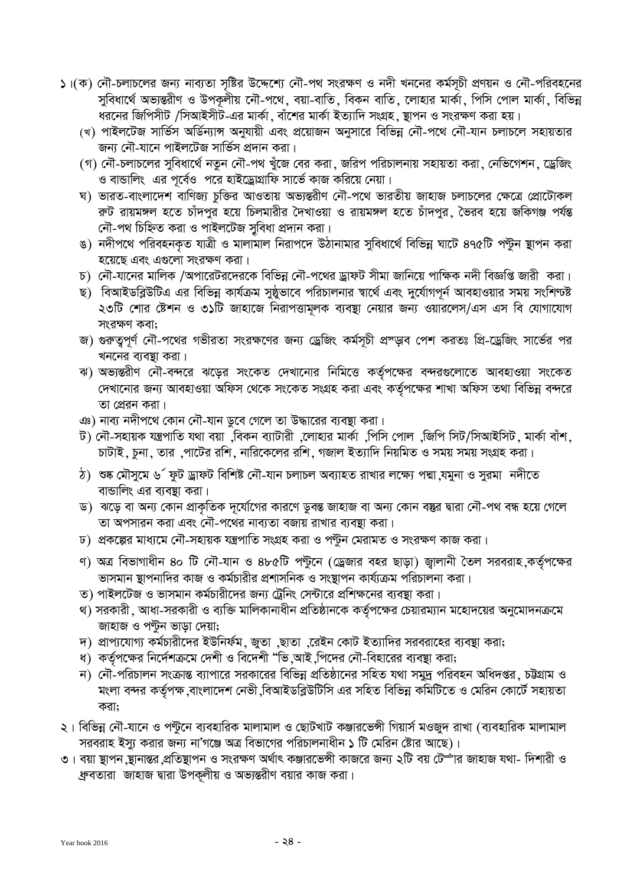১।(ক) নৌ-চলাচলের জন্য নাব্যতা সৃষ্টির উদ্দেশ্যে নৌ-পথ সংরক্ষণ ও নদী খননের কর্মসূচী প্রণয়ন ও নৌ-পরিবহনের সুবিধার্থে অভ্যন্তরীণ ও উপকূলীয় নৌ-পথে, বয়া-বাতি, বিকন বাতি, লোহার মার্কা, পিসি পোল মার্কা, বিভিন্ন ধরনের জিপিসীট /সিআইসীট-এর মার্কা, বাঁশের মার্কা ইত্যাদি সংগ্রহ, স্থাপন ও সংরক্ষণ করা হয়।

(খ) পাইলটেজ সার্ভিস অর্ডিন্যান্স অনুযায়ী এবং প্রয়োজন অনুসারে বিভিন্ন নৌ-পথে নৌ-যান চলাচলে সহায়তার জন্য নৌ-যানে পাইলটেজ সার্ভিস প্রদান করা।

(গ) নৌ-চলাচলের সুবিধার্থে নতুন নৌ-পথ খুঁজে বের করা, জরিপ পরিচালনায় সহায়তা করা, নেভিগেশন, ড্রেজিং ও বান্ডালিং এর পূর্বেও পরে হাইড্রোগ্রাফি সার্ভে কাজ করিয়ে নেয়া।

ঘ) ভারত-বাংলাদেশ বাণিজ্য চুক্তির আওতায় অভ্যন্তরীণ নৌ-পথে ভারতীয় জাহাজ চলাচলের ক্ষেত্রে প্রোটোকল রুট রায়মঙ্গল হতে চাঁদপুর হয়ে চিলমারীর দৈখাওয়া ও রায়মঙ্গল হতে চাঁদপুর, ভৈরব হয়ে জকিগঞ্জ পর্যন্ত নৌ-পথ চিহ্নিত করা ও পাইলটেজ সুবিধা প্রদান করা।

ঙ) নদীপথে পরিবহনকৃত যাত্রী ও মালামাল নিরাপদে উঠানামার সুবিধার্থে বিভিন্ন ঘাটে ৪৭৫টি পন্টুন স্থাপন করা হয়েছে এবং এগুলো সংরক্ষণ করা।

চ) নৌ-যানের মালিক /অপারেটরদেরকে বিভিন্ন নৌ-পথের ড্রাফট সীমা জানিয়ে পাক্ষিক নদী বিজ্ঞপ্তি জারী করা।

ছ) বিআইডব্লিউটিএ এর বিভিন্ন কার্যক্রম সুষ্ঠুভাবে পরিচালনার স্বার্থে এবং দুর্যোগপূর্ন আবহাওয়ার সময় সংশ্লিষ্ট ২৩টি শোর ষ্টেশন ও ৩১টি জাহাজে নিরাপত্তামূলক ব্যবস্থা নেয়ার জন্য ওয়ারলেস/এস এস বি যোগাযোগ সংরক্ষণ কবা;

জ) গুরুত্বপূর্ণ নৌ-পথের গভীরতা সংরক্ষণের জন্য ড্রেজিং কর্মসূচী প্রস্তাব পেশ করতঃ প্রি-ড্রেজিং সার্ভের পর খননের ব্যবস্থা করা।

ঝ) অভ্যন্তরীণ নৌ-বন্দরে ঝড়ের সংকেত দেখানোর নিমিত্তে কর্তৃপক্ষের বন্দরগুলোতে আবহাওয়া সংকেত দেখানোর জন্য আবহাওয়া অফিস থেকে সংকেত সংগ্রহ করা এবং কর্তৃপক্ষের শাখা অফিস তথা বিভিন্ন বন্দরে তা প্রেরন করা।

ঞ) নাব্য নদীপথে কোন নৌ-যান ডুবে গেলে তা উদ্ধারের ব্যবস্থা করা।

ট) নৌ-সহায়ক যন্ত্রপাতি যথা বয়া ,বিকন ব্যাটারী ,লোহার মার্কা ,পিসি পোল ,জিপি সিট/সিআইসিট, মার্কা বাঁশ, চাটাই, চুনা, তার ,পাটের রশি, নারিকেলের রশি, গজাল ইত্যাদি নিয়মিত ও সময় সময় সংগ্রহ করা।

ঠ) শুষ্ক মৌসুমে ৬´ ফুট ড্রাফট বিশিষ্ট নৌ-যান চলাচল অব্যাহত রাখার লক্ষ্যে পদ্মা,যমুনা ও সুরমা নদীতে বান্ডালিং এর ব্যবস্থা করা।

ড) ঝড়ে বা অন্য কোন প্রাকৃতিক দূর্যোগের কারণে ডুবন্ত জাহাজ বা অন্য কোন বস্তুর দ্বারা নৌ-পথ বন্ধ হয়ে গেলে তা অপসারন করা এবং নৌ-পথের নাব্যতা বজায় রাখার ব্যবস্থা করা।

ঢ) প্রকল্পের মাধ্যমে নৌ-সহায়ক যন্ত্রপাতি সংগ্রহ করা ও পন্টুন মেরামত ও সংরক্ষণ কাজ করা।

ণ) অত্র বিভাগাধীন ৪০ টি নৌ-যান ও ৪৮৫টি পন্টুনে (ড্রেজার বহর ছাড়া) জ্বালানী তৈল সরবরাহ,কর্তৃপক্ষের ভাসমান স্থাপনাদির কাজ ও কর্মচারীর প্রশাসনিক ও সংস্থাপন কার্যক্রম পরিচালনা করা।

ত) পাইলটেজ ও ভাসমান কর্মচারীদের জন্য ট্রেনিং সেন্টারে প্রশিক্ষনের ব্যবস্থা করা।

থ) সরকারী, আধা-সরকারী ও ব্যক্তি মালিকানাধীন প্রতিষ্ঠানকে কর্তৃপক্ষের চেয়ারম্যান মহোদয়ের অনুমোদনক্রমে জাহাজ ও পন্টুন ভাড়া দেয়া;

দ) প্রাপ্যযোগ্য কর্মচারীদের ইউনির্ফম, জুতা ,ছাতা ,রেইন কোট ইত্যাদির সরবরাহের ব্যবস্থা করা;

ধ) কর্তৃপক্ষের নির্দেশক্রমে দেশী ও বিদেশী "ভি,আই,পিদের নৌ-বিহারের ব্যবস্থা করা;

ন) নৌ-পরিচালন সংক্রান্ত ব্যাপারে সরকারের বিভিন্ন প্রতিষ্ঠানের সহিত যথা সমুদ্র পরিবহন অধিদপ্তর, চট্টগ্রাম ও মংলা বন্দর কর্তৃপক্ষ,বাংলাদেশ নেভী,বিআইডব্লিউটিসি এর সহিত বিভিন্ন কমিটিতে ও মেরিন কোর্টে সহায়তা করা;

২। বিভিন্ন নৌ-যানে ও পন্টুনে ব্যবহারিক মালামাল ও ছোটখাট কঞ্জারভেন্সী গিয়ার্স মওজুদ রাখা (ব্যবহারিক মালামাল সরবরাহ ইস্যু করার জন্য না'গঞ্জে অত্র বিভাগের পরিচালনাধীন ১ টি মেরিন ষ্টোর আছে)।

৩। বয়া স্থাপন,স্থানান্তর,প্রতিস্থাপন ও সংরক্ষণ অর্থাৎ কঞ্জারভেন্সী কাজরে জন্য ২টি বয় টেন্ডার জাহাজ যথা- দিশারী ও ধ্রুবতারা জাহাজ দ্বারা উপকূলীয় ও অভ্যন্তরীণ বয়ার কাজ করা।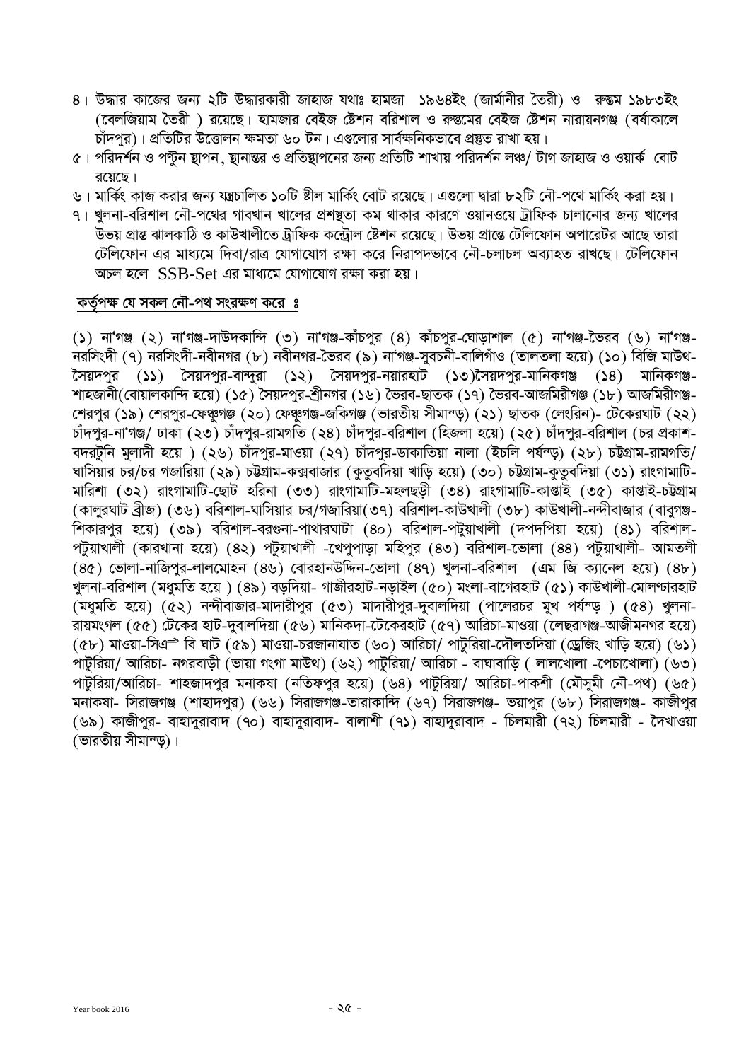৪। উদ্ধার কাজের জন্য ২টি উদ্ধারকারী জাহাজ যথাঃ হামজা ১৯৬৪ইং (জার্মানীর তৈরী) ও রুস্তম ১৯৮৩ইং (বেলজিয়াম তৈরী ) রয়েছে। হামজার বেইজ ষ্টেশন বরিশাল ও রুস্তমের বেইজ ষ্টেশন নারায়নগঞ্জ (বর্ষাকালে চাঁদপুর)। প্রতিটির উত্তোলন ক্ষমতা ৬০ টন। এগুলোর সার্বক্ষনিকভাবে প্রস্তুত রাখা হয়।

৫। পরিদর্শন ও পন্টুন স্থাপন, স্থানান্তর ও প্রতিস্থাপনের জন্য প্রতিটি শাখায় পরিদর্শন লঞ্চ/ টাগ জাহাজ ও ওয়ার্ক বোট রয়েছে।

৬। মার্কিং কাজ করার জন্য যন্ত্রচালিত ১০টি ষ্টীল মার্কিং বোট রয়েছে। এগুলো দ্বারা ৮২টি নৌ-পথে মার্কিং করা হয়।

৭। খুলনা-বরিশাল নৌ-পথের গাবখান খালের প্রশস্থতা কম থাকার কারণে ওয়ানওয়ে ট্রাফিক চালানোর জন্য খালের উভয় প্রান্ত ঝালকাঠি ও কাউখালীতে ট্রাফিক কন্ট্রোল ষ্টেশন রয়েছে। উভয় প্রান্তে টেলিফোন অপারেটর আছে তারা টেলিফোন এর মাধ্যমে দিবা/রাত্র যোগাযোগ রক্ষা করে নিরাপদভাবে নৌ-চলাচল অব্যাহত রাখছে। টেলিফোন অচল হলে SSB-Set এর মাধ্যমে যোগাযোগ রক্ষা করা হয়।

**কর্তৃপক্ষ যে সকল নৌ-পথ সংরক্ষণ করে ঃ**

(১) না'গঞ্জ (২) না'গঞ্জ-দাউদকান্দি (৩) না'গঞ্জ-কাঁচপুর (৪) কাঁচপুর-ঘোড়াশাল (৫) না'গঞ্জ-ভৈরব (৬) না'গঞ্জ-নরসিংদী (৭) নরসিংদী-নবীনগর (৮) নবীনগর-ভৈরব (৯) না'গঞ্জ-সুবচনী-বালিগাঁও (তালতলা হয়ে) (১০) বিজি মাউথ-সৈয়দপুর (১১) সৈয়দপুর-বান্দুরা (১২) সৈয়দপুর-নয়ারহাট (১৩)সৈয়দপুর-মানিকগঞ্জ (১৪) মানিকগঞ্জ-শাহজানী(বোয়ালকান্দি হয়ে) (১৫) সৈয়দপুর-শ্রীনগর (১৬) ভৈরব-ছাতক (১৭) ভৈরব-আজমিরীগঞ্জ (১৮) আজমিরীগঞ্জ-শেরপুর (১৯) শেরপুর-ফেঞ্চুগঞ্জ (২০) ফেঞ্চুগঞ্জ-জকিগঞ্জ (ভারতীয় সীমান্ড়) (২১) ছাতক (লেংরিন)- টেকেরঘাট (২২) চাঁদপুর-না'গঞ্জ/ ঢাকা (২৩) চাঁদপুর-রামগতি (২৪) চাঁদপুর-বরিশাল (হিজলা হয়ে) (২৫) চাঁদপুর-বরিশাল (চর প্রকাশ-বদরটুনি মুলাদী হয়ে ) (২৬) চাঁদপুর-মাওয়া (২৭) চাঁদপুর-ডাকাতিয়া নালা (ইচলি পর্যন্ড়) (২৮) চট্টগ্রাম-রামগতি/ ঘাসিয়ার চর/চর গজারিয়া (২৯) চট্টগ্রাম-কক্সবাজার (কুতুবদিয়া খাড়ি হয়ে) (৩০) চট্টগ্রাম-কুতুবদিয়া (৩১) রাংগামাটি-মারিশা (৩২) রাংগামাটি-ছোট হরিনা (৩৩) রাংগামাটি-মহলছড়ী (৩৪) রাংগামাটি-কাপ্তাই (৩৫) কাপ্তাই-চট্টগ্রাম (কালুরঘাট ব্রীজ) (৩৬) বরিশাল-ঘাসিয়ার চর/গজারিয়া(৩৭) বরিশাল-কাউখালী (৩৮) কাউখালী-নন্দীবাজার (বাবুগঞ্জ-শিকারপুর হয়ে) (৩৯) বরিশাল-বরগুনা-পাথারঘাটা (৪০) বরিশাল-পটুয়াখালী (দপদপিয়া হয়ে) (৪১) বরিশাল-পটুয়াখালী (কারখানা হয়ে) (৪২) পটুয়াখালী -খেপুপাড়া মহিপুর (৪৩) বরিশাল-ভোলা (৪৪) পটুয়াখালী- আমতলী (৪৫) ভোলা-নাজিপুর-লালমোহন (৪৬) বোরহানউদ্দিন-ভোলা (৪৭) খুলনা-বরিশাল (এম জি ক্যানেল হয়ে) (৪৮) খুলনা-বরিশাল (মধুমতি হয়ে ) (৪৯) বড়দিয়া- গাজীরহাট-নড়াইল (৫০) মংলা-বাগেরহাট (৫১) কাউখালী-মোলণ্ডারহাট (মধুমতি হয়ে) (৫২) নন্দীবাজার-মাদারীপুর (৫৩) মাদারীপুর-দুবালদিয়া (পালেরচর মুখ পর্যন্ড় ) (৫৪) খুলনা-রায়মংগল (৫৫) টেকের হাট-দুবালদিয়া (৫৬) মানিকদা-টেকেরহাট (৫৭) আরিচা-মাওয়া (লেছরাগঞ্জ-আজীমনগর হয়ে) (৫৮) মাওয়া-সিএন্ড বি ঘাট (৫৯) মাওয়া-চরজানাযাত (৬০) আরিচা/ পাটুরিয়া-দৌলতদিয়া (ড্রেজিং খাড়ি হয়ে) (৬১) পাটুরিয়া/ আরিচা- নগরবাড়ী (ভায়া গংগা মাউথ) (৬২) পাটুরিয়া/ আরিচা - বাঘাবাড়ি ( লালখোলা -পেচাখোলা) (৬৩) পাটুরিয়া/আরিচা- শাহজাদপুর মনাকষা (নতিফপুর হয়ে) (৬৪) পাটুরিয়া/ আরিচা-পাকশী (মৌসুমী নৌ-পথ) (৬৫) মনাকষা- সিরাজগঞ্জ (শাহাদপুর) (৬৬) সিরাজগঞ্জ-তারাকান্দি (৬৭) সিরাজগঞ্জ- ভয়াপুর (৬৮) সিরাজগঞ্জ- কাজীপুর (৬৯) কাজীপুর- বাহাদুরাবাদ (৭০) বাহাদুরাবাদ- বালাশী (৭১) বাহাদুরাবাদ - চিলমারী (৭২) চিলমারী - দৈখাওয়া (ভারতীয় সীমান্ড়)।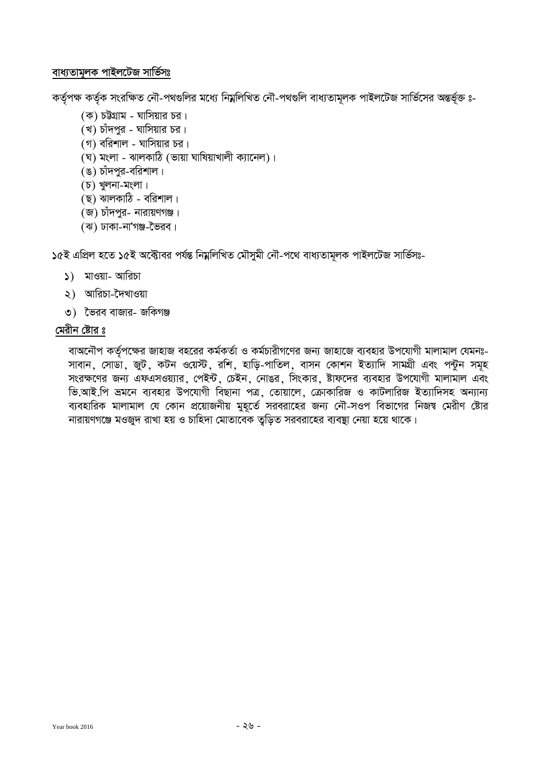**বাধ্যতামূলক পাইলটেজ সার্ভিসঃ**

কর্তৃপক্ষ কর্তৃক সংরক্ষিত নৌ-পথগুলির মধ্যে নিম্নলিখিত নৌ-পথগুলি বাধ্যতামূলক পাইলটেজ সার্ভিসের অন্তর্ভূক্ত ঃ-

(ক) চট্টগ্রাম - ঘাসিয়ার চর।
(খ) চাঁদপুর - ঘাসিয়ার চর।
(গ) বরিশাল - ঘাসিয়ার চর।
(ঘ) মংলা - ঝালকাঠি (ভায়া ঘাষিয়াখালী ক্যানেল)।
(ঙ) চাঁদপুর-বরিশাল।
(চ) খুলনা-মংলা।
(ছ) ঝালকাঠি - বরিশাল।
(জ) চাঁদপুর- নারায়ণগঞ্জ।
(ঝ) ঢাকা-না'গঞ্জ-ভৈরব।

১৫ই এপ্রিল হতে ১৫ই অক্টোবর পর্যন্ত নিম্নলিখিত মৌসুমী নৌ-পথে বাধ্যতামূলক পাইলটেজ সার্ভিসঃ-

১) মাওয়া- আরিচা
২) আরিচা-দৌখাওয়া
৩) ভৈরব বাজার- জকিগঞ্জ

**মেরীন ষ্টোর ঃ**

বাঅনৌপ কর্তৃপক্ষের জাহাজ বহরের কর্মকর্তা ও কর্মচারীগণের জন্য জাহাজে ব্যবহার উপযোগী মালামাল যেমনঃ- সাবান, সোডা, জুট, কটন ওয়েস্ট, রশি, হাড়ি-পাতিল, বাসন কোশন ইত্যাদি সামগ্রী এবং পন্টুন সমূহ সংরক্ষণের জন্য এফএসওয়্যার, পেইন্ট, চেইন, নোঙর, সিংকার, ষ্টাফদের ব্যবহার উপযোগী মালামাল এবং ভি.আই.পি ভ্রমনে ব্যবহার উপযোগী বিছানা পত্র, তোয়ালে, ক্রোকারিজ ও কাটলারিজ ইত্যাদিসহ অন্যান্য ব্যবহারিক মালামাল যে কোন প্রয়োজনীয় মুহূর্তে সরবরাহের জন্য নৌ-সওপ বিভাগের নিজস্ব মেরীণ ষ্টোর নারায়ণগঞ্জে মওজুদ রাখা হয় ও চাহিদা মোতাবেক ত্বড়িত সরবরাহের ব্যবস্থা নেয়া হয়ে থাকে।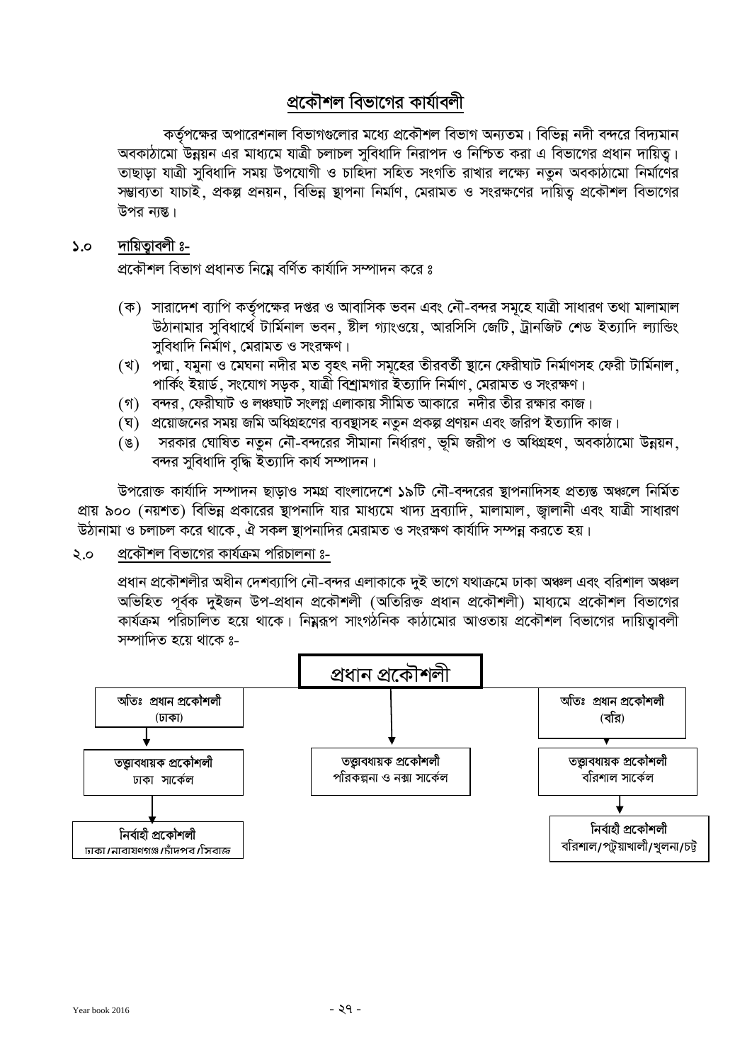# প্রকৌশল বিভাগের কার্যাবলী

কর্তৃপক্ষের অপারেশনাল বিভাগগুলোর মধ্যে প্রকৌশল বিভাগ অন্যতম। বিভিন্ন নদী বন্দরে বিদ্যমান অবকাঠামো উন্নয়ন এর মাধ্যমে যাত্রী চলাচল সুবিধাদি নিরাপদ ও নিশ্চিত করা এ বিভাগের প্রধান দায়িত্ব। তাছাড়া যাত্রী সুবিধাদি সময় উপযোগী ও চাহিদা সহিত সংগতি রাখার লক্ষ্যে নতুন অবকাঠামো নির্মাণের সম্ভাব্যতা যাচাই, প্রকল্প প্রনয়ন, বিভিন্ন স্থাপনা নির্মাণ, মেরামত ও সংরক্ষণের দায়িত্ব প্রকৌশল বিভাগের উপর ন্যস্ত।

## ১.০ দায়িত্বাবলী ঃ-

প্রকৌশল বিভাগ প্রধানত নিম্নে বর্ণিত কার্যাদি সম্পাদন করে ঃ

(ক) সারাদেশ ব্যাপি কর্তৃপক্ষের দপ্তর ও আবাসিক ভবন এবং নৌ-বন্দর সমূহে যাত্রী সাধারণ তথা মালামাল উঠানামার সুবিধার্থে টার্মিনাল ভবন, ষ্টীল গ্যাংওয়ে, আরসিসি জেটি, ট্রানজিট শেড ইত্যাদি ল্যান্ডিং সুবিধাদি নির্মাণ, মেরামত ও সংরক্ষণ।

(খ) পদ্মা, যমুনা ও মেঘনা নদীর মত বৃহৎ নদী সমূহের তীরবর্তী স্থানে ফেরীঘাট নির্মাণসহ ফেরী টার্মিনাল, পার্কিং ইয়ার্ড, সংযোগ সড়ক, যাত্রী বিশ্রামগার ইত্যাদি নির্মাণ, মেরামত ও সংরক্ষণ।

(গ) বন্দর, ফেরীঘাট ও লঞ্চঘাট সংলগ্ন এলাকায় সীমিত আকারে নদীর তীর রক্ষার কাজ।

(ঘ) প্রয়োজনের সময় জমি অধিগ্রহণের ব্যবস্থাসহ নতুন প্রকল্প প্রণয়ন এবং জরিপ ইত্যাদি কাজ।

(ঙ) সরকার ঘোষিত নতুন নৌ-বন্দরের সীমানা নির্ধারণ, ভূমি জরীপ ও অধিগ্রহণ, অবকাঠামো উন্নয়ন, বন্দর সুবিধাদি বৃদ্ধি ইত্যাদি কার্য সম্পাদন।

উপরোক্ত কার্যাদি সম্পাদন ছাড়াও সমগ্র বাংলাদেশে **১৯**টি নৌ-বন্দরের স্থাপনাদিসহ প্রত্যন্ত অঞ্চলে নির্মিত প্রায় ৯০০ (নয়শত) বিভিন্ন প্রকারের স্থাপনাদি যার মাধ্যমে খাদ্য দ্রব্যাদি, মালামাল, জ্বালানী এবং যাত্রী সাধারণ উঠানামা ও চলাচল করে থাকে, ঐ সকল স্থাপনাদির মেরামত ও সংরক্ষণ কার্যাদি সম্পন্ন করতে হয়।

## ২.০ প্রকৌশল বিভাগের কার্যক্রম পরিচালনা ঃ-

প্রধান প্রকৌশলীর অধীন দেশব্যাপি নৌ-বন্দর এলাকাকে দুই ভাগে যথাক্রমে ঢাকা অঞ্চল এবং বরিশাল অঞ্চল অভিহিত পূর্বক দুইজন উপ-প্রধান প্রকৌশলী (অতিরিক্ত প্রধান প্রকৌশলী) মাধ্যমে প্রকৌশল বিভাগের কার্যক্রম পরিচালিত হয়ে থাকে। নিম্নরূপ সাংগঠনিক কাঠামোর আওতায় প্রকৌশল বিভাগের দায়িত্বাবলী সম্পাদিত হয়ে থাকে ঃ-

**প্রধান প্রকৌশলী**

- **অতিঃ প্রধান প্রকৌশলী (ঢাকা)**
  - **তত্ত্বাবধায়ক প্রকৌশলী** ঢাকা সার্কেল
    - **নির্বাহী প্রকৌশলী** ঢাকা/নারায়ণগঞ্জ/চাঁদপুর/সিরাজ
- **তত্ত্বাবধায়ক প্রকৌশলী** পরিকল্পনা ও নক্সা সার্কেল
- **অতিঃ প্রধান প্রকৌশলী (বরি)**
  - **তত্ত্বাবধায়ক প্রকৌশলী** বরিশাল সার্কেল
    - **নির্বাহী প্রকৌশলী** বরিশাল/পটুয়াখালী/খুলনা/চট্ট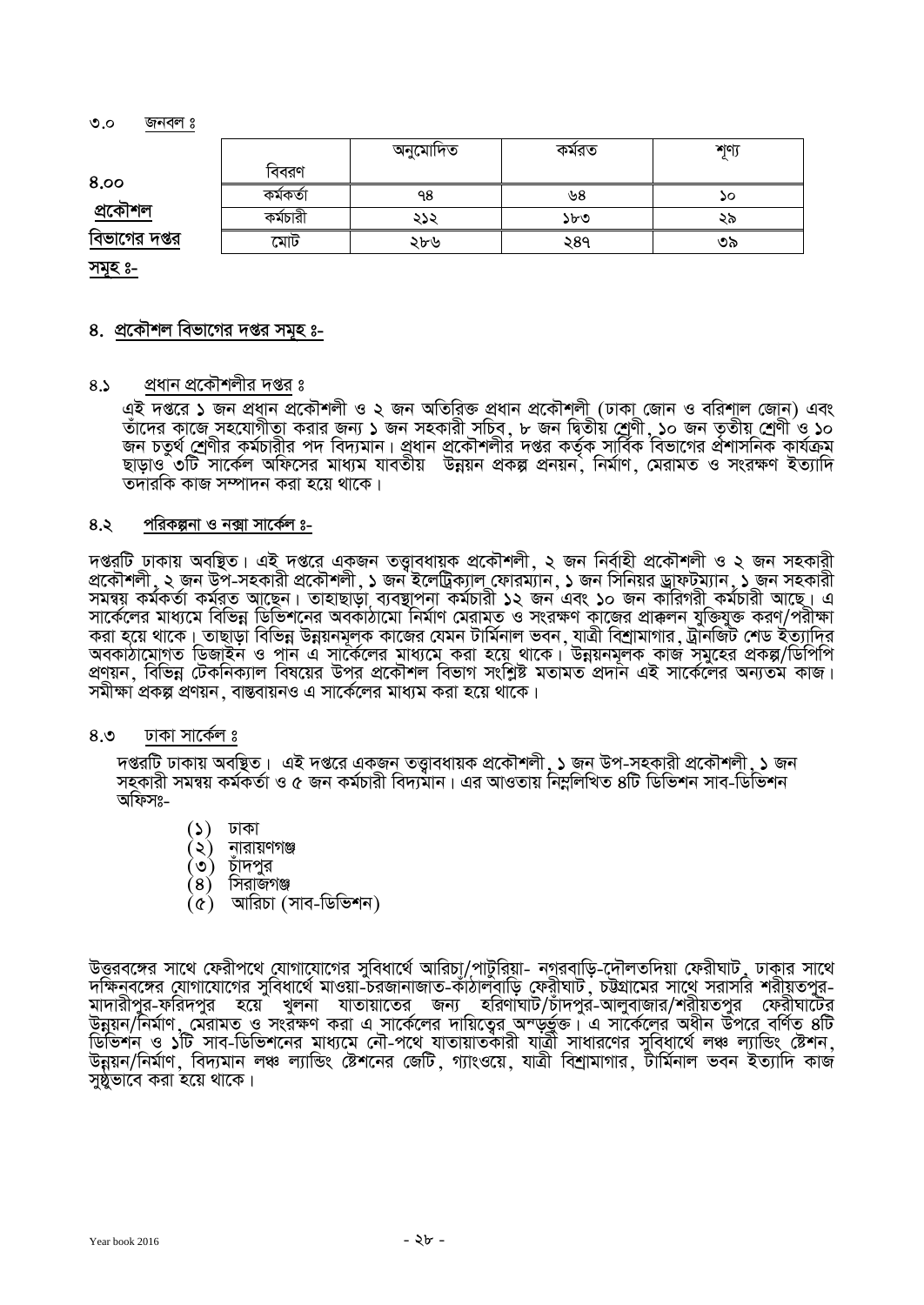৩.০ জনবল ঃ

| বিবরণ | অনুমোদিত | কর্মরত | শূণ্য |
|---|---|---|---|
| কর্মকর্তা | ৭৪ | ৬৪ | ১০ |
| কর্মচারী | ২১২ | ১৮৩ | ২৯ |
| মোট | ২৮৬ | ২৪৭ | ৩৯ |

## ৪. প্রকৌশল বিভাগের দপ্তর সমূহ ঃ-

### ৪.১ প্রধান প্রকৌশলীর দপ্তর ঃ

এই দপ্তরে ১ জন প্রধান প্রকৌশলী ও ২ জন অতিরিক্ত প্রধান প্রকৌশলী (ঢাকা জোন ও বরিশাল জোন) এবং তাঁদের কাজে সহযোগীতা করার জন্য ১ জন সহকারী সচিব, ৮ জন দ্বিতীয় শ্রেণী, ১০ জন তৃতীয় শ্রেণী ও ১০ জন চতুর্থ শ্রেণীর কর্মচারীর পদ বিদ্যমান। প্রধান প্রকৌশলীর দপ্তর কর্তৃক সার্বিক বিভাগের প্রশাসনিক কার্যক্রম ছাড়াও ৩টি সার্কেল অফিসের মাধ্যম যাবতীয় উন্নয়ন প্রকল্প প্রনয়ন, নির্মাণ, মেরামত ও সংরক্ষণ ইত্যাদি তদারকি কাজ সম্পাদন করা হয়ে থাকে।

### ৪.২ পরিকল্পনা ও নক্সা সার্কেল ঃ-

দপ্তরটি ঢাকায় অবস্থিত। এই দপ্তরে একজন তত্ত্বাবধায়ক প্রকৌশলী, ২ জন নির্বাহী প্রকৌশলী ও ২ জন সহকারী প্রকৌশলী, ২ জন উপ-সহকারী প্রকৌশলী, ১ জন ইলেট্রিক্যাল ফোরম্যান, ১ জন সিনিয়র ড্রাফটম্যান, ১ জন সহকারী সমন্বয় কর্মকর্তা কর্মরত আছেন। তাহাছাড়া ব্যবস্থাপনা কর্মচারী ১২ জন এবং ১০ জন কারিগরী কর্মচারী আছে। এ সার্কেলের মাধ্যমে বিভিন্ন ডিভিশনের অবকাঠামো নির্মাণ মেরামত ও সংরক্ষণ কাজের প্রাক্কলন যুক্তিযুক্ত করণ/পরীক্ষা করা হয়ে থাকে। তাছাড়া বিভিন্ন উন্নয়নমূলক কাজের যেমন টার্মিনাল ভবন, যাত্রী বিশ্রামাগার, ট্রানজিট শেড ইত্যাদির অবকাঠামোগত ডিজাইন ও পান এ সার্কেলের মাধ্যমে করা হয়ে থাকে। উন্নয়নমূলক কাজ সমুহের প্রকল্প/ডিপিপি প্রণয়ন, বিভিন্ন টেকনিক্যাল বিষয়ের উপর প্রকৌশল বিভাগ সংশ্লিষ্ট মতামত প্রদান এই সার্কেলের অন্যতম কাজ। সমীক্ষা প্রকল্প প্রণয়ন, বাস্তবায়নও এ সার্কেলের মাধ্যম করা হয়ে থাকে।

### ৪.৩ ঢাকা সার্কেল ঃ

দপ্তরটি ঢাকায় অবস্থিত। এই দপ্তরে একজন তত্ত্বাবধায়ক প্রকৌশলী, ১ জন উপ-সহকারী প্রকৌশলী, ১ জন সহকারী সমন্বয় কর্মকর্তা ও ৫ জন কর্মচারী বিদ্যমান। এর আওতায় নিম্নলিখিত ৪টি ডিভিশন সাব-ডিভিশন অফিসঃ-

(১) ঢাকা
(২) নারায়ণগঞ্জ
(৩) চাঁদপুর
(৪) সিরাজগঞ্জ
(৫) আরিচা (সাব-ডিভিশন)

উত্তরবঙ্গের সাথে ফেরীপথে যোগাযোগের সুবিধার্থে আরিচা/পাটুরিয়া- নগরবাড়ি-দৌলতদিয়া ফেরীঘাট, ঢাকার সাথে দক্ষিনবঙ্গের যোগাযোগের সুবিধার্থে মাওয়া-চরজানাজাত-কাঁঠালবাড়ি ফেরীঘাট, চট্টগ্রামের সাথে সরাসরি শরীয়তপুর-মাদারীপুর-ফরিদপুর হয়ে খুলনা যাতায়াতের জন্য হরিণাঘাট/চাঁদপুর-আলুবাজার/শরীয়তপুর ফেরীঘাটের উন্নয়ন/নির্মাণ, মেরামত ও সংরক্ষণ করা এ সার্কেলের দায়িত্বের অন্তর্ভুক্ত। এ সার্কেলের অধীন উপরে বর্ণিত ৪টি ডিভিশন ও ১টি সাব-ডিভিশনের মাধ্যমে নৌ-পথে যাতায়াতকারী যাত্রী সাধারণের সুবিধার্থে লঞ্চ ল্যান্ডিং ষ্টেশন, উন্নয়ন/নির্মাণ, বিদ্যমান লঞ্চ ল্যান্ডিং ষ্টেশনের জেটি, গ্যাংওয়ে, যাত্রী বিশ্রামাগার, টার্মিনাল ভবন ইত্যাদি কাজ সুষ্ঠুভাবে করা হয়ে থাকে।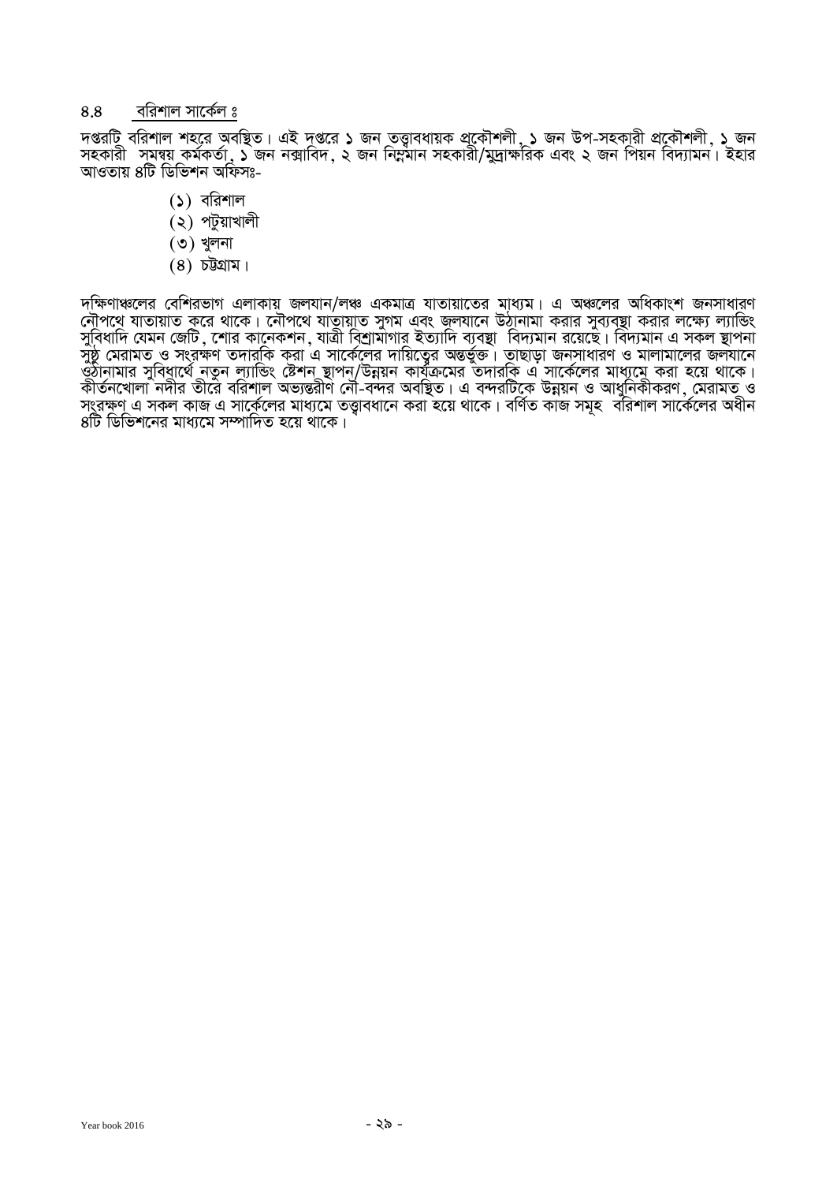## ৪.৪ বরিশাল সার্কেল ঃ

দপ্তরটি বরিশাল শহরে অবস্থিত। এই দপ্তরে ১ জন তত্ত্বাবধায়ক প্রকৌশলী, ১ জন উপ-সহকারী প্রকৌশলী, ১ জন সহকারী সমন্বয় কর্মকর্তা, ১ জন নক্সাবিদ, ২ জন নিম্নমান সহকারী/মুদ্রাক্ষরিক এবং ২ জন পিয়ন বিদ্যামন। ইহার আওতায় ৪টি ডিভিশন অফিসঃ-

(১) বরিশাল
(২) পটুয়াখালী
(৩) খুলনা
(৪) চট্টগ্রাম।

দক্ষিণাঞ্চলের বেশিরভাগ এলাকায় জলযান/লঞ্চ একমাত্র যাতায়াতের মাধ্যম। এ অঞ্চলের অধিকাংশ জনসাধারণ নৌপথে যাতায়াত করে থাকে। নৌপথে যাতায়াত সুগম এবং জলযানে উঠানামা করার সুব্যবস্থা করার লক্ষ্যে ল্যান্ডিং সুবিধাদি যেমন জেটি, শোর কানেকশন, যাত্রী বিশ্রামাগার ইত্যাদি ব্যবস্থা বিদ্যমান রয়েছে। বিদ্যমান এ সকল স্থাপনা সুষ্ঠু মেরামত ও সংরক্ষণ তদারকি করা এ সার্কেলের দায়িত্বের অন্তর্ভুক্ত। তাছাড়া জনসাধারণ ও মালামালের জলযানে ওঠানামার সুবিধার্থে নতুন ল্যান্ডিং ষ্টেশন স্থাপন/উন্নয়ন কার্যক্রমের তদারকি এ সার্কেলের মাধ্যমে করা হয়ে থাকে। কীর্তনখোলা নদীর তীরে বরিশাল অভ্যন্তরীণ নৌ-বন্দর অবস্থিত। এ বন্দরটিকে উন্নয়ন ও আধুনিকীকরণ, মেরামত ও সংরক্ষণ এ সকল কাজ এ সার্কেলের মাধ্যমে তত্ত্বাবধানে করা হয়ে থাকে। বর্ণিত কাজ সমূহ বরিশাল সার্কেলের অধীন ৪টি ডিভিশনের মাধ্যমে সম্পাদিত হয়ে থাকে।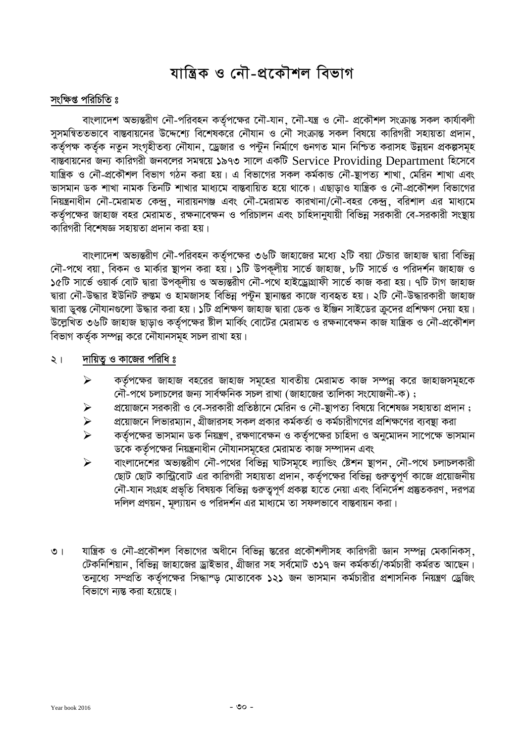# যান্ত্রিক ও নৌ-প্রকৌশল বিভাগ

**সংক্ষিপ্ত পরিচিতি ঃ**

বাংলাদেশ অভ্যন্তরীণ নৌ-পরিবহন কর্তৃপক্ষের নৌ-যান, নৌ-যন্ত্র ও নৌ- প্রকৌশল সংক্রান্ত সকল কার্যাবলী সুসমন্বিততভাবে বাস্তবায়নের উদ্দেশ্যে বিশেষকরে নৌযান ও নৌ সংক্রান্ত সকল বিষয়ে কারিগরী সহায়তা প্রদান, কর্তৃপক্ষ কর্তৃক নতুন সংগৃহীতব্য নৌযান, ড্রেজার ও পন্টুন নির্মাণে গুনগত মান নিশ্চিত করাসহ উন্নয়ন প্রকল্পসমূহ বাস্তবায়নের জন্য কারিগরী জনবলের সমন্বয়ে ১৯৭৩ সালে একটি Service Providing Department হিসেবে যান্ত্রিক ও নৌ-প্রকৌশল বিভাগ গঠন করা হয়। এ বিভাগের সকল কর্মকান্ড নৌ-স্থাপত্য শাখা, মেরিন শাখা এবং ভাসমান ডক শাখা নামক তিনটি শাখার মাধ্যমে বাস্তবায়িত হয়ে থাকে। এছাড়াও যান্ত্রিক ও নৌ-প্রকৌশল বিভাগের নিয়ন্ত্রনাধীন নৌ-মেরামত কেন্দ্র, নারায়নগঞ্জ এবং নৌ-মেরামত কারখানা/নৌ-বহর কেন্দ্র, বরিশাল এর মাধ্যমে কর্তৃপক্ষের জাহাজ বহর মেরামত, রক্ষনাবেক্ষন ও পরিচালন এবং চাহিদানুযায়ী বিভিন্ন সরকারী বে-সরকারী সংস্থায় কারিগরী বিশেষজ্ঞ সহায়তা প্রদান করা হয়।

বাংলাদেশ অভ্যন্তরীণ নৌ-পরিবহন কর্তৃপক্ষের ৩৬টি জাহাজের মধ্যে ২টি বয়া টেন্ডার জাহাজ দ্বারা বিভিন্ন নৌ-পথে বয়া, বিকন ও মার্কার স্থাপন করা হয়। ১টি উপকূলীয় সার্ভে জাহাজ, ৮টি সার্ভে ও পরিদর্শন জাহাজ ও ১৫টি সার্ভে ওয়ার্ক বোট দ্বারা উপকূলীয় ও অভ্যন্তরীণ নৌ-পথে হাইড্রোগ্রাফী সার্ভে কাজ করা হয়। ৭টি টাগ জাহাজ দ্বারা নৌ-উদ্ধার ইউনিট রুস্তম ও হামজাসহ বিভিন্ন পন্টুন স্থানান্তর কাজে ব্যবহৃত হয়। ২টি নৌ-উদ্ধারকারী জাহাজ দ্বারা ডুবন্ত নৌযানগুলো উদ্ধার করা হয়। ১টি প্রশিক্ষণ জাহাজ দ্বারা ডেক ও ইঞ্জিন সাইডের ক্রুদের প্রশিক্ষণ দেয়া হয়। উল্লেখিত ৩৬টি জাহাজ ছাড়াও কর্তৃপক্ষের ষ্টীল মার্কিং বোটের মেরামত ও রক্ষনাবেক্ষন কাজ যান্ত্রিক ও নৌ-প্রকৌশল বিভাগ কর্তৃক সম্পন্ন করে নৌযানসমূহ সচল রাখা হয়।

২। **দায়িত্ব ও কাজের পরিধি ঃ**

- কর্তৃপক্ষের জাহাজ বহরের জাহাজ সমূহের যাবতীয় মেরামত কাজ সম্পন্ন করে জাহাজসমূহকে নৌ-পথে চালাচলের জন্য সার্বক্ষনিক সচল রাখা (জাহাজের তালিকা সংযোজনী-ক) ;
- প্রয়োজনে সরকারী ও বে-সরকারী প্রতিষ্ঠানে মেরিন ও নৌ-স্থাপত্য বিষয়ে বিশেষজ্ঞ সহায়তা প্রদান ;
- প্রয়োজনে লিভারম্যান, গ্রীজারসহ সকল প্রকার কর্মকর্তা ও কর্মচারীগণের প্রশিক্ষণের ব্যবস্থা করা
- কর্তৃপক্ষের ভাসমান ডক নিয়ন্ত্রণ, রক্ষণাবেক্ষন ও কর্তৃপক্ষের চাহিদা ও অনুমোদন সাপেক্ষে ভাসমান ডকে কর্তৃপক্ষের নিয়ন্ত্রনাধীন নৌযানসমূহের মেরামত কাজ সম্পাদন এবং
- বাংলাদেশের অভ্যন্তরীণ নৌ-পথের বিভিন্ন ঘাটসমূহে ল্যান্ডিং ষ্টেশন স্থাপন, নৌ-পথে চলাচলকারী ছোট ছোট কান্ট্রিবোট এর কারিগরী সহায়তা প্রদান, কর্তৃপক্ষের বিভিন্ন গুরুত্বপূর্ণ কাজে প্রয়োজনীয় নৌ-যান সংগ্রহ প্রভৃতি বিষয়ক বিভিন্ন গুরুত্বপূর্ণ প্রকল্প হাতে নেয়া এবং বিনির্দেশ প্রস্তুতকরণ, দরপত্র দলিল প্রণয়ন, মূল্যায়ন ও পরিদর্শন এর মাধ্যমে তা সফলভাবে বাস্তবায়ন করা।

৩। যান্ত্রিক ও নৌ-প্রকৌশল বিভাগের অধীনে বিভিন্ন স্তরের প্রকৌশলীসহ কারিগরী জ্ঞান সম্পন্ন মেকানিকস্, টেকনিশিয়ান, বিভিন্ন জাহাজের ড্রাইভার, গ্রীজার সহ সর্বমোট ৩১৭ জন কর্মকর্তা/কর্মচারী কর্মরত আছেন। তন্মধ্যে সম্প্রতি কর্তৃপক্ষের সিদ্ধান্ত মোতাবেক ১২১ জন ভাসমান কর্মচারীর প্রশাসনিক নিয়ন্ত্রণ ড্রেজিং বিভাগে ন্যস্ত করা হয়েছে।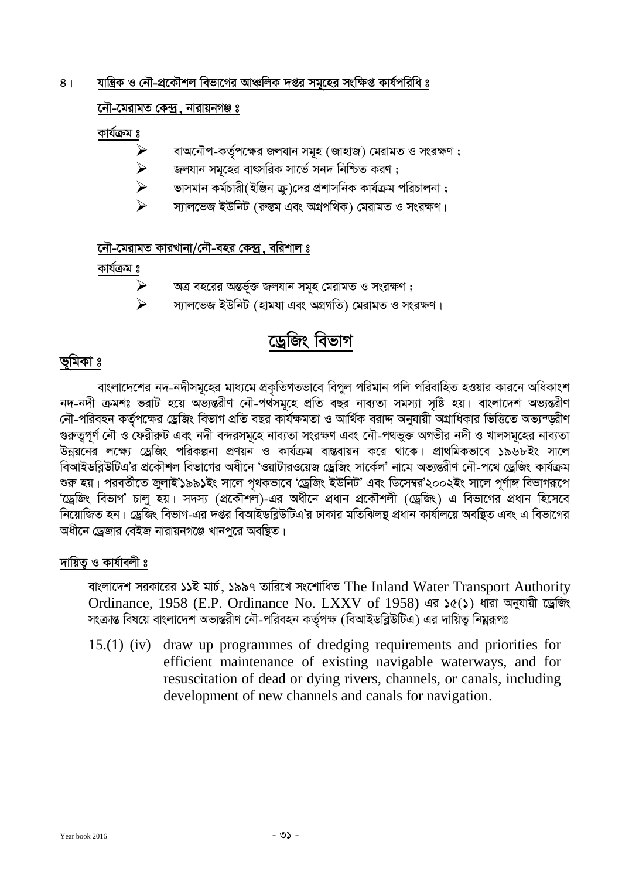## ৪। যান্ত্রিক ও নৌ-প্রকৌশল বিভাগের আঞ্চলিক দপ্তর সমূহের সংক্ষিপ্ত কার্যপরিধি ঃ

### নৌ-মেরামত কেন্দ্র, নারায়নগঞ্জ ঃ

**কার্যক্রম ঃ**

- বাঅনৌপ-কর্তৃপক্ষের জলযান সমূহ (জাহাজ) মেরামত ও সংরক্ষণ ;
- জলযান সমূহের বাৎসরিক সার্ভে সনদ নিশ্চিত করণ ;
- ভাসমান কর্মচারী(ইঞ্জিন ক্রু)দের প্রশাসনিক কার্যক্রম পরিচালনা ;
- স্যালভেজ ইউনিট (রুস্তম এবং অগ্রপথিক) মেরামত ও সংরক্ষণ।

### নৌ-মেরামত কারখানা/নৌ-বহর কেন্দ্র, বরিশাল ঃ

**কার্যক্রম ঃ**

- অত্র বহরের অন্তর্ভূক্ত জলযান সমূহ মেরামত ও সংরক্ষণ ;
- স্যালভেজ ইউনিট (হামযা এবং অগ্রগতি) মেরামত ও সংরক্ষণ।

# ড্রেজিং বিভাগ

## ভূমিকা ঃ

বাংলাদেশের নদ-নদীসমূহের মাধ্যমে প্রকৃতিগতভাবে বিপুল পরিমান পলি পরিবাহিত হওয়ার কারনে অধিকাংশ নদ-নদী ক্রমশঃ ভরাট হয়ে অভ্যন্তরীণ নৌ-পথসমূহে প্রতি বছর নাব্যতা সমস্যা সৃষ্টি হয়। বাংলাদেশ অভ্যন্তরীণ নৌ-পরিবহন কর্তৃপক্ষের ড্রেজিং বিভাগ প্রতি বছর কার্যক্ষমতা ও আর্থিক বরাদ্দ অনুযায়ী অগ্রাধিকার ভিত্তিতে অভ্যন্তরীণ গুরুত্বপূর্ণ নৌ ও ফেরীরুট এবং নদী বন্দরসমূহে নাব্যতা সংরক্ষণ এবং নৌ-পথভুক্ত অগভীর নদী ও খালসমূহের নাব্যতা উন্নয়নের লক্ষ্যে ড্রেজিং পরিকল্পনা প্রণয়ন ও কার্যক্রম বাস্তবায়ন করে থাকে। প্রাথমিকভাবে ১৯৬৮ইং সালে বিআইডব্লিউটিএ'র প্রকৌশল বিভাগের অধীনে 'ওয়াটারওয়েজ ড্রেজিং সার্কেল' নামে অভ্যন্তরীণ নৌ-পথে ড্রেজিং কার্যক্রম শুরু হয়। পরবর্তীতে জুলাই'১৯৯১ইং সালে পৃথকভাবে 'ড্রেজিং ইউনিট' এবং ডিসেম্বর'২০০২ইং সালে পূর্ণাঙ্গ বিভাগরূপে 'ড্রেজিং বিভাগ' চালু হয়। সদস্য (প্রকৌশল)-এর অধীনে প্রধান প্রকৌশলী (ড্রেজিং) এ বিভাগের প্রধান হিসেবে নিয়োজিত হন। ড্রেজিং বিভাগ-এর দপ্তর বিআইডব্লিউটিএ'র ঢাকার মতিঝিলস্থ প্রধান কার্যালয়ে অবস্থিত এবং এ বিভাগের অধীনে ড্রেজার বেইজ নারায়নগঞ্জে খানপুরে অবস্থিত।

## দায়িত্ব ও কার্যাবলী ঃ

বাংলাদেশ সরকারের ১১ই মার্চ, ১৯৯৭ তারিখে সংশোধিত The Inland Water Transport Authority Ordinance, 1958 (E.P. Ordinance No. LXXV of 1958) এর ১৫(১) ধারা অনুযায়ী ড্রেজিং সংক্রান্ত বিষয়ে বাংলাদেশ অভ্যন্তরীণ নৌ-পরিবহন কর্তৃপক্ষ (বিআইডব্লিউটিএ) এর দায়িত্ব নিম্নরূপঃ

15.(1) (iv) draw up programmes of dredging requirements and priorities for efficient maintenance of existing navigable waterways, and for resuscitation of dead or dying rivers, channels, or canals, including development of new channels and canals for navigation.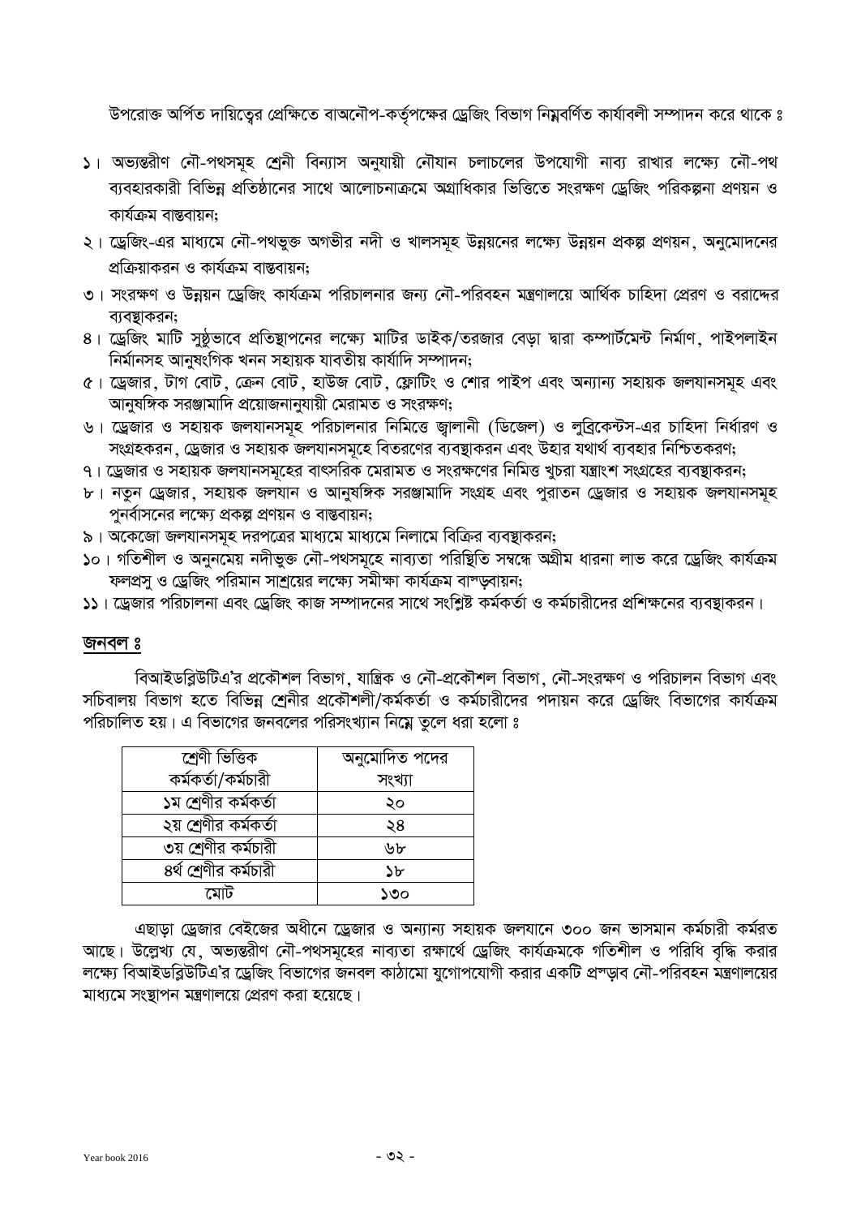উপরোক্ত অর্পিত দায়িত্বের প্রেক্ষিতে বাঅনৌপ-কর্তৃপক্ষের ড্রেজিং বিভাগ নিম্নবর্ণিত কার্যাবলী সম্পাদন করে থাকে ঃ

১। অভ্যন্তরীণ নৌ-পথসমূহ শ্রেনী বিন্যাস অনুযায়ী নৌযান চলাচলের উপযোগী নাব্য রাখার লক্ষ্যে নৌ-পথ ব্যবহারকারী বিভিন্ন প্রতিষ্ঠানের সাথে আলোচনাক্রমে অগ্রাধিকার ভিত্তিতে সংরক্ষণ ড্রেজিং পরিকল্পনা প্রণয়ন ও কার্যক্রম বাস্তবায়ন;

২। ড্রেজিং-এর মাধ্যমে নৌ-পথভুক্ত অগভীর নদী ও খালসমূহ উন্নয়নের লক্ষ্যে উন্নয়ন প্রকল্প প্রণয়ন, অনুমোদনের প্রক্রিয়াকরন ও কার্যক্রম বাস্তবায়ন;

৩। সংরক্ষণ ও উন্নয়ন ড্রেজিং কার্যক্রম পরিচালনার জন্য নৌ-পরিবহন মন্ত্রণালয়ে আর্থিক চাহিদা প্রেরণ ও বরাদ্দের ব্যবস্থাকরন;

৪। ড্রেজিং মাটি সুষ্ঠুভাবে প্রতিস্থাপনের লক্ষ্যে মাটির ডাইক/তরজার বেড়া দ্বারা কম্পার্টমেন্ট নির্মাণ, পাইপলাইন নির্মানসহ আনুষংগিক খনন সহায়ক যাবতীয় কার্যাদি সম্পাদন;

৫। ড্রেজার, টাগ বোট, ক্রেন বোট, হাউজ বোট, ফ্লোটিং ও শোর পাইপ এবং অন্যান্য সহায়ক জলযানসমূহ এবং আনুষঙ্গিক সরঞ্জামাদি প্রয়োজনানুযায়ী মেরামত ও সংরক্ষণ;

৬। ড্রেজার ও সহায়ক জলযানসমূহ পরিচালনার নিমিত্তে জ্বালানী (ডিজেল) ও লুব্রিকেন্টস-এর চাহিদা নির্ধারণ ও সংগ্রহকরন, ড্রেজার ও সহায়ক জলযানসমূহে বিতরণের ব্যবস্থাকরন এবং উহার যথার্থ ব্যবহার নিশ্চিতকরণ;

৭। ড্রেজার ও সহায়ক জলযানসমূহের বাৎসরিক মেরামত ও সংরক্ষণের নিমিত্ত খুচরা যন্ত্রাংশ সংগ্রহের ব্যবস্থাকরন;

৮। নতুন ড্রেজার, সহায়ক জলযান ও আনুষঙ্গিক সরঞ্জামাদি সংগ্রহ এবং পুরাতন ড্রেজার ও সহায়ক জলযানসমূহ পুনর্বাসনের লক্ষ্যে প্রকল্প প্রণয়ন ও বাস্তবায়ন;

৯। অকেজো জলযানসমূহ দরপত্রের মাধ্যমে মাধ্যমে নিলামে বিক্রির ব্যবস্থাকরন;

১০। গতিশীল ও অনুনমেয় নদীভুক্ত নৌ-পথসমূহে নাব্যতা পরিস্থিতি সম্বন্ধে অগ্রীম ধারনা লাভ করে ড্রেজিং কার্যক্রম ফলপ্রসু ও ড্রেজিং পরিমান সাশ্রয়ের লক্ষ্যে সমীক্ষা কার্যক্রম বাস্ড়বায়ন;

১১। ড্রেজার পরিচালনা এবং ড্রেজিং কাজ সম্পাদনের সাথে সংশ্লিষ্ট কর্মকর্তা ও কর্মচারীদের প্রশিক্ষনের ব্যবস্থাকরন।

## জনবল ঃ

বিআইডব্লিউটিএ'র প্রকৌশল বিভাগ, যান্ত্রিক ও নৌ-প্রকৌশল বিভাগ, নৌ-সংরক্ষণ ও পরিচালন বিভাগ এবং সচিবালয় বিভাগ হতে বিভিন্ন শ্রেনীর প্রকৌশলী/কর্মকর্তা ও কর্মচারীদের পদায়ন করে ড্রেজিং বিভাগের কার্যক্রম পরিচালিত হয়। এ বিভাগের জনবলের পরিসংখ্যান নিম্নে তুলে ধরা হলো ঃ

| শ্রেণী ভিত্তিক কর্মকর্তা/কর্মচারী | অনুমোদিত পদের সংখ্যা |
|---|---|
| ১ম শ্রেণীর কর্মকর্তা | ২০ |
| ২য় শ্রেণীর কর্মকর্তা | ২৪ |
| ৩য় শ্রেণীর কর্মচারী | ৬৮ |
| ৪র্থ শ্রেণীর কর্মচারী | ১৮ |
| মোট | ১৩০ |

এছাড়া ড্রেজার বেইজের অধীনে ড্রেজার ও অন্যান্য সহায়ক জলযানে ৩০০ জন ভাসমান কর্মচারী কর্মরত আছে। উল্লেখ্য যে, অভ্যন্তরীণ নৌ-পথসমূহের নাব্যতা রক্ষার্থে ড্রেজিং কার্যক্রমকে গতিশীল ও পরিধি বৃদ্ধি করার লক্ষ্যে বিআইডব্লিউটিএ'র ড্রেজিং বিভাগের জনবল কাঠামো যুগোপযোগী করার একটি প্রস্ড়াব নৌ-পরিবহন মন্ত্রণালয়ের মাধ্যমে সংস্থাপন মন্ত্রণালয়ে প্রেরণ করা হয়েছে।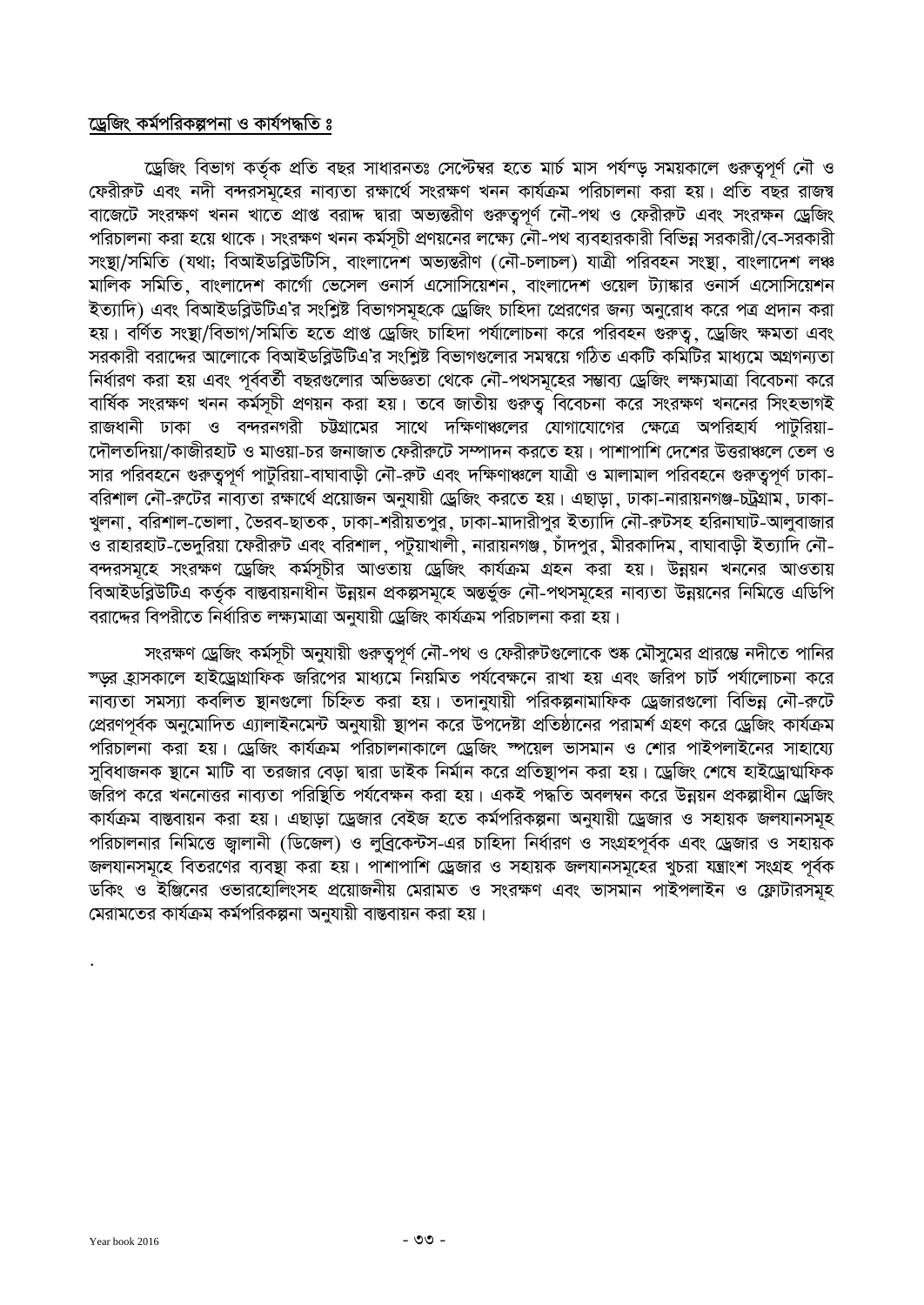## ড্রেজিং কর্মপরিকল্পনা ও কার্যপদ্ধতি ঃ

ড্রেজিং বিভাগ কর্তৃক প্রতি বছর সাধারনতঃ সেপ্টেম্বর হতে মার্চ মাস পর্যন্ড় সময়কালে গুরুত্বপূর্ণ নৌ ও ফেরীরুট এবং নদী বন্দরসমূহের নাব্যতা রক্ষার্থে সংরক্ষণ খনন কার্যক্রম পরিচালনা করা হয়। প্রতি বছর রাজস্ব বাজেটে সংরক্ষণ খনন খাতে প্রাপ্ত বরাদ্দ দ্বারা অভ্যন্তরীণ গুরুত্বপূর্ণ নৌ-পথ ও ফেরীরুট এবং সংরক্ষন ড্রেজিং পরিচালনা করা হয়ে থাকে। সংরক্ষণ খনন কর্মসূচী প্রণয়নের লক্ষ্যে নৌ-পথ ব্যবহারকারী বিভিন্ন সরকারী/বে-সরকারী সংস্থা/সমিতি (যথা; বিআইডব্লিউটিসি, বাংলাদেশ অভ্যন্তরীণ (নৌ-চলাচল) যাত্রী পরিবহন সংস্থা, বাংলাদেশ লঞ্চ মালিক সমিতি, বাংলাদেশ কার্গো ভেসেল ওনার্স এসোসিয়েশন, বাংলাদেশ ওয়েল ট্যাঙ্কার ওনার্স এসোসিয়েশন ইত্যাদি) এবং বিআইডব্লিউটিএ'র সংশ্লিষ্ট বিভাগসমূহকে ড্রেজিং চাহিদা প্রেরণের জন্য অনুরোধ করে পত্র প্রদান করা হয়। বর্ণিত সংস্থা/বিভাগ/সমিতি হতে প্রাপ্ত ড্রেজিং চাহিদা পর্যালোচনা করে পরিবহন গুরুত্ব, ড্রেজিং ক্ষমতা এবং সরকারী বরাদ্দের আলোকে বিআইডব্লিউটিএ'র সংশ্লিষ্ট বিভাগগুলোর সমন্বয়ে গঠিত একটি কমিটির মাধ্যমে অগ্রগন্যতা নির্ধারণ করা হয় এবং পূর্ববর্তী বছরগুলোর অভিজ্ঞতা থেকে নৌ-পথসমূহের সম্ভাব্য ড্রেজিং লক্ষ্যমাত্রা বিবেচনা করে বার্ষিক সংরক্ষণ খনন কর্মসূচী প্রণয়ন করা হয়। তবে জাতীয় গুরুত্ব বিবেচনা করে সংরক্ষণ খননের সিংহভাগই রাজধানী ঢাকা ও বন্দরনগরী চট্টগ্রামের সাথে দক্ষিণাঞ্চলের যোগাযোগের ক্ষেত্রে অপরিহার্য পাটুরিয়া-দৌলতদিয়া/কাজীরহাট ও মাওয়া-চর জনাজাত ফেরীরুটে সম্পাদন করতে হয়। পাশাপাশি দেশের উত্তরাঞ্চলে তেল ও সার পরিবহনে গুরুত্বপূর্ণ পাটুরিয়া-বাঘাবাড়ী নৌ-রুট এবং দক্ষিণাঞ্চলে যাত্রী ও মালামাল পরিবহনে গুরুত্বপূর্ণ ঢাকা-বরিশাল নৌ-রুটের নাব্যতা রক্ষার্থে প্রয়োজন অনুযায়ী ড্রেজিং করতে হয়। এছাড়া, ঢাকা-নারায়নগঞ্জ-চট্রগ্রাম, ঢাকা-খুলনা, বরিশাল-ভোলা, ভৈরব-ছাতক, ঢাকা-শরীয়তপুর, ঢাকা-মাদারীপুর ইত্যাদি নৌ-রুটসহ হরিনাঘাট-আলুবাজার ও রাহারহাট-ভেদুরিয়া ফেরীরুট এবং বরিশাল, পটুয়াখালী, নারায়নগঞ্জ, চাঁদপুর, মীরকাদিম, বাঘাবাড়ী ইত্যাদি নৌ-বন্দরসমূহে সংরক্ষণ ড্রেজিং কর্মসূচীর আওতায় ড্রেজিং কার্যক্রম গ্রহন করা হয়। উন্নয়ন খননের আওতায় বিআইডব্লিউটিএ কর্তৃক বাস্তবায়নাধীন উন্নয়ন প্রকল্পসমূহে অন্তর্ভুক্ত নৌ-পথসমূহের নাব্যতা উন্নয়নের নিমিত্তে এডিপি বরাদ্দের বিপরীতে নির্ধারিত লক্ষ্যমাত্রা অনুযায়ী ড্রেজিং কার্যক্রম পরিচালনা করা হয়।

সংরক্ষণ ড্রেজিং কর্মসূচী অনুযায়ী গুরুত্বপূর্ণ নৌ-পথ ও ফেরীরুটগুলোকে শুষ্ক মৌসুমের প্রারম্ভে নদীতে পানির স্ড়র হ্রাসকালে হাইড্রোগ্রাফিক জরিপের মাধ্যমে নিয়মিত পর্যবেক্ষনে রাখা হয় এবং জরিপ চার্ট পর্যালোচনা করে নাব্যতা সমস্যা কবলিত স্থানগুলো চিহ্নিত করা হয়। তদানুযায়ী পরিকল্পনামাফিক ড্রেজারগুলো বিভিন্ন নৌ-রুটে প্রেরণপূর্বক অনুমোদিত এ্যালাইনমেন্ট অনুযায়ী স্থাপন করে উপদেষ্টা প্রতিষ্ঠানের পরামর্শ গ্রহণ করে ড্রেজিং কার্যক্রম পরিচালনা করা হয়। ড্রেজিং কার্যক্রম পরিচালনাকালে ড্রেজিং স্পয়েল ভাসমান ও শোর পাইপলাইনের সাহায্যে সুবিধাজনক স্থানে মাটি বা তরজার বেড়া দ্বারা ডাইক নির্মান করে প্রতিস্থাপন করা হয়। ড্রেজিং শেষে হাইড্রোগ্রাফিক জরিপ করে খননোত্তর নাব্যতা পরিস্থিতি পর্যবেক্ষন করা হয়। একই পদ্ধতি অবলম্বন করে উন্নয়ন প্রকল্পাধীন ড্রেজিং কার্যক্রম বাস্তবায়ন করা হয়। এছাড়া ড্রেজার বেইজ হতে কর্মপরিকল্পনা অনুযায়ী ড্রেজার ও সহায়ক জলযানসমূহ পরিচালনার নিমিত্তে জ্বালানী (ডিজেল) ও লুব্রিকেন্টস-এর চাহিদা নির্ধারণ ও সংগ্রহপূর্বক এবং ড্রেজার ও সহায়ক জলযানসমূহে বিতরণের ব্যবস্থা করা হয়। পাশাপাশি ড্রেজার ও সহায়ক জলযানসমূহের খুচরা যন্ত্রাংশ সংগ্রহ পূর্বক ডকিং ও ইঞ্জিনের ওভারহোলিংসহ প্রয়োজনীয় মেরামত ও সংরক্ষণ এবং ভাসমান পাইপলাইন ও ফ্লোটারসমূহ মেরামতের কার্যক্রম কর্মপরিকল্পনা অনুযায়ী বাস্তবায়ন করা হয়।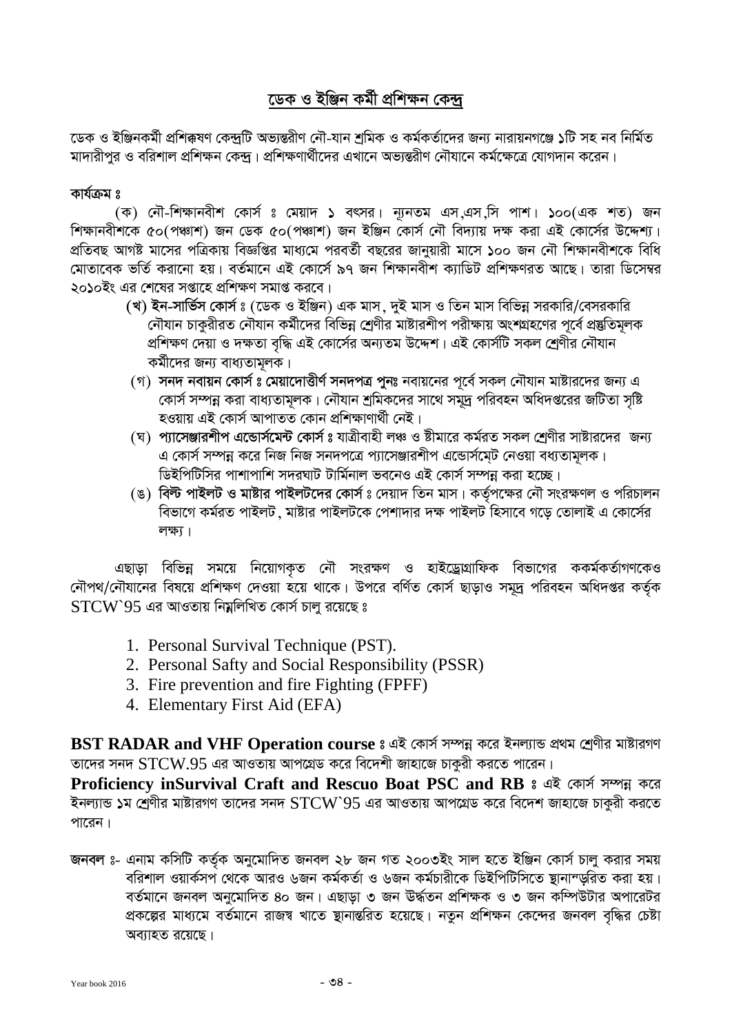## ডেক ও ইঞ্জিন কর্মী প্রশিক্ষন কেন্দ্র

ডেক ও ইঞ্জিনকর্মী প্রশিক্কষণ কেন্দ্রটি অভ্যন্তরীণ নৌ-যান শ্রমিক ও কর্মকর্তাদের জন্য নারায়নগঞ্জে ১টি সহ নব নির্মিত মাদারীপুর ও বরিশাল প্রশিক্ষন কেন্দ্র। প্রশিক্ষণার্থীদের এখানে অভ্যন্তরীণ নৌযানে কর্মক্ষেত্রে যোগদান করেন।

**কার্যক্রম ঃ**

(ক) নৌ-শিক্ষানবীশ কোর্স ঃ মেয়াদ ১ বৎসর। ন্যূনতম এস,এস,সি পাশ। ১০০(এক শত) জন শিক্ষানবীশকে ৫০(পঞ্চাশ) জন ডেক ৫০(পঞ্চাশ) জন ইঞ্জিন কোর্স নৌ বিদ্যায় দক্ষ করা এই কোর্সের উদ্দেশ্য। প্রতিবছ আগষ্ট মাসের পত্রিকায় বিজ্ঞপ্তির মাধ্যমে পরবর্তী বছরের জানুয়ারী মাসে ১০০ জন নৌ শিক্ষানবীশকে বিধি মোতাবেক ভর্তি করানো হয়। বর্তমানে এই কোর্সে ৯৭ জন শিক্ষানবীশ ক্যাডিট প্রশিক্ষণরত আছে। তারা ডিসেম্বর ২০১০ইং এর শেষের সপ্তাহে প্রশিক্ষণ সমাপ্ত করবে।

**(খ) ইন-সার্ভিস কোর্স ঃ** (ডেক ও ইঞ্জিন) এক মাস, দুই মাস ও তিন মাস বিভিন্ন সরকারি/বেসরকারি নৌযান চাকুরীরত নৌযান কর্মীদের বিভিন্ন শ্রেণীর মাষ্টারশীপ পরীক্ষায় অংশগ্রহণের পূর্বে প্রস্তুতিমূলক প্রশিক্ষণ দেয়া ও দক্ষতা বৃদ্ধি এই কোর্সের অন্যতম উদ্দেশ। এই কোর্সটি সকল শ্রেণীর নৌযান কর্মীদের জন্য বাধ্যতামূলক।

(গ) **সনদ নবায়ন কোর্স ঃ মেয়াদোত্তীর্ণ সনদপত্র পুনঃ** নবায়নের পূর্বে সকল নৌযান মাষ্টারদের জন্য এ কোর্স সম্পন্ন করা বাধ্যতামূলক। নৌযান শ্রমিকদের সাথে সমূদ্র পরিবহন অধিদপ্তরের জটিতা সৃষ্টি হওয়ায় এই কোর্স আপাতত কোন প্রশিক্ষাণার্থী নেই।

(ঘ) **প্যাসেঞ্জারশীপ এন্ডোর্সমেন্ট কোর্স ঃ** যাত্রীবাহী লঞ্চ ও ষ্টীমারে কর্মরত সকল শ্রেণীর সাষ্টারদের জন্য এ কোর্স সম্পন্ন করে নিজ নিজ সনদপত্রে প্যাসেঞ্জারশীপ এন্ডোর্সমেট নেওয়া বধ্যতামূলক। ডিইপিটিসির পাশাপাশি সদরঘাট টার্মিনাল ভবনেও এই কোর্স সম্পন্ন করা হচ্ছে।

(ঙ) **বিল্ট পাইলট ও মাষ্টার পাইলটদের কোর্স ঃ** দেয়াদ তিন মাস। কর্তৃপক্ষের নৌ সংরক্ষণল ও পরিচালন বিভাগে কর্মরত পাইলট, মাষ্টার পাইলটকে পেশাদার দক্ষ পাইলট হিসাবে গড়ে তোলাই এ কোর্সের লক্ষ্য।

এছাড়া বিভিন্ন সময়ে নিয়োগকৃত নৌ সংরক্ষণ ও হাইড্রোগ্রাফিক বিভাগের ককর্মকর্তাগণকেও নৌপথ/নৌযানের বিষয়ে প্রশিক্ষণ দেওয়া হয়ে থাকে। উপরে বর্ণিত কোর্স ছাড়াও সমুদ্র পরিবহন অধিদপ্তর কর্তৃক STCW`95 এর আওতায় নিম্নলিখিত কোর্স চালু রয়েছে ঃ

1. Personal Survival Technique (PST).
2. Personal Safty and Social Responsibility (PSSR)
3. Fire prevention and fire Fighting (FPFF)
4. Elementary First Aid (EFA)

**BST RADAR and VHF Operation course ঃ** এই কোর্স সম্পন্ন করে ইনল্যান্ড প্রথম শ্রেণীর মাষ্টারগণ তাদের সনদ STCW.95 এর আওতায় আপগ্রেড করে বিদেশী জাহাজে চাকুরী করতে পারেন।

**Proficiency inSurvival Craft and Rescuo Boat PSC and RB ঃ** এই কোর্স সম্পন্ন করে ইনল্যান্ড ১ম শ্রেণীর মাষ্টারগণ তাদের সনদ STCW`95 এর আওতায় আপগ্রেড করে বিদেশ জাহাজে চাকুরী করতে পারেন।

**জনবল ঃ-** এনাম কসিটি কর্তৃক অনুমোদিত জনবল ২৮ জন গত ২০০৩ইং সাল হতে ইঞ্জিন কোর্স চালু করার সময় বরিশাল ওয়ার্কসপ থেকে আরও ৬জন কর্মকর্তা ও ৬জন কর্মচারীকে ডিইপিটিসিতে স্থানান্ড়রিত করা হয়। বর্তমানে জনবল অনুমোদিত ৪০ জন। এছাড়া ৩ জন উর্দ্ধতন প্রশিক্ষক ও ৩ জন কম্পিউটার অপারেটর প্রকল্পের মাধ্যমে বর্তমানে রাজস্ব খাতে স্থানান্তরিত হয়েছে। নতুন প্রশিক্ষন কেন্দের জনবল বৃদ্ধির চেষ্টা অব্যাহত রয়েছে।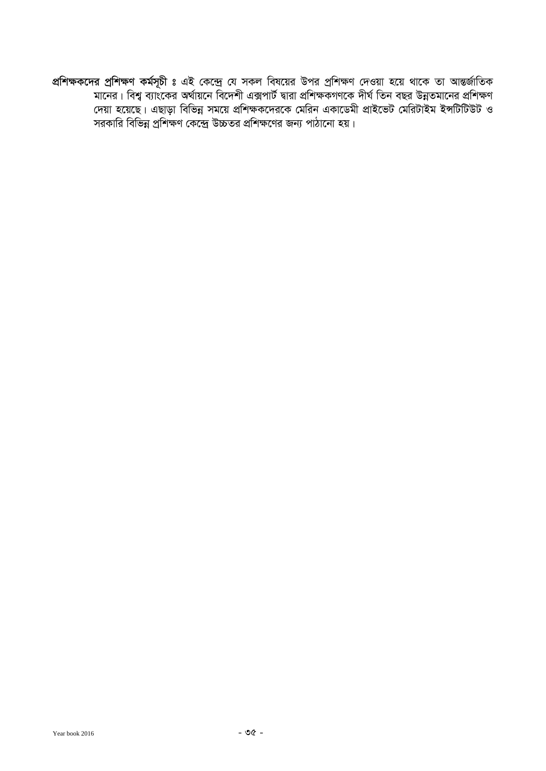**প্রশিক্ষকদের প্রশিক্ষণ কর্মসূচী ঃ** এই কেন্দ্রে যে সকল বিষয়ের উপর প্রশিক্ষণ দেওয়া হয়ে থাকে তা আন্তর্জাতিক মানের। বিশ্ব ব্যাংকের অর্থায়নে বিদেশী এক্সপার্ট দ্বারা প্রশিক্ষকগণকে দীর্ঘ তিন বছর উন্নতমানের প্রশিক্ষণ দেয়া হয়েছে। এছাড়া বিভিন্ন সময়ে প্রশিক্ষকদেরকে মেরিন একাডেমী প্রাইভেট মেরিটাইম ইন্সটিটিউট ও সরকারি বিভিন্ন প্রশিক্ষণ কেন্দ্রে উচ্চতর প্রশিক্ষণের জন্য পাঠানো হয়।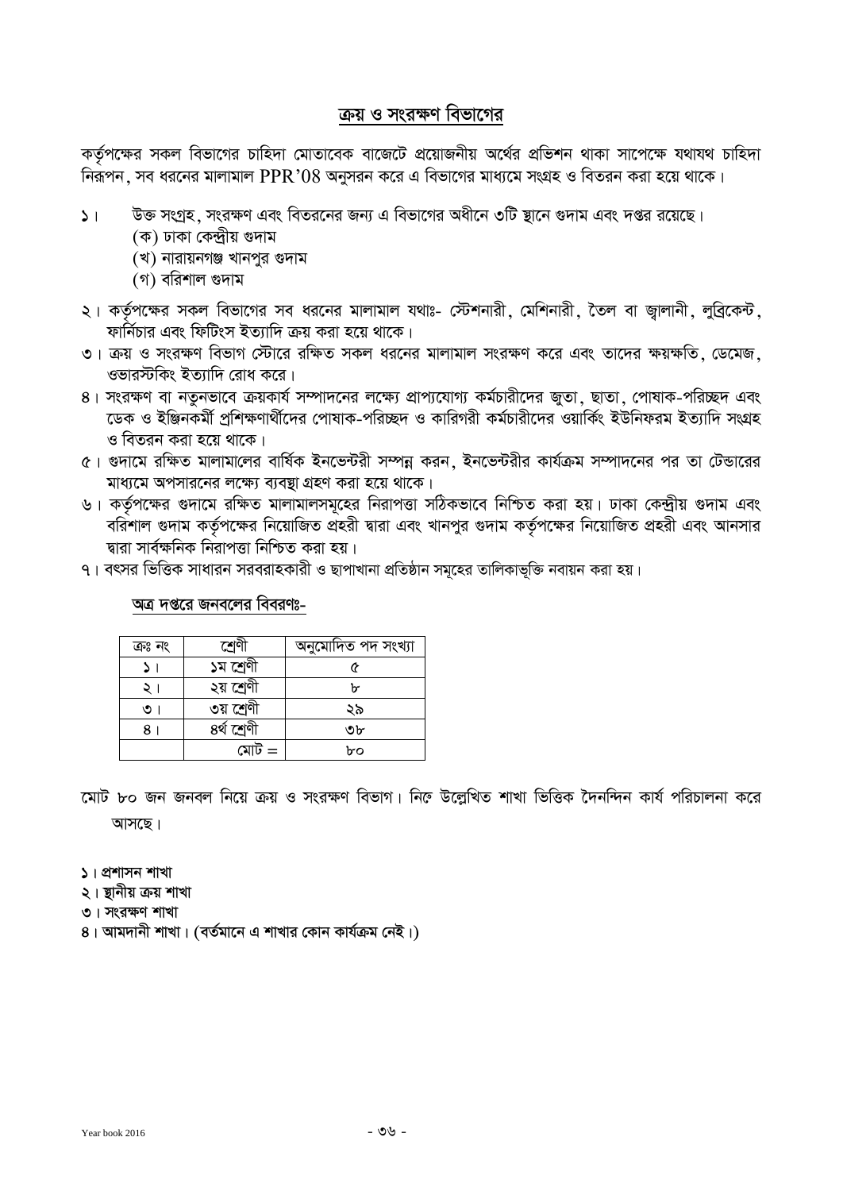## ক্রয় ও সংরক্ষণ বিভাগের

কর্তৃপক্ষের সকল বিভাগের চাহিদা মোতাবেক বাজেটে প্রয়োজনীয় অর্থের প্রভিশন থাকা সাপেক্ষে যথাযথ চাহিদা নিরূপন, সব ধরনের মালামাল PPR'08 অনুসরন করে এ বিভাগের মাধ্যমে সংগ্রহ ও বিতরন করা হয়ে থাকে।

১। উক্ত সংগ্রহ, সংরক্ষণ এবং বিতরনের জন্য এ বিভাগের অধীনে ৩টি স্থানে গুদাম এবং দপ্তর রয়েছে।
(ক) ঢাকা কেন্দ্রীয় গুদাম
(খ) নারায়নগঞ্জ খানপুর গুদাম
(গ) বরিশাল গুদাম

২। কর্তৃপক্ষের সকল বিভাগের সব ধরনের মালামাল যথাঃ- স্টেশনারী, মেশিনারী, তৈল বা জ্বালানী, লুব্রিকেন্ট, ফার্নিচার এবং ফিটিংস ইত্যাদি ক্রয় করা হয়ে থাকে।

৩। ক্রয় ও সংরক্ষণ বিভাগ স্টোরে রক্ষিত সকল ধরনের মালামাল সংরক্ষণ করে এবং তাদের ক্ষয়ক্ষতি, ডেমেজ, ওভারস্টকিং ইত্যাদি রোধ করে।

৪। সংরক্ষণ বা নতুনভাবে ক্রয়কার্য সম্পাদনের লক্ষ্যে প্রাপ্যযোগ্য কর্মচারীদের জুতা, ছাতা, পোষাক-পরিচ্ছদ এবং ডেক ও ইঞ্জিনকর্মী প্রশিক্ষণার্থীদের পোষাক-পরিচ্ছদ ও কারিগরী কর্মচারীদের ওয়ার্কিং ইউনিফরম ইত্যাদি সংগ্রহ ও বিতরন করা হয়ে থাকে।

৫। গুদামে রক্ষিত মালামালের বার্ষিক ইনভেন্টরী সম্পন্ন করন, ইনভেন্টরীর কার্যক্রম সম্পাদনের পর তা টেন্ডারের মাধ্যমে অপসারনের লক্ষ্যে ব্যবস্থা গ্রহণ করা হয়ে থাকে।

৬। কর্তৃপক্ষের গুদামে রক্ষিত মালামালসমূহের নিরাপত্তা সঠিকভাবে নিশ্চিত করা হয়। ঢাকা কেন্দ্রীয় গুদাম এবং বরিশাল গুদাম কর্তৃপক্ষের নিয়োজিত প্রহরী দ্বারা এবং খানপুর গুদাম কর্তৃপক্ষের নিয়োজিত প্রহরী এবং আনসার দ্বারা সার্বক্ষনিক নিরাপত্তা নিশ্চিত করা হয়।

৭। বৎসর ভিত্তিক সাধারন সরবরাহকারী ও ছাপাখানা প্রতিষ্ঠান সমূহের তালিকাভূক্তি নবায়ন করা হয়।

### অত্র দপ্তরে জনবলের বিবরণঃ-

| ক্রঃ নং | শ্রেণী | অনুমোদিত পদ সংখ্যা |
|---|---|---|
| ১। | ১ম শ্রেণী | ৫ |
| ২। | ২য় শ্রেণী | ৮ |
| ৩। | ৩য় শ্রেণী | ২৯ |
| ৪। | ৪র্থ শ্রেণী | ৩৮ |
| | মোট = | ৮০ |

মোট ৮০ জন জনবল নিয়ে ক্রয় ও সংরক্ষণ বিভাগ। নিম্নে উল্লেখিত শাখা ভিত্তিক দৈনন্দিন কার্য পরিচালনা করে আসছে।

**১। প্রশাসন শাখা**
**২। স্থানীয় ক্রয় শাখা**
**৩। সংরক্ষণ শাখা**
**৪। আমদানী শাখা। (বর্তমানে এ শাখার কোন কার্যক্রম নেই।)**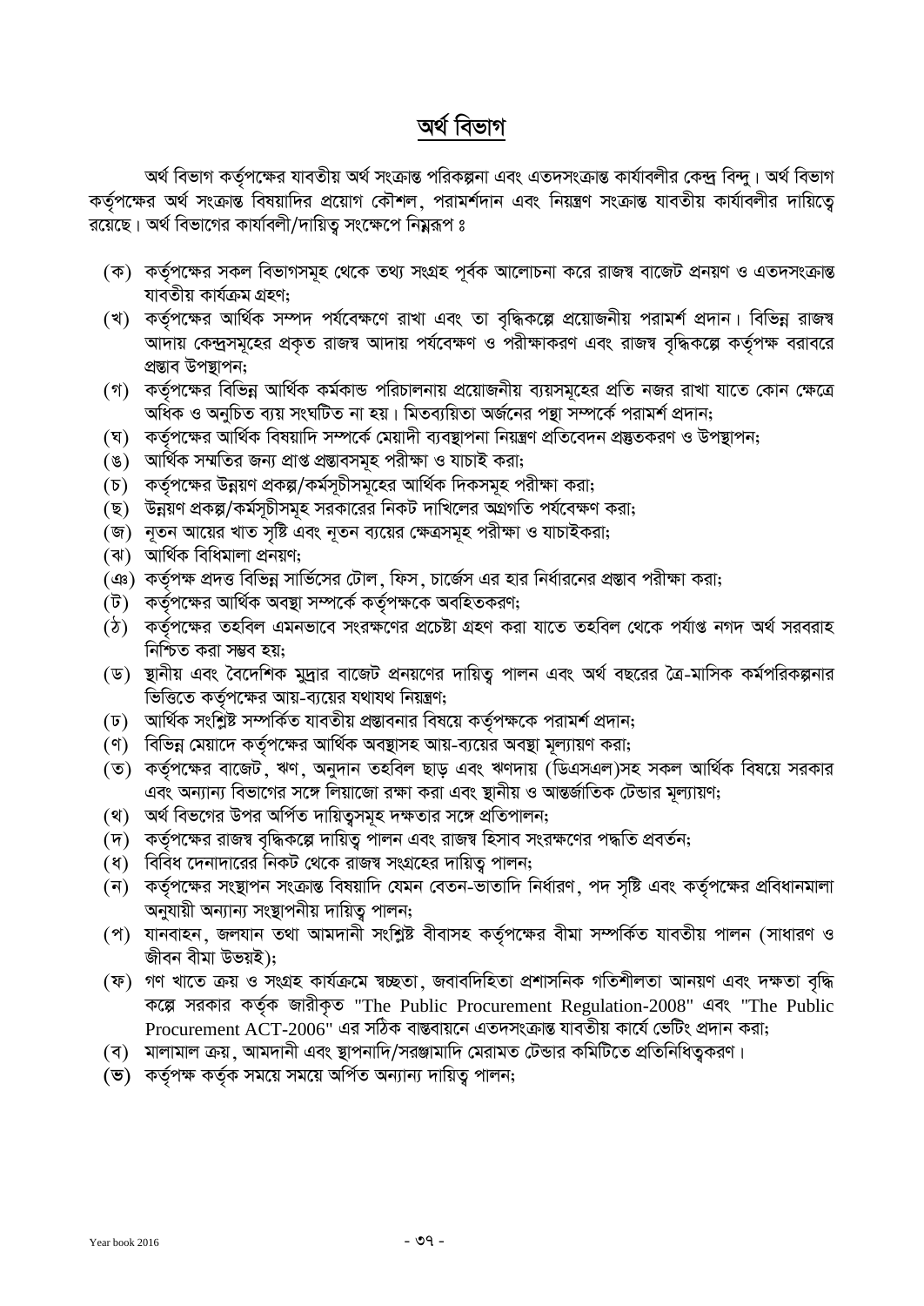## অর্থ বিভাগ

অর্থ বিভাগ কর্তৃপক্ষের যাবতীয় অর্থ সংক্রান্ত পরিকল্পনা এবং এতদসংক্রান্ত কার্যাবলীর কেন্দ্র বিন্দু। অর্থ বিভাগ কর্তৃপক্ষের অর্থ সংক্রান্ত বিষয়াদির প্রয়োগ কৌশল, পরামর্শদান এবং নিয়ন্ত্রণ সংক্রান্ত যাবতীয় কার্যাবলীর দায়িত্বে রয়েছে। অর্থ বিভাগের কার্যাবলী/দায়িত্ব সংক্ষেপে নিম্নরূপ ঃ

- (ক) কর্তৃপক্ষের সকল বিভাগসমূহ থেকে তথ্য সংগ্রহ পূর্বক আলোচনা করে রাজস্ব বাজেট প্রনয়ণ ও এতদসংক্রান্ত যাবতীয় কার্যক্রম গ্রহণ;
- (খ) কর্তৃপক্ষের আর্থিক সম্পদ পর্যবেক্ষণে রাখা এবং তা বৃদ্ধিকল্পে প্রয়োজনীয় পরামর্শ প্রদান। বিভিন্ন রাজস্ব আদায় কেন্দ্রসমূহের প্রকৃত রাজস্ব আদায় পর্যবেক্ষণ ও পরীক্ষাকরণ এবং রাজস্ব বৃদ্ধিকল্পে কর্তৃপক্ষ বরাবরে প্রস্তাব উপস্থাপন;
- (গ) কর্তৃপক্ষের বিভিন্ন আর্থিক কর্মকান্ড পরিচালনায় প্রয়োজনীয় ব্যয়সমূহের প্রতি নজর রাখা যাতে কোন ক্ষেত্রে অধিক ও অনুচিত ব্যয় সংঘটিত না হয়। মিতব্যয়িতা অর্জনের পন্থা সম্পর্কে পরামর্শ প্রদান;
- (ঘ) কর্তৃপক্ষের আর্থিক বিষয়াদি সম্পর্কে মেয়াদী ব্যবস্থাপনা নিয়ন্ত্রণ প্রতিবেদন প্রস্তুতকরণ ও উপস্থাপন;
- (ঙ) আর্থিক সম্মতির জন্য প্রাপ্ত প্রস্তাবসমূহ পরীক্ষা ও যাচাই করা;
- (চ) কর্তৃপক্ষের উন্নয়ণ প্রকল্প/কর্মসূচীসমূহের আর্থিক দিকসমূহ পরীক্ষা করা;
- (ছ) উন্নয়ণ প্রকল্প/কর্মসূচীসমূহ সরকারের নিকট দাখিলের অগ্রগতি পর্যবেক্ষণ করা;
- (জ) নূতন আয়ের খাত সৃষ্টি এবং নূতন ব্যয়ের ক্ষেত্রসমূহ পরীক্ষা ও যাচাইকরা;
- (ঝ) আর্থিক বিধিমালা প্রনয়ণ;
- (ঞ) কর্তৃপক্ষ প্রদত্ত বিভিন্ন সার্ভিসের টোল, ফিস, চার্জেস এর হার নির্ধারনের প্রস্তাব পরীক্ষা করা;
- (ট) কর্তৃপক্ষের আর্থিক অবস্থা সম্পর্কে কর্তৃপক্ষকে অবহিতকরণ;
- (ঠ) কর্তৃপক্ষের তহবিল এমনভাবে সংরক্ষণের প্রচেষ্টা গ্রহণ করা যাতে তহবিল থেকে পর্যাপ্ত নগদ অর্থ সরবরাহ নিশ্চিত করা সম্ভব হয়;
- (ড) স্থানীয় এবং বৈদেশিক মুদ্রার বাজেট প্রনয়ণের দায়িত্ব পালন এবং অর্থ বছরের ত্রৈ-মাসিক কর্মপরিকল্পনার ভিত্তিতে কর্তৃপক্ষের আয়-ব্যয়ের যথাযথ নিয়ন্ত্রণ;
- (ঢ) আর্থিক সংশ্লিষ্ট সম্পর্কিত যাবতীয় প্রস্তাবনার বিষয়ে কর্তৃপক্ষকে পরামর্শ প্রদান;
- (ণ) বিভিন্ন মেয়াদে কর্তৃপক্ষের আর্থিক অবস্থাসহ আয়-ব্যয়ের অবস্থা মূল্যায়ণ করা;
- (ত) কর্তৃপক্ষের বাজেট, ঋণ, অনুদান তহবিল ছাড় এবং ঋণদায় (ডিএসএল)সহ সকল আর্থিক বিষয়ে সরকার এবং অন্যান্য বিভাগের সঙ্গে লিয়াজো রক্ষা করা এবং স্থানীয় ও আন্তর্জাতিক টেন্ডার মূল্যায়ণ;
- (থ) অর্থ বিভগের উপর অর্পিত দায়িত্বসমূহ দক্ষতার সঙ্গে প্রতিপালন;
- (দ) কর্তৃপক্ষের রাজস্ব বৃদ্ধিকল্পে দায়িত্ব পালন এবং রাজস্ব হিসাব সংরক্ষণের পদ্ধতি প্রবর্তন;
- (ধ) বিবিধ দেনাদারের নিকট থেকে রাজস্ব সংগ্রহের দায়িত্ব পালন;
- (ন) কর্তৃপক্ষের সংস্থাপন সংক্রান্ত বিষয়াদি যেমন বেতন-ভাতাদি নির্ধারণ, পদ সৃষ্টি এবং কর্তৃপক্ষের প্রবিধানমালা অনুযায়ী অন্যান্য সংস্থাপনীয় দায়িত্ব পালন;
- (প) যানবাহন, জলযান তথা আমদানী সংশ্লিষ্ট বীবাসহ কর্তৃপক্ষের বীমা সম্পর্কিত যাবতীয় পালন (সাধারণ ও জীবন বীমা উভয়ই);
- (ফ) গণ খাতে ক্রয় ও সংগ্রহ কার্যক্রমে স্বচ্ছতা, জবাবদিহিতা প্রশাসনিক গতিশীলতা আনয়ণ এবং দক্ষতা বৃদ্ধি কল্পে সরকার কর্তৃক জারীকৃত "The Public Procurement Regulation-2008" এবং "The Public Procurement ACT-2006" এর সঠিক বাস্তবায়নে এতদসংক্রান্ত যাবতীয় কার্যে ভেটিং প্রদান করা;
- (ব) মালামাল ক্রয়, আমদানী এবং স্থাপনাদি/সরঞ্জামাদি মেরামত টেন্ডার কমিটিতে প্রতিনিধিত্বকরণ।
- (ভ) কর্তৃপক্ষ কর্তৃক সময়ে সময়ে অর্পিত অন্যান্য দায়িত্ব পালন;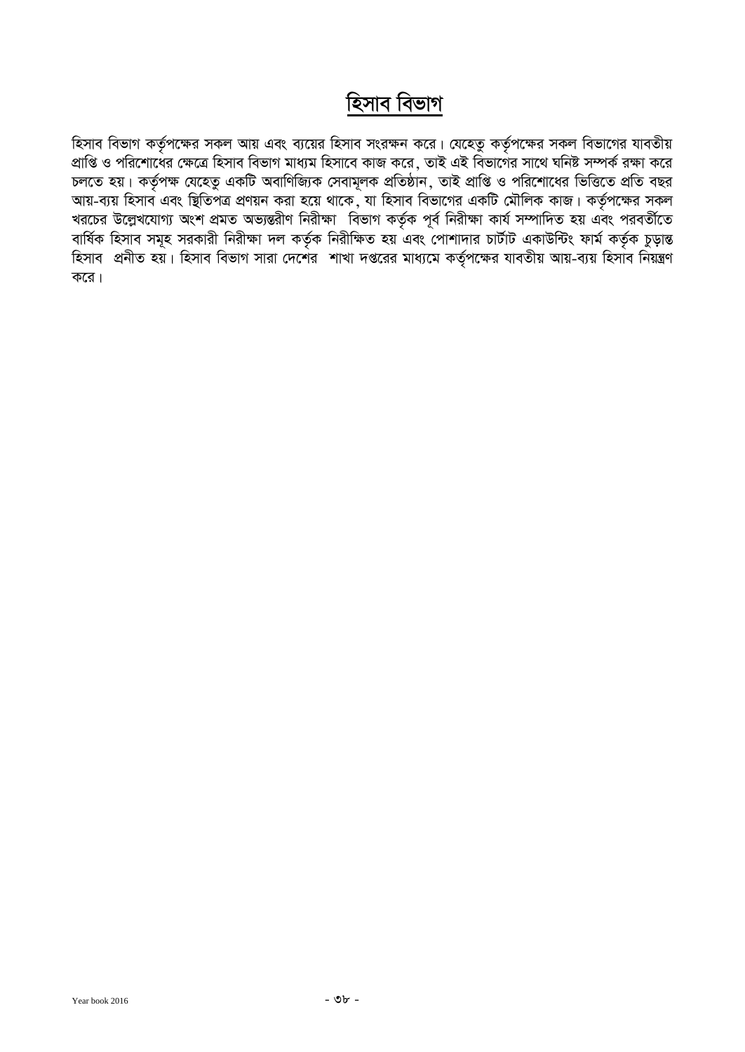# হিসাব বিভাগ

হিসাব বিভাগ কর্তৃপক্ষের সকল আয় এবং ব্যয়ের হিসাব সংরক্ষন করে। যেহেতু কর্তৃপক্ষের সকল বিভাগের যাবতীয় প্রাপ্তি ও পরিশোধের ক্ষেত্রে হিসাব বিভাগ মাধ্যম হিসাবে কাজ করে, তাই এই বিভাগের সাথে ঘনিষ্ট সম্পর্ক রক্ষা করে চলতে হয়। কর্তৃপক্ষ যেহেতু একটি অবাণিজ্যিক সেবামূলক প্রতিষ্ঠান, তাই প্রাপ্তি ও পরিশোধের ভিত্তিতে প্রতি বছর আয়-ব্যয় হিসাব এবং স্থিতিপত্র প্রণয়ন করা হয়ে থাকে, যা হিসাব বিভাগের একটি মৌলিক কাজ। কর্তৃপক্ষের সকল খরচের উল্লেখযোগ্য অংশ প্রমত অভ্যন্তরীণ নিরীক্ষা বিভাগ কর্তৃক পূর্ব নিরীক্ষা কার্য সম্পাদিত হয় এবং পরবর্তীতে বার্ষিক হিসাব সমূহ সরকারী নিরীক্ষা দল কর্তৃক নিরীক্ষিত হয় এবং পোশাদার চার্টাট একাউন্টিং ফার্ম কর্তৃক চুড়ান্ত হিসাব প্রনীত হয়। হিসাব বিভাগ সারা দেশের শাখা দপ্তরের মাধ্যমে কর্তৃপক্ষের যাবতীয় আয়-ব্যয় হিসাব নিয়ন্ত্রণ করে।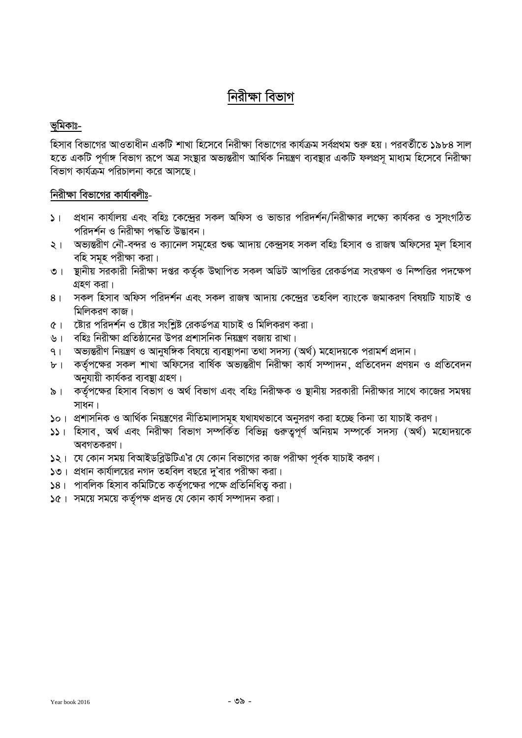# নিরীক্ষা বিভাগ

## ভূমিকাঃ-

হিসাব বিভাগের আওতাধীন একটি শাখা হিসেবে নিরীক্ষা বিভাগের কার্যক্রম সর্বপ্রথম শুরু হয়। পরবর্তীতে ১৯৮৪ সাল হতে একটি পূর্ণাঙ্গ বিভাগ রূপে অত্র সংস্থার অভ্যন্তরীণ আর্থিক নিয়ন্ত্রণ ব্যবস্থার একটি ফলপ্রসূ মাধ্যম হিসেবে নিরীক্ষা বিভাগ কার্যক্রম পরিচালনা করে আসছে।

## নিরীক্ষা বিভাগের কার্যাবলীঃ-

১। প্রধান কার্যালয় এবং বহিঃ কেন্দ্রের সকল অফিস ও ভান্ডার পরিদর্শন/নিরীক্ষার লক্ষ্যে কার্যকর ও সুসংগঠিত পরিদর্শন ও নিরীক্ষা পদ্ধতি উদ্ভাবন।

২। অভ্যন্তরীণ নৌ-বন্দর ও ক্যানেল সমূহের শুল্ক আদায় কেন্দ্রসহ সকল বহিঃ হিসাব ও রাজস্ব অফিসের মূল হিসাব বহি সমূহ পরীক্ষা করা।

৩। স্থানীয় সরকারী নিরীক্ষা দপ্তর কর্তৃক উত্থাপিত সকল অডিট আপত্তির রেকর্ডপত্র সংরক্ষণ ও নিষ্পত্তির পদক্ষেপ গ্রহণ করা।

৪। সকল হিসাব অফিস পরিদর্শন এবং সকল রাজস্ব আদায় কেন্দ্রের তহবিল ব্যাংকে জমাকরণ বিষয়টি যাচাই ও মিলিকরণ কাজ।

৫। ষ্টোর পরিদর্শন ও ষ্টোর সংশ্লিষ্ট রেকর্ডপত্র যাচাই ও মিলিকরণ করা।

৬। বহিঃ নিরীক্ষা প্রতিষ্ঠানের উপর প্রশাসনিক নিয়ন্ত্রণ বজায় রাখা।

৭। অভ্যন্তরীণ নিয়ন্ত্রণ ও আনুষঙ্গিক বিষয়ে ব্যবস্থাপনা তথা সদস্য (অর্থ) মহোদয়কে পরামর্শ প্রদান।

৮। কর্তৃপক্ষের সকল শাখা অফিসের বার্ষিক অভ্যন্তরীণ নিরীক্ষা কার্য সম্পাদন, প্রতিবেদন প্রণয়ন ও প্রতিবেদন অনুযায়ী কার্যকর ব্যবস্থা গ্রহণ।

৯। কর্তৃপক্ষের হিসাব বিভাগ ও অর্থ বিভাগ এবং বহিঃ নিরীক্ষক ও স্থানীয় সরকারী নিরীক্ষার সাথে কাজের সমন্বয় সাধন।

১০। প্রশাসনিক ও আর্থিক নিয়ন্ত্রণের নীতিমালাসমূহ যথাযথভাবে অনুসরণ করা হচ্ছে কিনা তা যাচাই করণ।

১১। হিসাব, অর্থ এবং নিরীক্ষা বিভাগ সম্পর্কিত বিভিন্ন গুরুত্বপূর্ণ অনিয়ম সম্পর্কে সদস্য (অর্থ) মহোদয়কে অবগতকরণ।

১২। যে কোন সময় বিআইডব্লিউটিএ'র যে কোন বিভাগের কাজ পরীক্ষা পূর্বক যাচাই করণ।

১৩। প্রধান কার্যালয়ের নগদ তহবিল বছরে দু'বার পরীক্ষা করা।

১৪। পাবলিক হিসাব কমিটিতে কর্তৃপক্ষের পক্ষে প্রতিনিধিত্ব করা।

১৫। সময়ে সময়ে কর্তৃপক্ষ প্রদত্ত যে কোন কার্য সম্পাদন করা।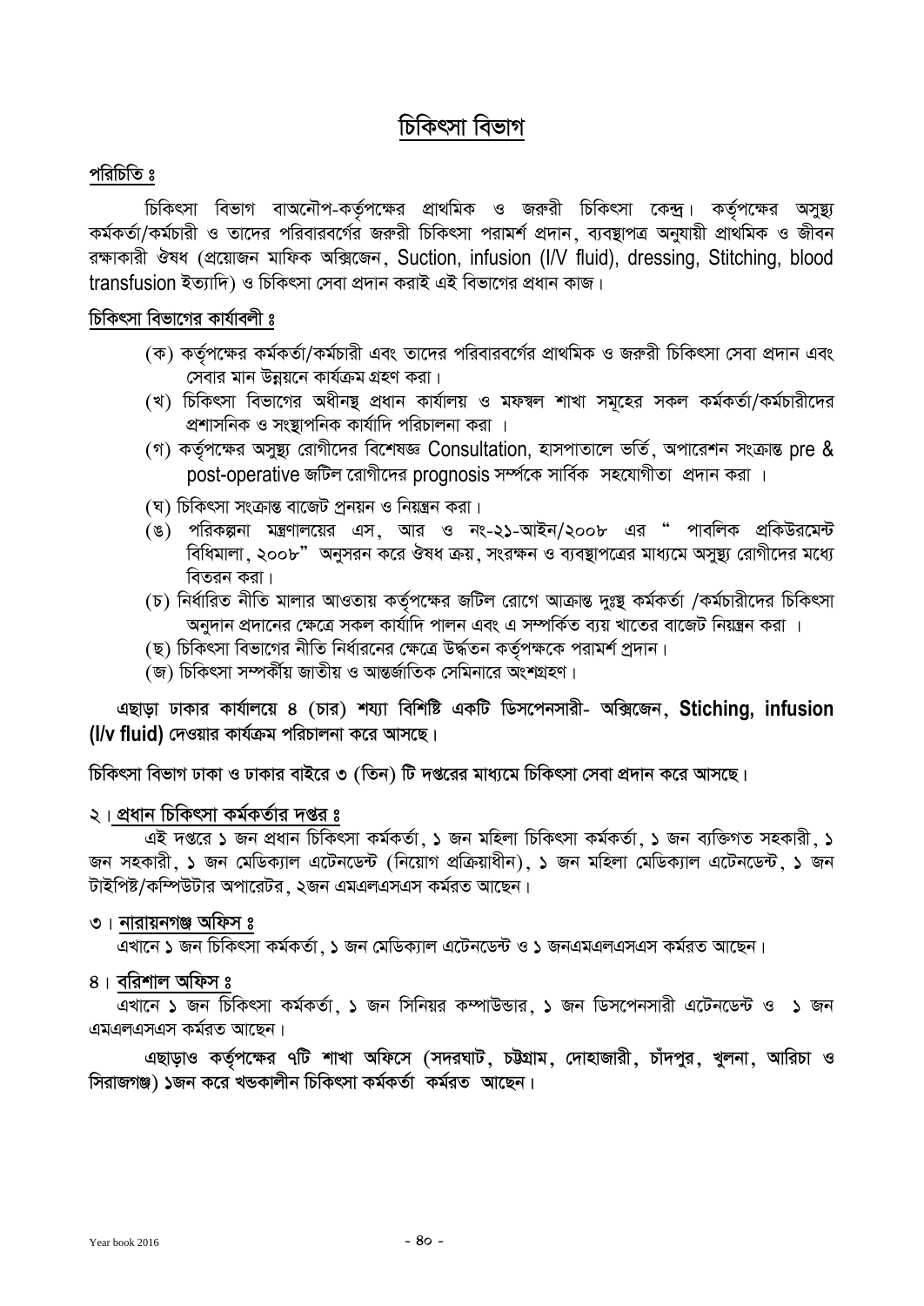# চিকিৎসা বিভাগ

**পরিচিতি ঃ**

চিকিৎসা বিভাগ বাঅনৌপ-কর্তৃপক্ষের প্রাথমিক ও জরুরী চিকিৎসা কেন্দ্র। কর্তৃপক্ষের অসুস্থ্য কর্মকর্তা/কর্মচারী ও তাদের পরিবারবর্গের জরুরী চিকিৎসা পরামর্শ প্রদান, ব্যবস্থাপত্র অনুয়ায়ী প্রাথমিক ও জীবন রক্ষাকারী ঔষধ (প্রয়োজন মাফিক অক্সিজেন, Suction, infusion (I/V fluid), dressing, Stitching, blood transfusion ইত্যাদি) ও চিকিৎসা সেবা প্রদান করাই এই বিভাগের প্রধান কাজ।

**চিকিৎসা বিভাগের কার্যাবলী ঃ**

(ক) কর্তৃপক্ষের কর্মকর্তা/কর্মচারী এবং তাদের পরিবারবর্গের প্রাথমিক ও জরুরী চিকিৎসা সেবা প্রদান এবং সেবার মান উন্নয়নে কার্যক্রম গ্রহণ করা।

(খ) চিকিৎসা বিভাগের অধীনস্থ প্রধান কার্যালয় ও মফস্বল শাখা সমূহের সকল কর্মকর্তা/কর্মচারীদের প্রশাসনিক ও সংস্থাপনিক কার্যাদি পরিচালনা করা ।

(গ) কর্তৃপক্ষের অসুস্থ্য রোগীদের বিশেষজ্ঞ Consultation, হাসপাতালে ভর্তি, অপারেশন সংক্রান্ত pre & post-operative জটিল রোগীদের prognosis সর্ম্পকে সার্বিক সহযোগীতা প্রদান করা ।

(ঘ) চিকিৎসা সংক্রান্ত বাজেট প্রনয়ন ও নিয়ন্ত্রন করা।

(ঙ) পরিকল্পনা মন্ত্রণালয়ের এস, আর ও নং-২১-আইন/২০০৮ এর " পাবলিক প্রকিউরমেন্ট বিধিমালা, ২০০৮" অনুসরন করে ঔষধ ক্রয়, সংরক্ষন ও ব্যবস্থাপত্রের মাধ্যমে অসুস্থ্য রোগীদের মধ্যে বিতরন করা।

(চ) নির্ধারিত নীতি মালার আওতায় কর্তৃপক্ষের জটিল রোগে আক্রান্ত দুঃস্থ কর্মকর্তা /কর্মচারীদের চিকিৎসা অনুদান প্রদানের ক্ষেত্রে সকল কার্যাদি পালন এবং এ সম্পর্কিত ব্যয় খাতের বাজেট নিয়ন্ত্রন করা ।

(ছ) চিকিৎসা বিভাগের নীতি নির্ধারনের ক্ষেত্রে উর্দ্ধতন কর্তৃপক্ষকে পরামর্শ প্রদান।

(জ) চিকিৎসা সম্পর্কীয় জাতীয় ও আন্তর্জাতিক সেমিনারে অংশগ্রহণ।

**এছাড়া ঢাকার কার্যালয়ে ৪ (চার) শয্যা বিশিষ্ট একটি ডিসপেনসারী- অক্সিজেন, Stiching, infusion (I/v fluid) দেওয়ার কার্যক্রম পরিচালনা করে আসছে।**

**চিকিৎসা বিভাগ ঢাকা ও ঢাকার বাইরে ৩ (তিন) টি দপ্তরের মাধ্যমে চিকিৎসা সেবা প্রদান করে আসছে।**

**২। প্রধান চিকিৎসা কর্মকর্তার দপ্তর ঃ**

এই দপ্তরে ১ জন প্রধান চিকিৎসা কর্মকর্তা, ১ জন মহিলা চিকিৎসা কর্মকর্তা, ১ জন ব্যক্তিগত সহকারী, ১ জন সহকারী, ১ জন মেডিক্যাল এটেনডেন্ট (নিয়োগ প্রক্রিয়াধীন), ১ জন মহিলা মেডিক্যাল এটেনডেন্ট, ১ জন টাইপিষ্ট/কম্পিউটার অপারেটর, ২জন এমএলএসএস কর্মরত আছেন।

**৩। নারায়নগঞ্জ অফিস ঃ**

এখানে ১ জন চিকিৎসা কর্মকর্তা, ১ জন মেডিক্যাল এটেনডেন্ট ও ১ জনএমএলএসএস কর্মরত আছেন।

**৪। বরিশাল অফিস ঃ**

এখানে ১ জন চিকিৎসা কর্মকর্তা, ১ জন সিনিয়র কম্পাউন্ডার, ১ জন ডিসপেনসারী এটেনডেন্ট ও ১ জন এমএলএসএস কর্মরত আছেন।

**এছাড়াও কর্তৃপক্ষের ৭টি শাখা অফিসে (সদরঘাট, চট্টগ্রাম, দোহাজারী, চাঁদপুর, খুলনা, আরিচা ও সিরাজগঞ্জ) ১জন করে খন্ডকালীন চিকিৎসা কর্মকর্তা কর্মরত আছেন।**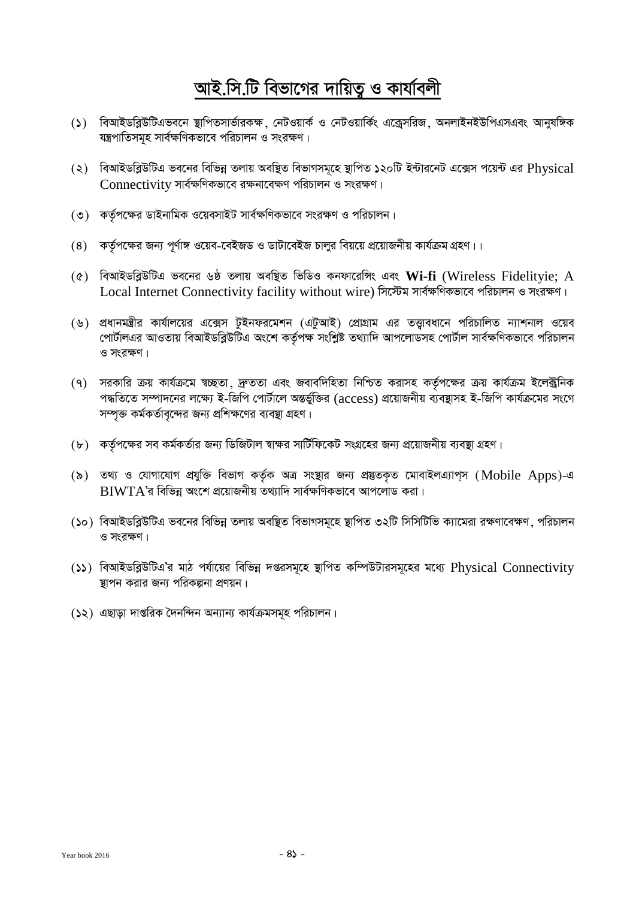# আই.সি.টি বিভাগের দায়িত্ব ও কার্যাবলী

(১) বিআইডব্লিউটিএভবনে স্থাপিতসার্ভারকক্ষ, নেটওয়ার্ক ও নেটওয়ার্কিং এক্সেসরিজ, অনলাইনইউপিএসএবং আনুষঙ্গিক যন্ত্রপাতিসমূহ সার্বক্ষণিকভাবে পরিচালন ও সংরক্ষণ।

(২) বিআইডব্লিউটিএ ভবনের বিভিন্ন তলায় অবস্থিত বিভাগসমূহে স্থাপিত ১২০টি ইন্টারনেট এক্সেস পয়েন্ট এর Physical Connectivity সার্বক্ষণিকভাবে রক্ষনাবেক্ষণ পরিচালন ও সংরক্ষণ।

(৩) কর্তৃপক্ষের ডাইনামিক ওয়েবসাইট সার্বক্ষণিকভাবে সংরক্ষণ ও পরিচালন।

(৪) কর্তৃপক্ষের জন্য পূর্ণাঙ্গ ওয়েব-বেইজড ও ডাটাবেইজ চালুর বিয়য়ে প্রয়োজনীয় কার্যক্রম গ্রহণ।।

(৫) বিআইডব্লিউটিএ ভবনের ৬ষ্ঠ তলায় অবস্থিত ভিডিও কনফারেন্সিং এবং **Wi-fi** (Wireless Fidelityie; A Local Internet Connectivity facility without wire) সিস্টেম সার্বক্ষণিকভাবে পরিচালন ও সংরক্ষণ।

(৬) প্রধানমন্ত্রীর কার্যালয়ের এক্সেস টুইনফরমেশন (এটুআই) প্রোগ্রাম এর তত্ত্বাবধানে পরিচালিত ন্যাশনাল ওয়েব পোর্টালএর আওতায় বিআইডব্লিউটিএ অংশে কর্তৃপক্ষ সংশ্লিষ্ট তথ্যাদি আপলোডসহ পোর্টাল সার্বক্ষণিকভাবে পরিচালন ও সংরক্ষণ।

(৭) সরকারি ক্রয় কার্যক্রমে স্বচ্ছতা, দ্রুততা এবং জবাবদিহিতা নিশ্চিত করাসহ কর্তৃপক্ষের ক্রয় কার্যক্রম ইলেক্ট্রনিক পদ্ধতিতে সম্পাদনের লক্ষ্যে ই-জিপি পোর্টালে অন্তর্ভুক্তির (access) প্রয়োজনীয় ব্যবস্থাসহ ই-জিপি কার্যক্রমের সংগে সম্পৃক্ত কর্মকর্তাবৃন্দের জন্য প্রশিক্ষণের ব্যবস্থা গ্রহণ।

(৮) কর্তৃপক্ষের সব কর্মকর্তার জন্য ডিজিটাল স্বাক্ষর সার্টিফিকেট সংগ্রহের জন্য প্রয়োজনীয় ব্যবস্থা গ্রহণ।

(৯) তথ্য ও যোগাযোগ প্রযুক্তি বিভাগ কর্তৃক অত্র সংস্থার জন্য প্রস্তুতকৃত মোবাইলএ্যাপ্স (Mobile Apps)-এ BIWTA'র বিভিন্ন অংশে প্রয়োজনীয় তথ্যাদি সার্বক্ষণিকভাবে আপলোড করা।

(১০) বিআইডব্লিউটিএ ভবনের বিভিন্ন তলায় অবস্থিত বিভাগসমূহে স্থাপিত ৩২টি সিসিটিভি ক্যামেরা রক্ষণাবেক্ষণ, পরিচালন ও সংরক্ষণ।

(১১) বিআইডব্লিউটিএ'র মাঠ পর্যায়ের বিভিন্ন দপ্তরসমূহে স্থাপিত কম্পিউটারসমূহের মধ্যে Physical Connectivity স্থাপন করার জন্য পরিকল্পনা প্রণয়ন।

(১২) এছাড়া দাপ্তরিক দৈনন্দিন অন্যান্য কার্যক্রমসমূহ পরিচালন।